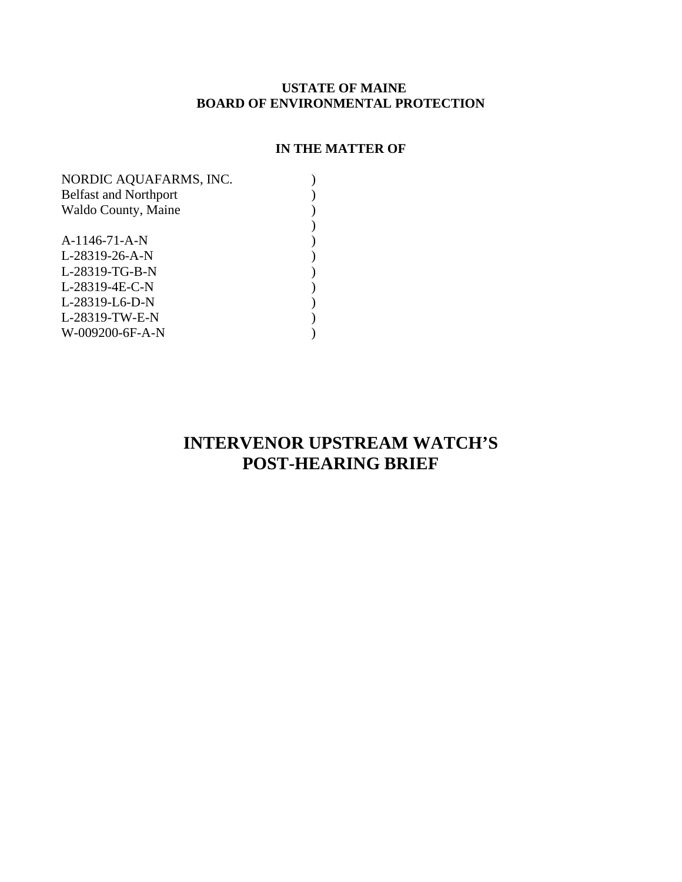**USTATE OF MAINE**
**BOARD OF ENVIRONMENTAL PROTECTION**

**IN THE MATTER OF**

| | |
|---|---|
| NORDIC AQUAFARMS, INC. | ) |
| Belfast and Northport | ) |
| Waldo County, Maine | ) |
| | ) |
| A-1146-71-A-N | ) |
| L-28319-26-A-N | ) |
| L-28319-TG-B-N | ) |
| L-28319-4E-C-N | ) |
| L-28319-L6-D-N | ) |
| L-28319-TW-E-N | ) |
| W-009200-6F-A-N | ) |

# INTERVENOR UPSTREAM WATCH'S POST-HEARING BRIEF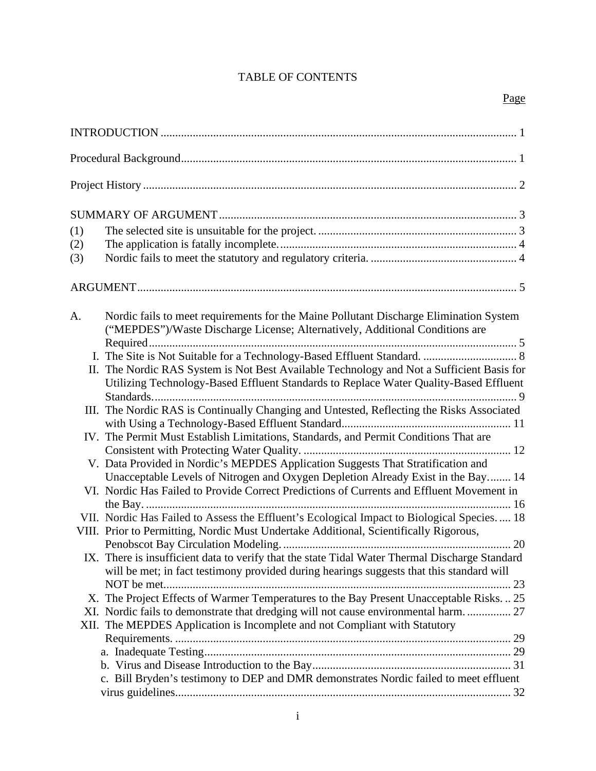# TABLE OF CONTENTS

Page

INTRODUCTION ........................................................................................................................ 1

Procedural Background................................................................................................................. 1

Project History .............................................................................................................................. 2

SUMMARY OF ARGUMENT .................................................................................................... 3

(1) The selected site is unsuitable for the project. .................................................................. 3

(2) The application is fatally incomplete. ............................................................................... 4

(3) Nordic fails to meet the statutory and regulatory criteria. ................................................ 4

ARGUMENT ................................................................................................................................ 5

A. Nordic fails to meet requirements for the Maine Pollutant Discharge Elimination System ("MEPDES")/Waste Discharge License; Alternatively, Additional Conditions are Required ............................................................................................................................ 5

I. The Site is Not Suitable for a Technology-Based Effluent Standard. ............................... 8

II. The Nordic RAS System is Not Best Available Technology and Not a Sufficient Basis for Utilizing Technology-Based Effluent Standards to Replace Water Quality-Based Effluent Standards. ......................................................................................................................... 9

III. The Nordic RAS is Continually Changing and Untested, Reflecting the Risks Associated with Using a Technology-Based Effluent Standard......................................................... 11

IV. The Permit Must Establish Limitations, Standards, and Permit Conditions That are Consistent with Protecting Water Quality. ....................................................................... 12

V. Data Provided in Nordic's MEPDES Application Suggests That Stratification and Unacceptable Levels of Nitrogen and Oxygen Depletion Already Exist in the Bay........ 14

VI. Nordic Has Failed to Provide Correct Predictions of Currents and Effluent Movement in the Bay. ........................................................................................................................... 16

VII. Nordic Has Failed to Assess the Effluent's Ecological Impact to Biological Species. .... 18

VIII. Prior to Permitting, Nordic Must Undertake Additional, Scientifically Rigorous, Penobscot Bay Circulation Modeling. .............................................................................. 20

IX. There is insufficient data to verify that the state Tidal Water Thermal Discharge Standard will be met; in fact testimony provided during hearings suggests that this standard will NOT be met..................................................................................................................... 23

X. The Project Effects of Warmer Temperatures to the Bay Present Unacceptable Risks. .. 25

XI. Nordic fails to demonstrate that dredging will not cause environmental harm. ............... 27

XII. The MEPDES Application is Incomplete and not Compliant with Statutory Requirements. .................................................................................................................. 29

a. Inadequate Testing........................................................................................................ 29

b. Virus and Disease Introduction to the Bay................................................................... 31

c. Bill Bryden's testimony to DEP and DMR demonstrates Nordic failed to meet effluent virus guidelines.................................................................................................................. 32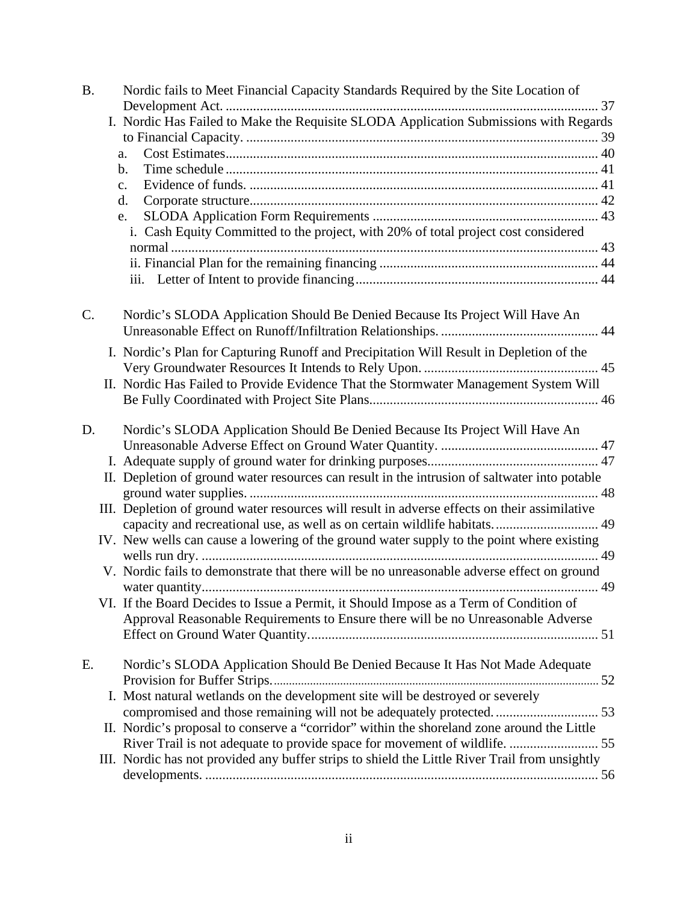B. Nordic fails to Meet Financial Capacity Standards Required by the Site Location of Development Act. .......... 37

- I. Nordic Has Failed to Make the Requisite SLODA Application Submissions with Regards to Financial Capacity. .......... 39
  - a. Cost Estimates .......... 40
  - b. Time schedule .......... 41
  - c. Evidence of funds. .......... 41
  - d. Corporate structure .......... 42
  - e. SLODA Application Form Requirements .......... 43
    - i. Cash Equity Committed to the project, with 20% of total project cost considered normal .......... 43
    - ii. Financial Plan for the remaining financing .......... 44
    - iii. Letter of Intent to provide financing .......... 44

C. Nordic's SLODA Application Should Be Denied Because Its Project Will Have An Unreasonable Effect on Runoff/Infiltration Relationships. .......... 44

- I. Nordic's Plan for Capturing Runoff and Precipitation Will Result in Depletion of the Very Groundwater Resources It Intends to Rely Upon. .......... 45
- II. Nordic Has Failed to Provide Evidence That the Stormwater Management System Will Be Fully Coordinated with Project Site Plans .......... 46

D. Nordic's SLODA Application Should Be Denied Because Its Project Will Have An Unreasonable Adverse Effect on Ground Water Quantity. .......... 47

- I. Adequate supply of ground water for drinking purposes .......... 47
- II. Depletion of ground water resources can result in the intrusion of saltwater into potable ground water supplies. .......... 48
- III. Depletion of ground water resources will result in adverse effects on their assimilative capacity and recreational use, as well as on certain wildlife habitats. .......... 49
- IV. New wells can cause a lowering of the ground water supply to the point where existing wells run dry. .......... 49
- V. Nordic fails to demonstrate that there will be no unreasonable adverse effect on ground water quantity .......... 49
- VI. If the Board Decides to Issue a Permit, it Should Impose as a Term of Condition of Approval Reasonable Requirements to Ensure there will be no Unreasonable Adverse Effect on Ground Water Quantity. .......... 51

E. Nordic's SLODA Application Should Be Denied Because It Has Not Made Adequate Provision for Buffer Strips. .......... 52

- I. Most natural wetlands on the development site will be destroyed or severely compromised and those remaining will not be adequately protected. .......... 53
- II. Nordic's proposal to conserve a "corridor" within the shoreland zone around the Little River Trail is not adequate to provide space for movement of wildlife. .......... 55
- III. Nordic has not provided any buffer strips to shield the Little River Trail from unsightly developments. .......... 56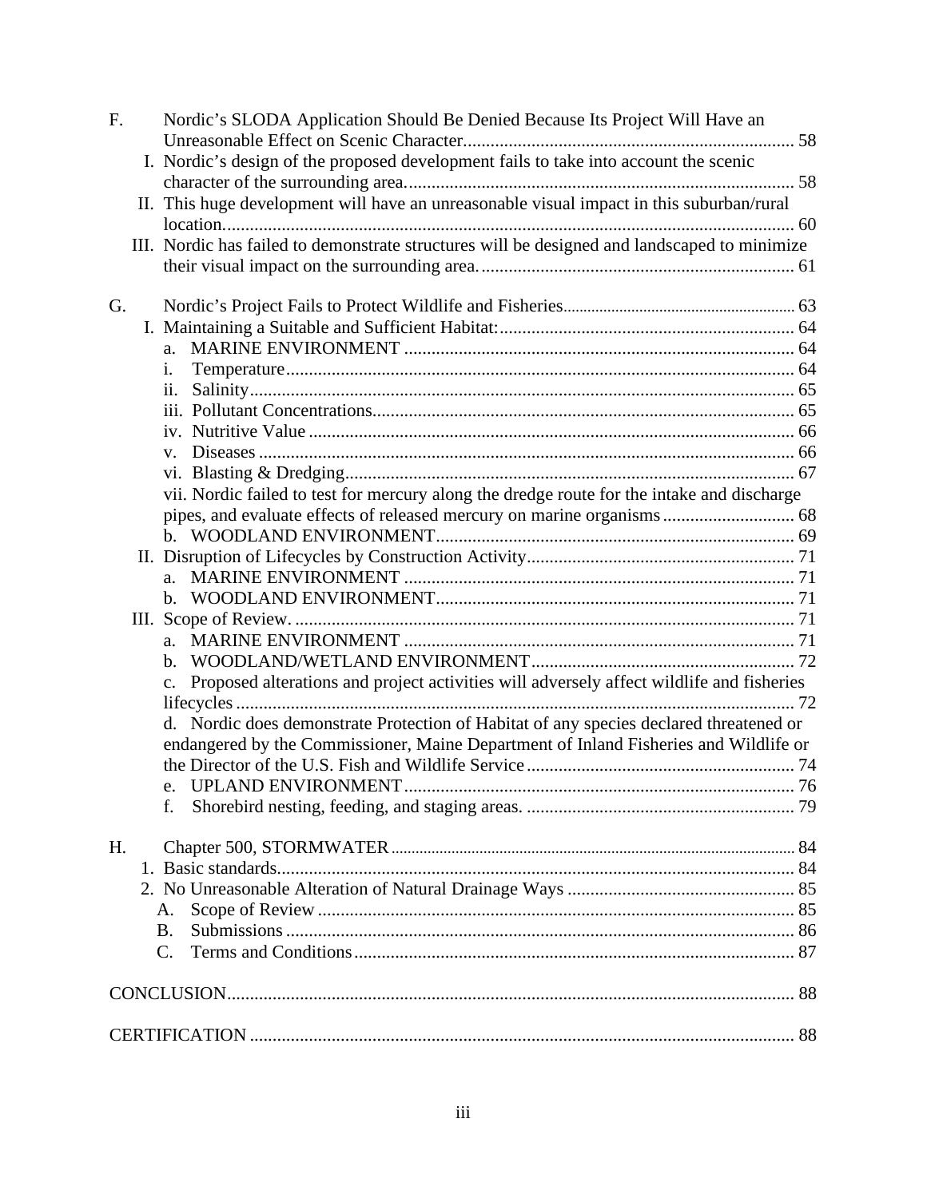F. Nordic's SLODA Application Should Be Denied Because Its Project Will Have an Unreasonable Effect on Scenic Character ........ 58
- I. Nordic's design of the proposed development fails to take into account the scenic character of the surrounding area. ........ 58
- II. This huge development will have an unreasonable visual impact in this suburban/rural location. ........ 60
- III. Nordic has failed to demonstrate structures will be designed and landscaped to minimize their visual impact on the surrounding area. ........ 61

G. Nordic's Project Fails to Protect Wildlife and Fisheries ........ 63
- I. Maintaining a Suitable and Sufficient Habitat: ........ 64
  - a. MARINE ENVIRONMENT ........ 64
  - i. Temperature ........ 64
  - ii. Salinity ........ 65
  - iii. Pollutant Concentrations ........ 65
  - iv. Nutritive Value ........ 66
  - v. Diseases ........ 66
  - vi. Blasting & Dredging ........ 67
  - vii. Nordic failed to test for mercury along the dredge route for the intake and discharge pipes, and evaluate effects of released mercury on marine organisms ........ 68
  - b. WOODLAND ENVIRONMENT ........ 69
- II. Disruption of Lifecycles by Construction Activity ........ 71
  - a. MARINE ENVIRONMENT ........ 71
  - b. WOODLAND ENVIRONMENT ........ 71
- III. Scope of Review. ........ 71
  - a. MARINE ENVIRONMENT ........ 71
  - b. WOODLAND/WETLAND ENVIRONMENT ........ 72
  - c. Proposed alterations and project activities will adversely affect wildlife and fisheries lifecycles ........ 72
  - d. Nordic does demonstrate Protection of Habitat of any species declared threatened or endangered by the Commissioner, Maine Department of Inland Fisheries and Wildlife or the Director of the U.S. Fish and Wildlife Service ........ 74
  - e. UPLAND ENVIRONMENT ........ 76
  - f. Shorebird nesting, feeding, and staging areas. ........ 79

H. Chapter 500, STORMWATER ........ 84
- 1. Basic standards ........ 84
- 2. No Unreasonable Alteration of Natural Drainage Ways ........ 85
  - A. Scope of Review ........ 85
  - B. Submissions ........ 86
  - C. Terms and Conditions ........ 87

CONCLUSION ........ 88

CERTIFICATION ........ 88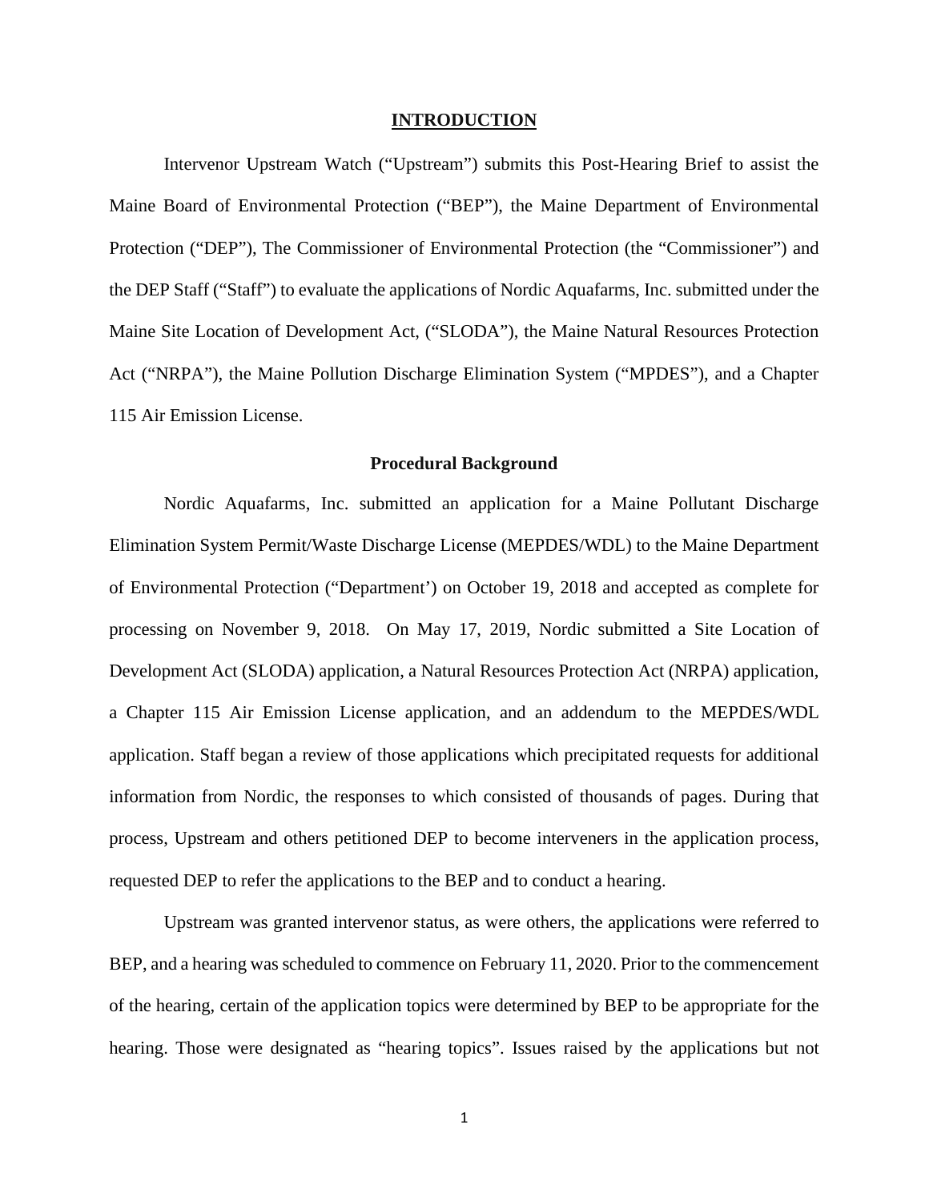# INTRODUCTION

Intervenor Upstream Watch ("Upstream") submits this Post-Hearing Brief to assist the Maine Board of Environmental Protection ("BEP"), the Maine Department of Environmental Protection ("DEP"), The Commissioner of Environmental Protection (the "Commissioner") and the DEP Staff ("Staff") to evaluate the applications of Nordic Aquafarms, Inc. submitted under the Maine Site Location of Development Act, ("SLODA"), the Maine Natural Resources Protection Act ("NRPA"), the Maine Pollution Discharge Elimination System ("MPDES"), and a Chapter 115 Air Emission License.

## Procedural Background

Nordic Aquafarms, Inc. submitted an application for a Maine Pollutant Discharge Elimination System Permit/Waste Discharge License (MEPDES/WDL) to the Maine Department of Environmental Protection ("Department') on October 19, 2018 and accepted as complete for processing on November 9, 2018. On May 17, 2019, Nordic submitted a Site Location of Development Act (SLODA) application, a Natural Resources Protection Act (NRPA) application, a Chapter 115 Air Emission License application, and an addendum to the MEPDES/WDL application. Staff began a review of those applications which precipitated requests for additional information from Nordic, the responses to which consisted of thousands of pages. During that process, Upstream and others petitioned DEP to become interveners in the application process, requested DEP to refer the applications to the BEP and to conduct a hearing.

Upstream was granted intervenor status, as were others, the applications were referred to BEP, and a hearing was scheduled to commence on February 11, 2020. Prior to the commencement of the hearing, certain of the application topics were determined by BEP to be appropriate for the hearing. Those were designated as "hearing topics". Issues raised by the applications but not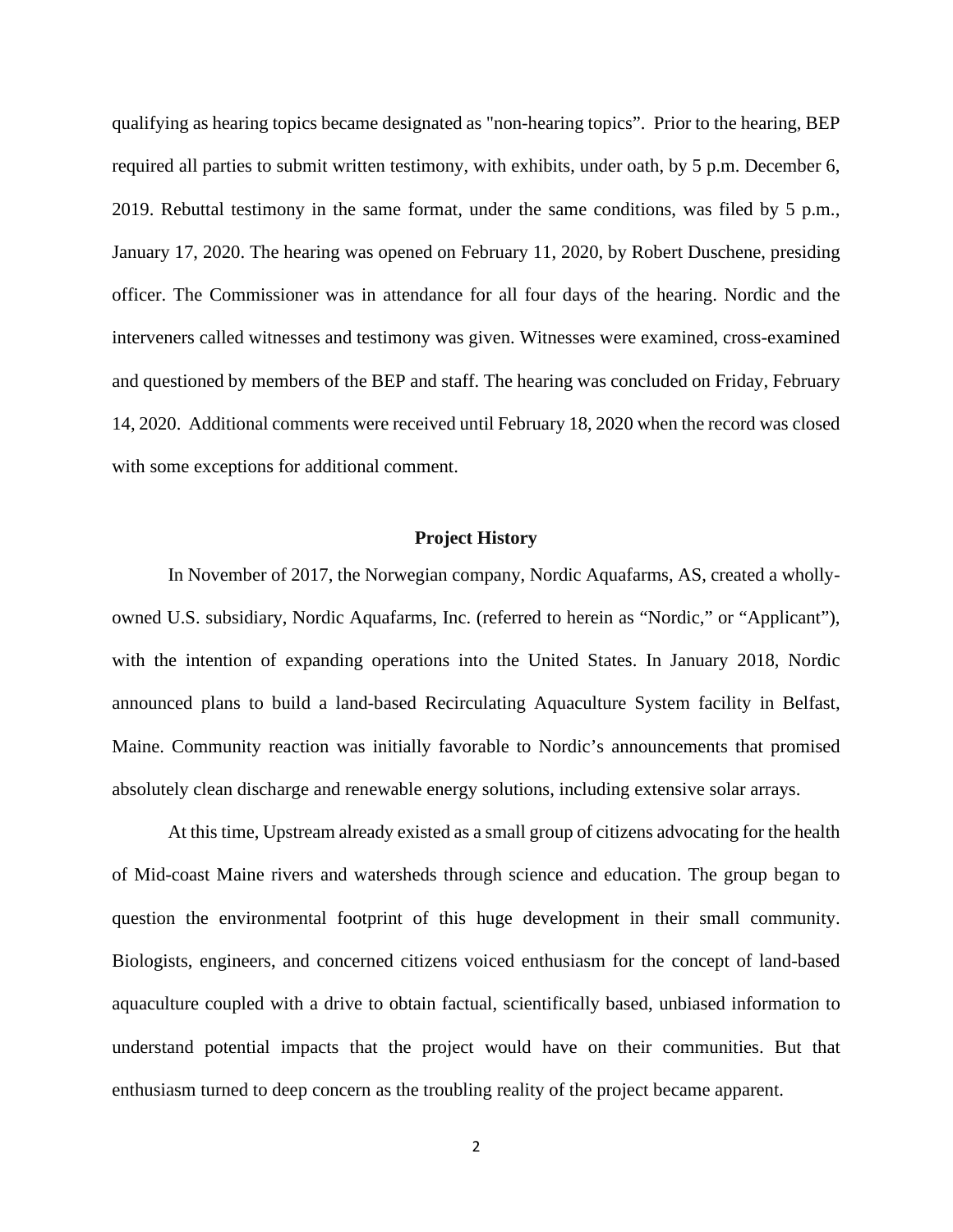qualifying as hearing topics became designated as "non-hearing topics". Prior to the hearing, BEP required all parties to submit written testimony, with exhibits, under oath, by 5 p.m. December 6, 2019. Rebuttal testimony in the same format, under the same conditions, was filed by 5 p.m., January 17, 2020. The hearing was opened on February 11, 2020, by Robert Duschene, presiding officer. The Commissioner was in attendance for all four days of the hearing. Nordic and the interveners called witnesses and testimony was given. Witnesses were examined, cross-examined and questioned by members of the BEP and staff. The hearing was concluded on Friday, February 14, 2020. Additional comments were received until February 18, 2020 when the record was closed with some exceptions for additional comment.

## Project History

In November of 2017, the Norwegian company, Nordic Aquafarms, AS, created a wholly-owned U.S. subsidiary, Nordic Aquafarms, Inc. (referred to herein as "Nordic," or "Applicant"), with the intention of expanding operations into the United States. In January 2018, Nordic announced plans to build a land-based Recirculating Aquaculture System facility in Belfast, Maine. Community reaction was initially favorable to Nordic's announcements that promised absolutely clean discharge and renewable energy solutions, including extensive solar arrays.

At this time, Upstream already existed as a small group of citizens advocating for the health of Mid-coast Maine rivers and watersheds through science and education. The group began to question the environmental footprint of this huge development in their small community. Biologists, engineers, and concerned citizens voiced enthusiasm for the concept of land-based aquaculture coupled with a drive to obtain factual, scientifically based, unbiased information to understand potential impacts that the project would have on their communities. But that enthusiasm turned to deep concern as the troubling reality of the project became apparent.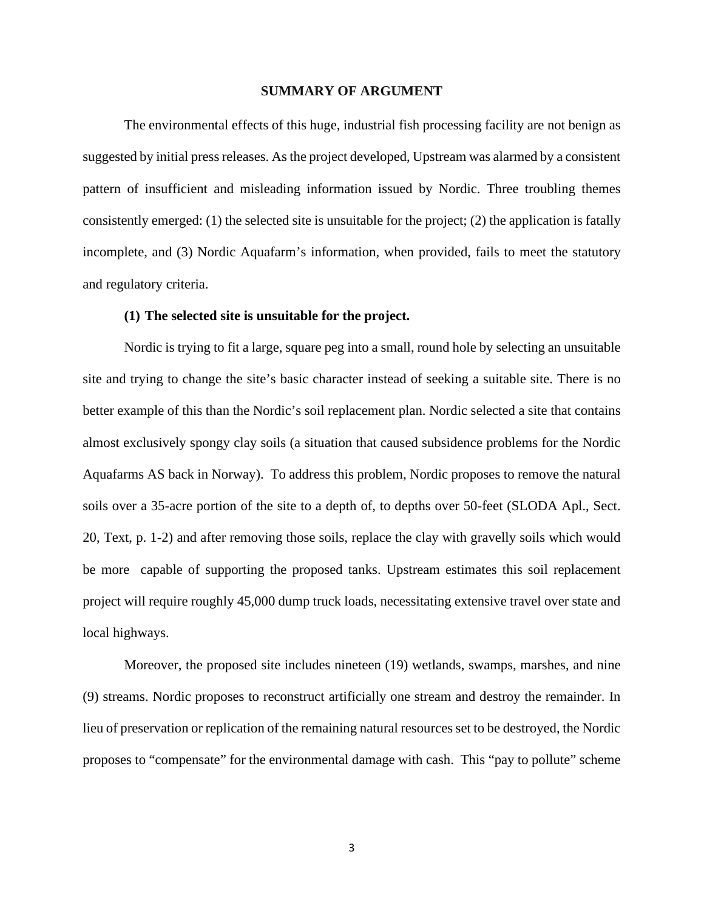## SUMMARY OF ARGUMENT

The environmental effects of this huge, industrial fish processing facility are not benign as suggested by initial press releases. As the project developed, Upstream was alarmed by a consistent pattern of insufficient and misleading information issued by Nordic. Three troubling themes consistently emerged: (1) the selected site is unsuitable for the project; (2) the application is fatally incomplete, and (3) Nordic Aquafarm's information, when provided, fails to meet the statutory and regulatory criteria.

### (1) The selected site is unsuitable for the project.

Nordic is trying to fit a large, square peg into a small, round hole by selecting an unsuitable site and trying to change the site's basic character instead of seeking a suitable site. There is no better example of this than the Nordic's soil replacement plan. Nordic selected a site that contains almost exclusively spongy clay soils (a situation that caused subsidence problems for the Nordic Aquafarms AS back in Norway). To address this problem, Nordic proposes to remove the natural soils over a 35-acre portion of the site to a depth of, to depths over 50-feet (SLODA Apl., Sect. 20, Text, p. 1-2) and after removing those soils, replace the clay with gravelly soils which would be more capable of supporting the proposed tanks. Upstream estimates this soil replacement project will require roughly 45,000 dump truck loads, necessitating extensive travel over state and local highways.

Moreover, the proposed site includes nineteen (19) wetlands, swamps, marshes, and nine (9) streams. Nordic proposes to reconstruct artificially one stream and destroy the remainder. In lieu of preservation or replication of the remaining natural resources set to be destroyed, the Nordic proposes to "compensate" for the environmental damage with cash. This "pay to pollute" scheme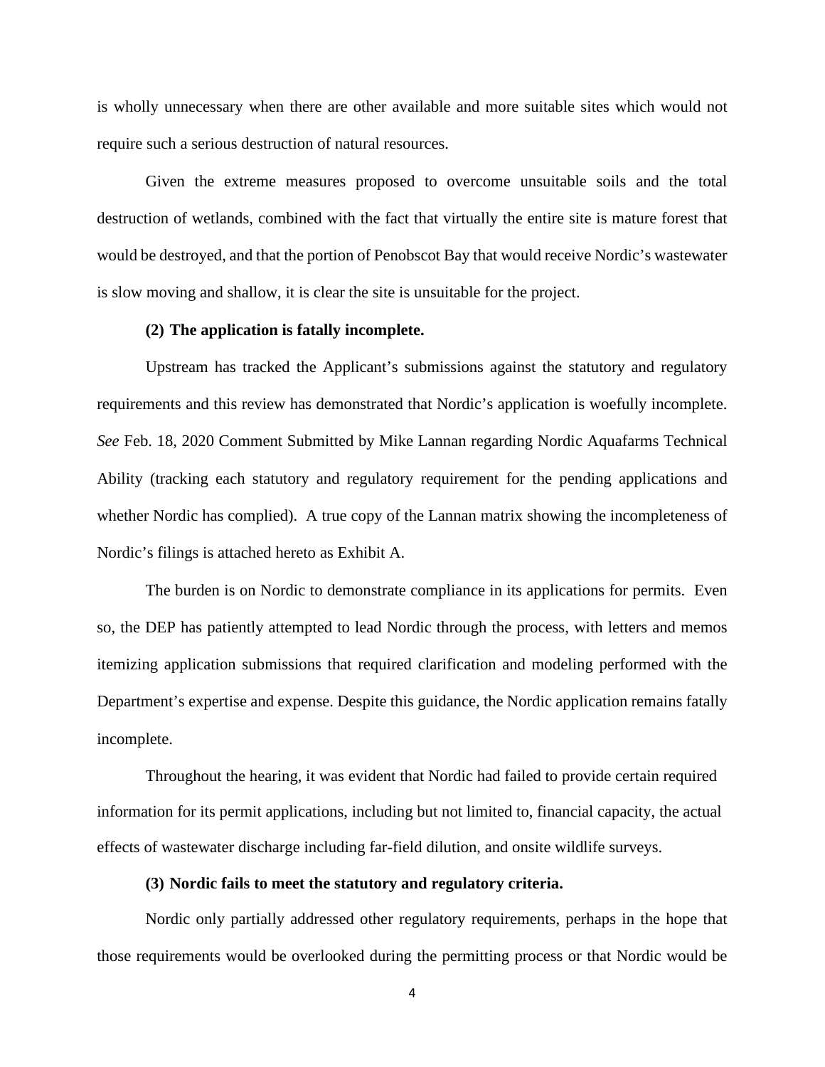is wholly unnecessary when there are other available and more suitable sites which would not require such a serious destruction of natural resources.

Given the extreme measures proposed to overcome unsuitable soils and the total destruction of wetlands, combined with the fact that virtually the entire site is mature forest that would be destroyed, and that the portion of Penobscot Bay that would receive Nordic's wastewater is slow moving and shallow, it is clear the site is unsuitable for the project.

**(2) The application is fatally incomplete.**

Upstream has tracked the Applicant's submissions against the statutory and regulatory requirements and this review has demonstrated that Nordic's application is woefully incomplete. *See* Feb. 18, 2020 Comment Submitted by Mike Lannan regarding Nordic Aquafarms Technical Ability (tracking each statutory and regulatory requirement for the pending applications and whether Nordic has complied). A true copy of the Lannan matrix showing the incompleteness of Nordic's filings is attached hereto as Exhibit A.

The burden is on Nordic to demonstrate compliance in its applications for permits. Even so, the DEP has patiently attempted to lead Nordic through the process, with letters and memos itemizing application submissions that required clarification and modeling performed with the Department's expertise and expense. Despite this guidance, the Nordic application remains fatally incomplete.

Throughout the hearing, it was evident that Nordic had failed to provide certain required information for its permit applications, including but not limited to, financial capacity, the actual effects of wastewater discharge including far-field dilution, and onsite wildlife surveys.

**(3) Nordic fails to meet the statutory and regulatory criteria.**

Nordic only partially addressed other regulatory requirements, perhaps in the hope that those requirements would be overlooked during the permitting process or that Nordic would be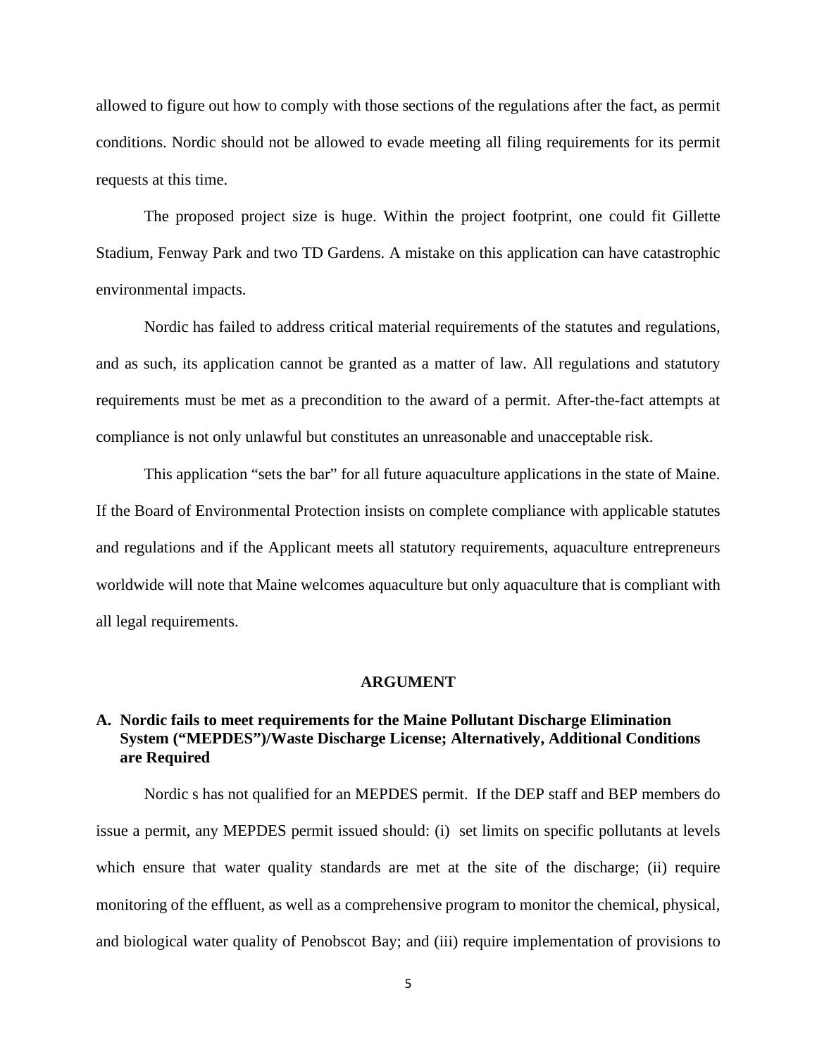allowed to figure out how to comply with those sections of the regulations after the fact, as permit conditions. Nordic should not be allowed to evade meeting all filing requirements for its permit requests at this time.

The proposed project size is huge. Within the project footprint, one could fit Gillette Stadium, Fenway Park and two TD Gardens. A mistake on this application can have catastrophic environmental impacts.

Nordic has failed to address critical material requirements of the statutes and regulations, and as such, its application cannot be granted as a matter of law. All regulations and statutory requirements must be met as a precondition to the award of a permit. After-the-fact attempts at compliance is not only unlawful but constitutes an unreasonable and unacceptable risk.

This application "sets the bar" for all future aquaculture applications in the state of Maine. If the Board of Environmental Protection insists on complete compliance with applicable statutes and regulations and if the Applicant meets all statutory requirements, aquaculture entrepreneurs worldwide will note that Maine welcomes aquaculture but only aquaculture that is compliant with all legal requirements.

## ARGUMENT

### A. Nordic fails to meet requirements for the Maine Pollutant Discharge Elimination System ("MEPDES")/Waste Discharge License; Alternatively, Additional Conditions are Required

Nordic s has not qualified for an MEPDES permit. If the DEP staff and BEP members do issue a permit, any MEPDES permit issued should: (i) set limits on specific pollutants at levels which ensure that water quality standards are met at the site of the discharge; (ii) require monitoring of the effluent, as well as a comprehensive program to monitor the chemical, physical, and biological water quality of Penobscot Bay; and (iii) require implementation of provisions to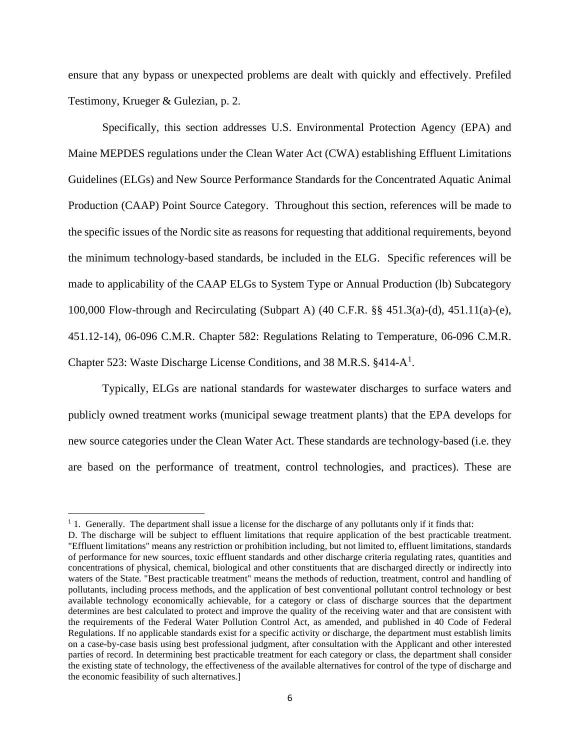ensure that any bypass or unexpected problems are dealt with quickly and effectively. Prefiled Testimony, Krueger & Gulezian, p. 2.

Specifically, this section addresses U.S. Environmental Protection Agency (EPA) and Maine MEPDES regulations under the Clean Water Act (CWA) establishing Effluent Limitations Guidelines (ELGs) and New Source Performance Standards for the Concentrated Aquatic Animal Production (CAAP) Point Source Category. Throughout this section, references will be made to the specific issues of the Nordic site as reasons for requesting that additional requirements, beyond the minimum technology-based standards, be included in the ELG. Specific references will be made to applicability of the CAAP ELGs to System Type or Annual Production (lb) Subcategory 100,000 Flow-through and Recirculating (Subpart A) (40 C.F.R. §§ 451.3(a)-(d), 451.11(a)-(e), 451.12-14), 06-096 C.M.R. Chapter 582: Regulations Relating to Temperature, 06-096 C.M.R. Chapter 523: Waste Discharge License Conditions, and 38 M.R.S. §414-A[1].

Typically, ELGs are national standards for wastewater discharges to surface waters and publicly owned treatment works (municipal sewage treatment plants) that the EPA develops for new source categories under the Clean Water Act. These standards are technology-based (i.e. they are based on the performance of treatment, control technologies, and practices). These are

---

[1] 1. Generally. The department shall issue a license for the discharge of any pollutants only if it finds that:
D. The discharge will be subject to effluent limitations that require application of the best practicable treatment. "Effluent limitations" means any restriction or prohibition including, but not limited to, effluent limitations, standards of performance for new sources, toxic effluent standards and other discharge criteria regulating rates, quantities and concentrations of physical, chemical, biological and other constituents that are discharged directly or indirectly into waters of the State. "Best practicable treatment" means the methods of reduction, treatment, control and handling of pollutants, including process methods, and the application of best conventional pollutant control technology or best available technology economically achievable, for a category or class of discharge sources that the department determines are best calculated to protect and improve the quality of the receiving water and that are consistent with the requirements of the Federal Water Pollution Control Act, as amended, and published in 40 Code of Federal Regulations. If no applicable standards exist for a specific activity or discharge, the department must establish limits on a case-by-case basis using best professional judgment, after consultation with the Applicant and other interested parties of record. In determining best practicable treatment for each category or class, the department shall consider the existing state of technology, the effectiveness of the available alternatives for control of the type of discharge and the economic feasibility of such alternatives.]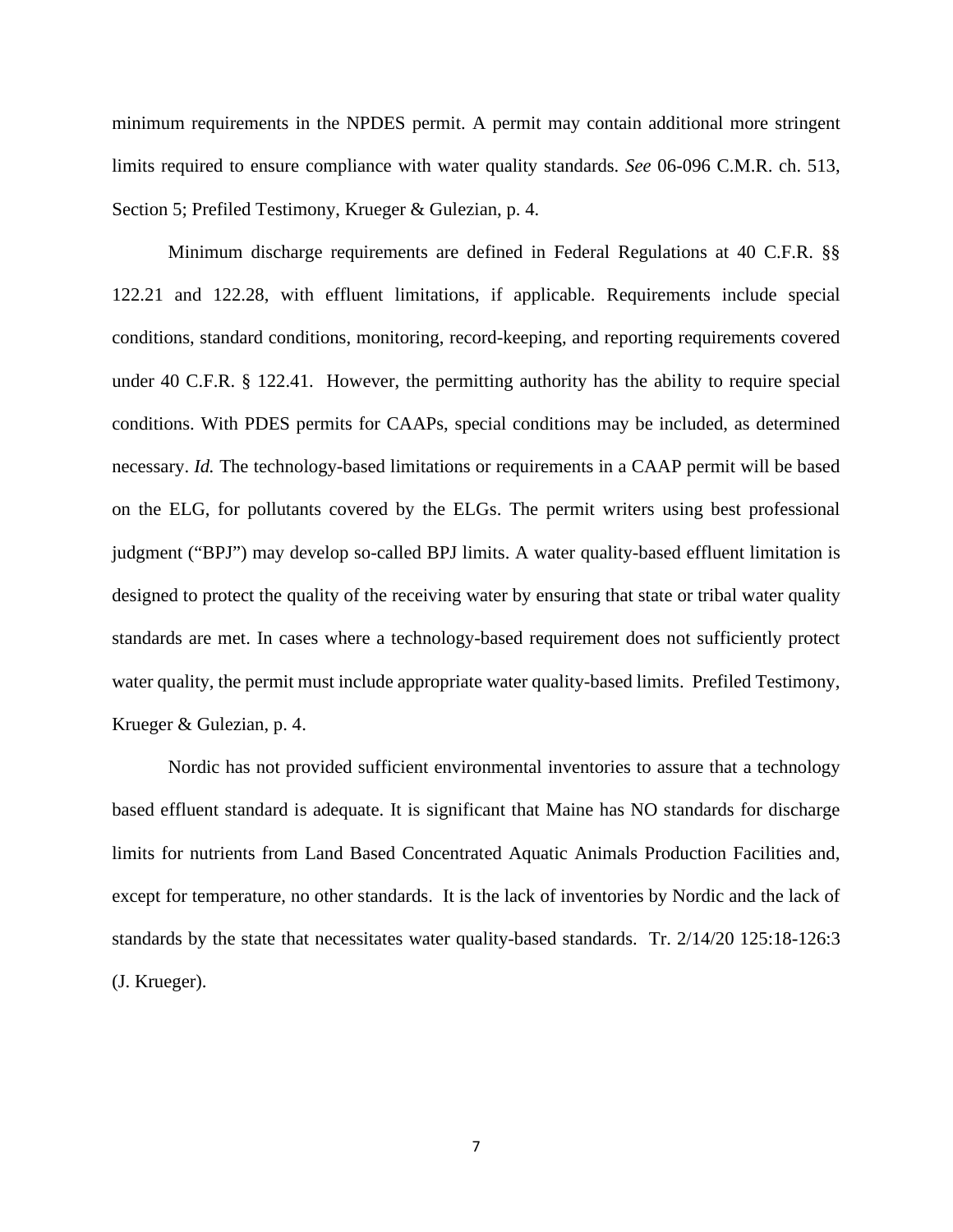minimum requirements in the NPDES permit. A permit may contain additional more stringent limits required to ensure compliance with water quality standards. *See* 06-096 C.M.R. ch. 513, Section 5; Prefiled Testimony, Krueger & Gulezian, p. 4.

Minimum discharge requirements are defined in Federal Regulations at 40 C.F.R. §§ 122.21 and 122.28, with effluent limitations, if applicable. Requirements include special conditions, standard conditions, monitoring, record-keeping, and reporting requirements covered under 40 C.F.R. § 122.41. However, the permitting authority has the ability to require special conditions. With PDES permits for CAAPs, special conditions may be included, as determined necessary. *Id.* The technology-based limitations or requirements in a CAAP permit will be based on the ELG, for pollutants covered by the ELGs. The permit writers using best professional judgment ("BPJ") may develop so-called BPJ limits. A water quality-based effluent limitation is designed to protect the quality of the receiving water by ensuring that state or tribal water quality standards are met. In cases where a technology-based requirement does not sufficiently protect water quality, the permit must include appropriate water quality-based limits. Prefiled Testimony, Krueger & Gulezian, p. 4.

Nordic has not provided sufficient environmental inventories to assure that a technology based effluent standard is adequate. It is significant that Maine has NO standards for discharge limits for nutrients from Land Based Concentrated Aquatic Animals Production Facilities and, except for temperature, no other standards. It is the lack of inventories by Nordic and the lack of standards by the state that necessitates water quality-based standards. Tr. 2/14/20 125:18-126:3 (J. Krueger).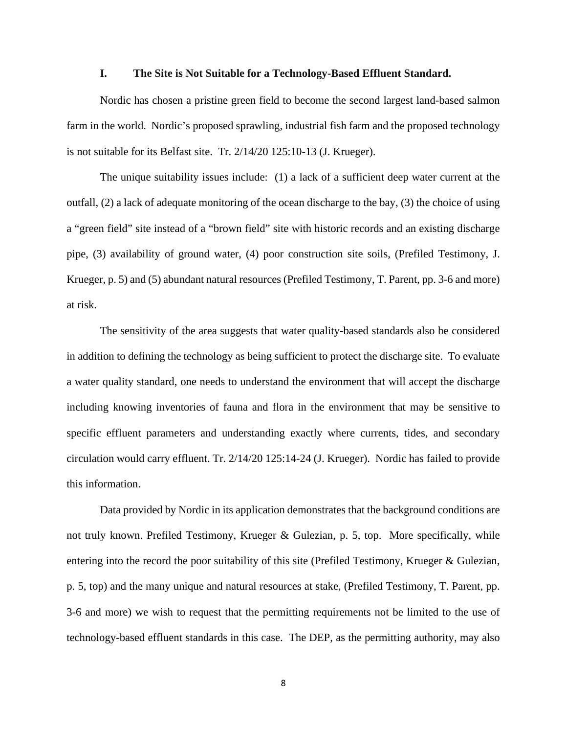## I. The Site is Not Suitable for a Technology-Based Effluent Standard.

Nordic has chosen a pristine green field to become the second largest land-based salmon farm in the world. Nordic's proposed sprawling, industrial fish farm and the proposed technology is not suitable for its Belfast site. Tr. 2/14/20 125:10-13 (J. Krueger).

The unique suitability issues include: (1) a lack of a sufficient deep water current at the outfall, (2) a lack of adequate monitoring of the ocean discharge to the bay, (3) the choice of using a "green field" site instead of a "brown field" site with historic records and an existing discharge pipe, (3) availability of ground water, (4) poor construction site soils, (Prefiled Testimony, J. Krueger, p. 5) and (5) abundant natural resources (Prefiled Testimony, T. Parent, pp. 3-6 and more) at risk.

The sensitivity of the area suggests that water quality-based standards also be considered in addition to defining the technology as being sufficient to protect the discharge site. To evaluate a water quality standard, one needs to understand the environment that will accept the discharge including knowing inventories of fauna and flora in the environment that may be sensitive to specific effluent parameters and understanding exactly where currents, tides, and secondary circulation would carry effluent. Tr. 2/14/20 125:14-24 (J. Krueger). Nordic has failed to provide this information.

Data provided by Nordic in its application demonstrates that the background conditions are not truly known. Prefiled Testimony, Krueger & Gulezian, p. 5, top. More specifically, while entering into the record the poor suitability of this site (Prefiled Testimony, Krueger & Gulezian, p. 5, top) and the many unique and natural resources at stake, (Prefiled Testimony, T. Parent, pp. 3-6 and more) we wish to request that the permitting requirements not be limited to the use of technology-based effluent standards in this case. The DEP, as the permitting authority, may also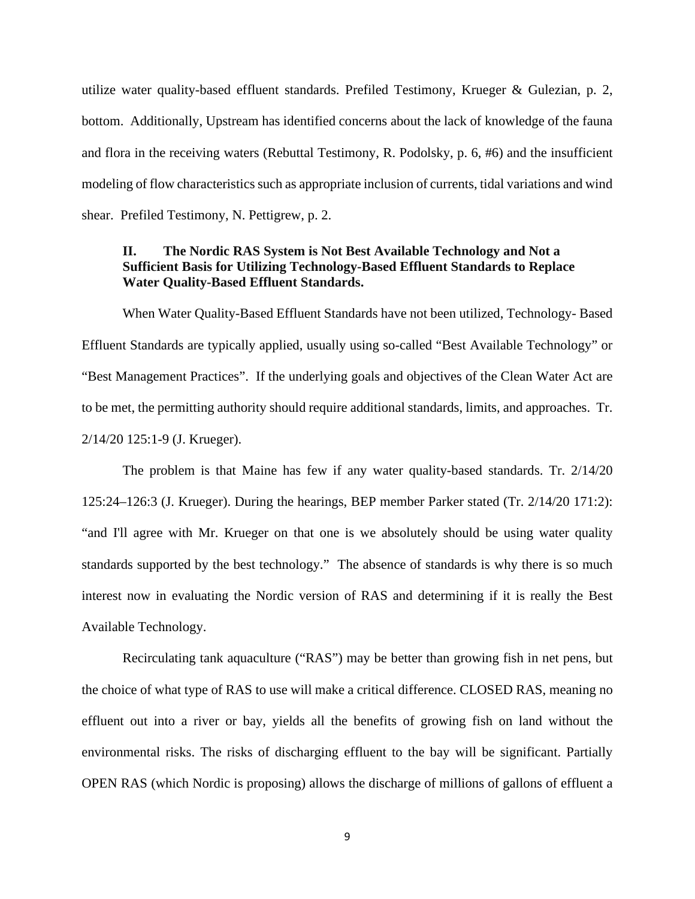utilize water quality-based effluent standards. Prefiled Testimony, Krueger & Gulezian, p. 2, bottom. Additionally, Upstream has identified concerns about the lack of knowledge of the fauna and flora in the receiving waters (Rebuttal Testimony, R. Podolsky, p. 6, #6) and the insufficient modeling of flow characteristics such as appropriate inclusion of currents, tidal variations and wind shear. Prefiled Testimony, N. Pettigrew, p. 2.

### II. The Nordic RAS System is Not Best Available Technology and Not a Sufficient Basis for Utilizing Technology-Based Effluent Standards to Replace Water Quality-Based Effluent Standards.

When Water Quality-Based Effluent Standards have not been utilized, Technology- Based Effluent Standards are typically applied, usually using so-called "Best Available Technology" or "Best Management Practices". If the underlying goals and objectives of the Clean Water Act are to be met, the permitting authority should require additional standards, limits, and approaches. Tr. 2/14/20 125:1-9 (J. Krueger).

The problem is that Maine has few if any water quality-based standards. Tr. 2/14/20 125:24–126:3 (J. Krueger). During the hearings, BEP member Parker stated (Tr. 2/14/20 171:2): "and I'll agree with Mr. Krueger on that one is we absolutely should be using water quality standards supported by the best technology." The absence of standards is why there is so much interest now in evaluating the Nordic version of RAS and determining if it is really the Best Available Technology.

Recirculating tank aquaculture ("RAS") may be better than growing fish in net pens, but the choice of what type of RAS to use will make a critical difference. CLOSED RAS, meaning no effluent out into a river or bay, yields all the benefits of growing fish on land without the environmental risks. The risks of discharging effluent to the bay will be significant. Partially OPEN RAS (which Nordic is proposing) allows the discharge of millions of gallons of effluent a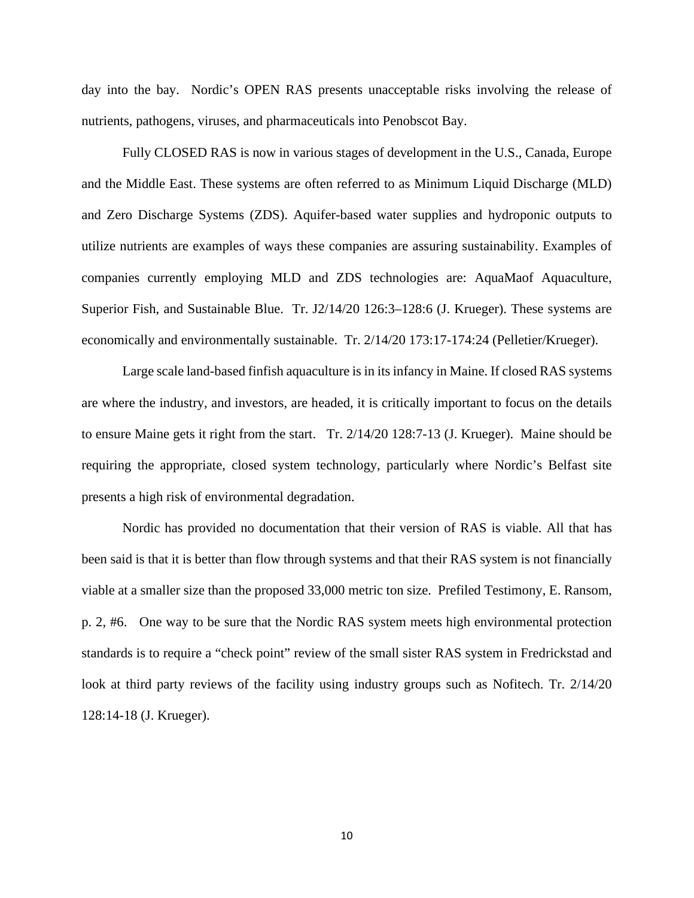day into the bay. Nordic's OPEN RAS presents unacceptable risks involving the release of nutrients, pathogens, viruses, and pharmaceuticals into Penobscot Bay.

Fully CLOSED RAS is now in various stages of development in the U.S., Canada, Europe and the Middle East. These systems are often referred to as Minimum Liquid Discharge (MLD) and Zero Discharge Systems (ZDS). Aquifer-based water supplies and hydroponic outputs to utilize nutrients are examples of ways these companies are assuring sustainability. Examples of companies currently employing MLD and ZDS technologies are: AquaMaof Aquaculture, Superior Fish, and Sustainable Blue. Tr. J2/14/20 126:3–128:6 (J. Krueger). These systems are economically and environmentally sustainable. Tr. 2/14/20 173:17-174:24 (Pelletier/Krueger).

Large scale land-based finfish aquaculture is in its infancy in Maine. If closed RAS systems are where the industry, and investors, are headed, it is critically important to focus on the details to ensure Maine gets it right from the start. Tr. 2/14/20 128:7-13 (J. Krueger). Maine should be requiring the appropriate, closed system technology, particularly where Nordic's Belfast site presents a high risk of environmental degradation.

Nordic has provided no documentation that their version of RAS is viable. All that has been said is that it is better than flow through systems and that their RAS system is not financially viable at a smaller size than the proposed 33,000 metric ton size. Prefiled Testimony, E. Ransom, p. 2, #6. One way to be sure that the Nordic RAS system meets high environmental protection standards is to require a "check point" review of the small sister RAS system in Fredrickstad and look at third party reviews of the facility using industry groups such as Nofitech. Tr. 2/14/20 128:14-18 (J. Krueger).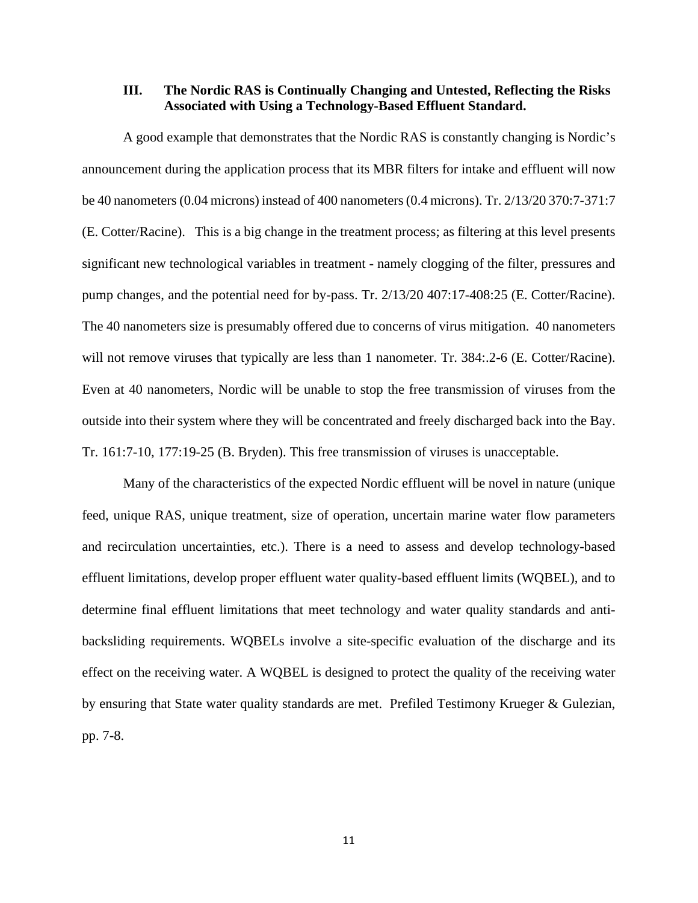### III. The Nordic RAS is Continually Changing and Untested, Reflecting the Risks Associated with Using a Technology-Based Effluent Standard.

A good example that demonstrates that the Nordic RAS is constantly changing is Nordic's announcement during the application process that its MBR filters for intake and effluent will now be 40 nanometers (0.04 microns) instead of 400 nanometers (0.4 microns). Tr. 2/13/20 370:7-371:7 (E. Cotter/Racine). This is a big change in the treatment process; as filtering at this level presents significant new technological variables in treatment - namely clogging of the filter, pressures and pump changes, and the potential need for by-pass. Tr. 2/13/20 407:17-408:25 (E. Cotter/Racine). The 40 nanometers size is presumably offered due to concerns of virus mitigation. 40 nanometers will not remove viruses that typically are less than 1 nanometer. Tr. 384:.2-6 (E. Cotter/Racine). Even at 40 nanometers, Nordic will be unable to stop the free transmission of viruses from the outside into their system where they will be concentrated and freely discharged back into the Bay. Tr. 161:7-10, 177:19-25 (B. Bryden). This free transmission of viruses is unacceptable.

Many of the characteristics of the expected Nordic effluent will be novel in nature (unique feed, unique RAS, unique treatment, size of operation, uncertain marine water flow parameters and recirculation uncertainties, etc.). There is a need to assess and develop technology-based effluent limitations, develop proper effluent water quality-based effluent limits (WQBEL), and to determine final effluent limitations that meet technology and water quality standards and anti-backsliding requirements. WQBELs involve a site-specific evaluation of the discharge and its effect on the receiving water. A WQBEL is designed to protect the quality of the receiving water by ensuring that State water quality standards are met. Prefiled Testimony Krueger & Gulezian, pp. 7-8.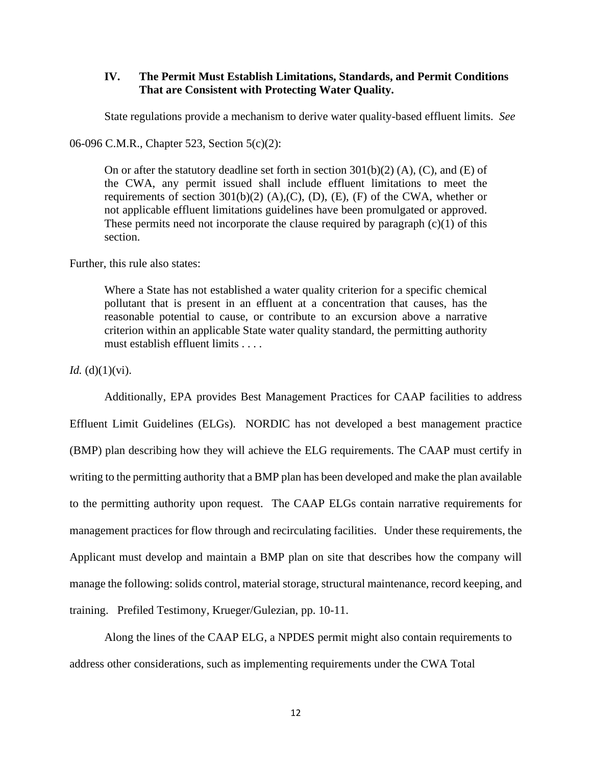## IV. The Permit Must Establish Limitations, Standards, and Permit Conditions That are Consistent with Protecting Water Quality.

State regulations provide a mechanism to derive water quality-based effluent limits. *See* 06-096 C.M.R., Chapter 523, Section 5(c)(2):

> On or after the statutory deadline set forth in section 301(b)(2) (A), (C), and (E) of the CWA, any permit issued shall include effluent limitations to meet the requirements of section 301(b)(2) (A),(C), (D), (E), (F) of the CWA, whether or not applicable effluent limitations guidelines have been promulgated or approved. These permits need not incorporate the clause required by paragraph (c)(1) of this section.

Further, this rule also states:

> Where a State has not established a water quality criterion for a specific chemical pollutant that is present in an effluent at a concentration that causes, has the reasonable potential to cause, or contribute to an excursion above a narrative criterion within an applicable State water quality standard, the permitting authority must establish effluent limits . . . .

*Id.* (d)(1)(vi).

Additionally, EPA provides Best Management Practices for CAAP facilities to address Effluent Limit Guidelines (ELGs). NORDIC has not developed a best management practice (BMP) plan describing how they will achieve the ELG requirements. The CAAP must certify in writing to the permitting authority that a BMP plan has been developed and make the plan available to the permitting authority upon request. The CAAP ELGs contain narrative requirements for management practices for flow through and recirculating facilities. Under these requirements, the Applicant must develop and maintain a BMP plan on site that describes how the company will manage the following: solids control, material storage, structural maintenance, record keeping, and training. Prefiled Testimony, Krueger/Gulezian, pp. 10-11.

Along the lines of the CAAP ELG, a NPDES permit might also contain requirements to address other considerations, such as implementing requirements under the CWA Total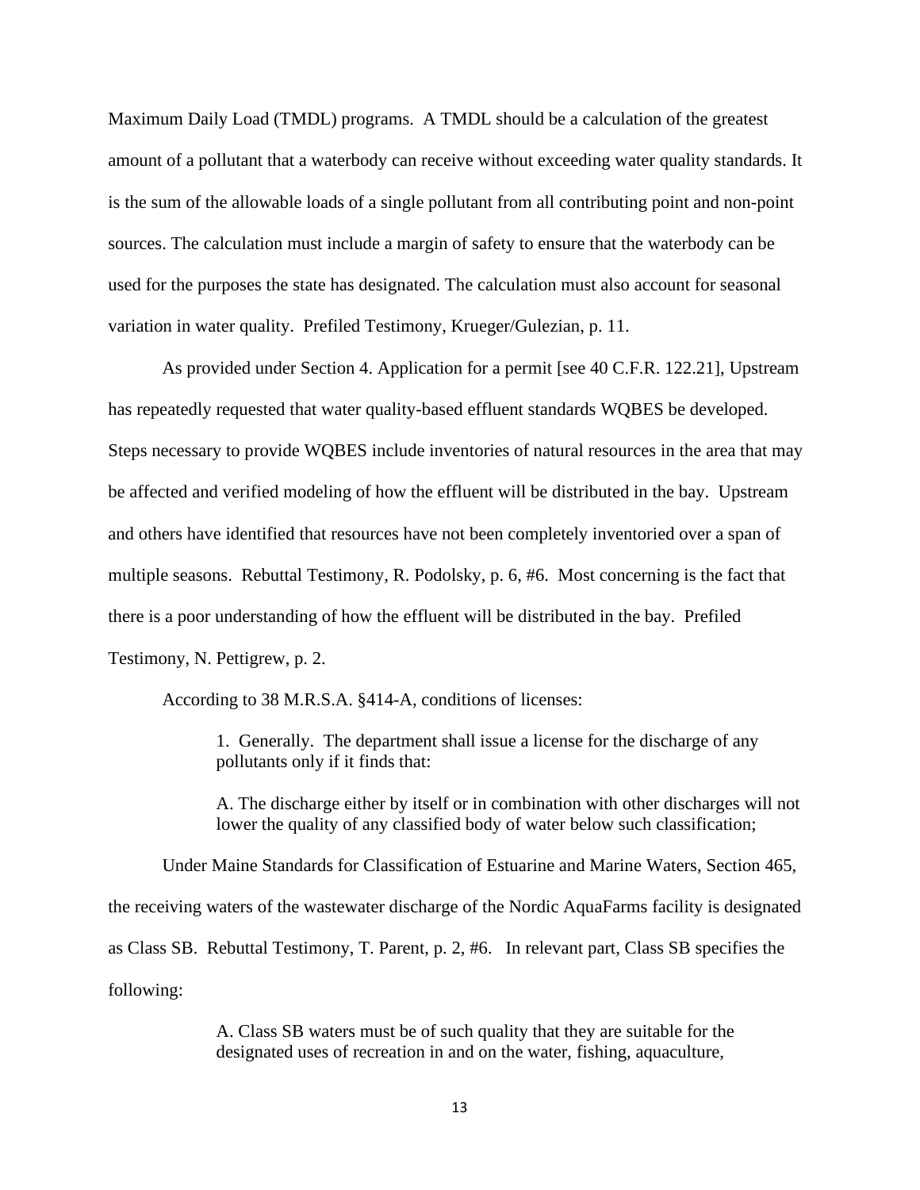Maximum Daily Load (TMDL) programs. A TMDL should be a calculation of the greatest amount of a pollutant that a waterbody can receive without exceeding water quality standards. It is the sum of the allowable loads of a single pollutant from all contributing point and non-point sources. The calculation must include a margin of safety to ensure that the waterbody can be used for the purposes the state has designated. The calculation must also account for seasonal variation in water quality. Prefiled Testimony, Krueger/Gulezian, p. 11.

As provided under Section 4. Application for a permit [see 40 C.F.R. 122.21], Upstream has repeatedly requested that water quality-based effluent standards WQBES be developed. Steps necessary to provide WQBES include inventories of natural resources in the area that may be affected and verified modeling of how the effluent will be distributed in the bay. Upstream and others have identified that resources have not been completely inventoried over a span of multiple seasons. Rebuttal Testimony, R. Podolsky, p. 6, #6. Most concerning is the fact that there is a poor understanding of how the effluent will be distributed in the bay. Prefiled Testimony, N. Pettigrew, p. 2.

According to 38 M.R.S.A. §414-A, conditions of licenses:

> 1. Generally. The department shall issue a license for the discharge of any pollutants only if it finds that:
>
> A. The discharge either by itself or in combination with other discharges will not lower the quality of any classified body of water below such classification;

Under Maine Standards for Classification of Estuarine and Marine Waters, Section 465, the receiving waters of the wastewater discharge of the Nordic AquaFarms facility is designated as Class SB. Rebuttal Testimony, T. Parent, p. 2, #6. In relevant part, Class SB specifies the following:

> A. Class SB waters must be of such quality that they are suitable for the designated uses of recreation in and on the water, fishing, aquaculture,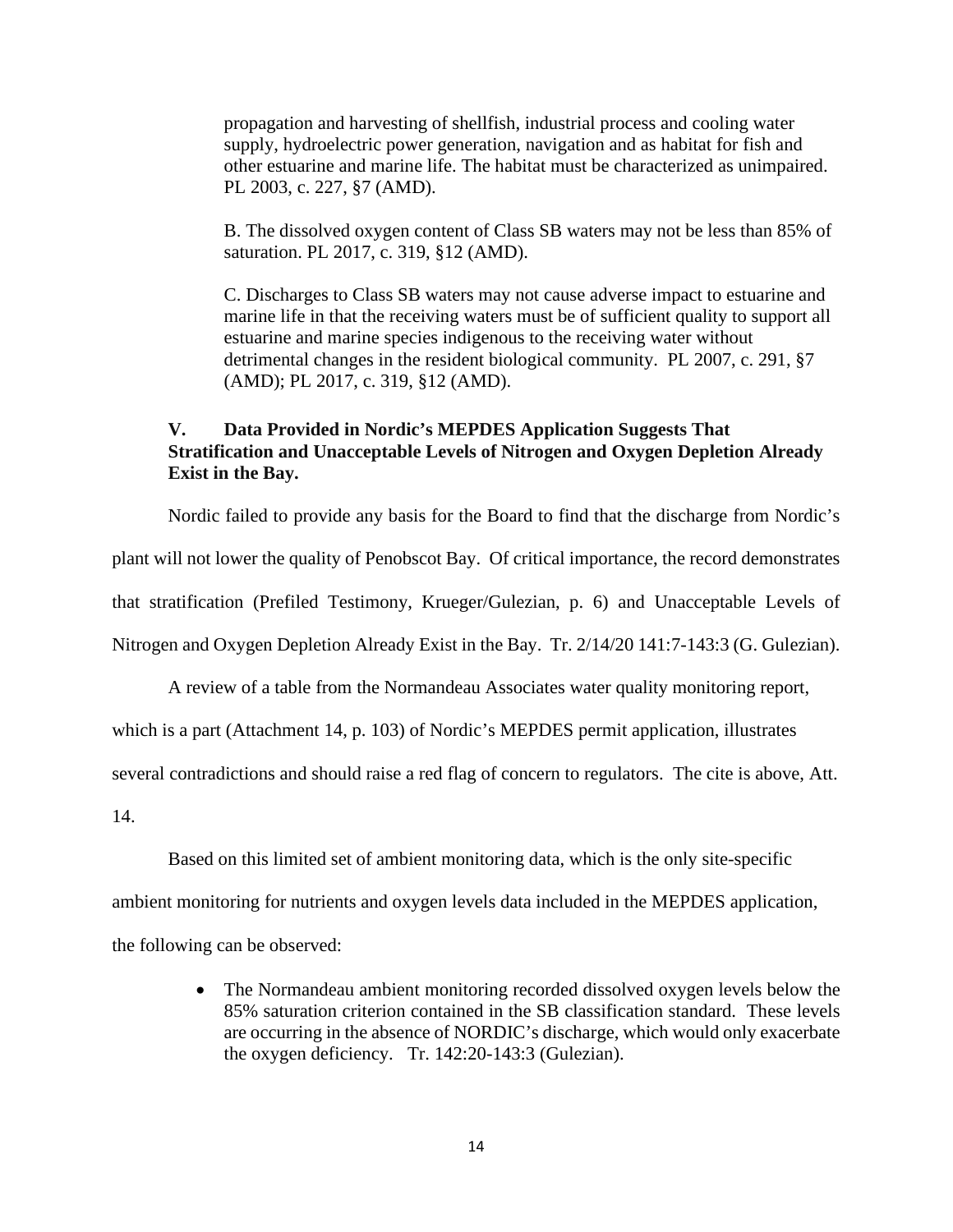propagation and harvesting of shellfish, industrial process and cooling water supply, hydroelectric power generation, navigation and as habitat for fish and other estuarine and marine life. The habitat must be characterized as unimpaired. PL 2003, c. 227, §7 (AMD).

> B. The dissolved oxygen content of Class SB waters may not be less than 85% of saturation. PL 2017, c. 319, §12 (AMD).
>
> C. Discharges to Class SB waters may not cause adverse impact to estuarine and marine life in that the receiving waters must be of sufficient quality to support all estuarine and marine species indigenous to the receiving water without detrimental changes in the resident biological community. PL 2007, c. 291, §7 (AMD); PL 2017, c. 319, §12 (AMD).

### V. Data Provided in Nordic's MEPDES Application Suggests That Stratification and Unacceptable Levels of Nitrogen and Oxygen Depletion Already Exist in the Bay.

Nordic failed to provide any basis for the Board to find that the discharge from Nordic's plant will not lower the quality of Penobscot Bay. Of critical importance, the record demonstrates that stratification (Prefiled Testimony, Krueger/Gulezian, p. 6) and Unacceptable Levels of Nitrogen and Oxygen Depletion Already Exist in the Bay. Tr. 2/14/20 141:7-143:3 (G. Gulezian).

A review of a table from the Normandeau Associates water quality monitoring report, which is a part (Attachment 14, p. 103) of Nordic's MEPDES permit application, illustrates several contradictions and should raise a red flag of concern to regulators. The cite is above, Att. 14.

Based on this limited set of ambient monitoring data, which is the only site-specific ambient monitoring for nutrients and oxygen levels data included in the MEPDES application, the following can be observed:

- The Normandeau ambient monitoring recorded dissolved oxygen levels below the 85% saturation criterion contained in the SB classification standard. These levels are occurring in the absence of NORDIC's discharge, which would only exacerbate the oxygen deficiency. Tr. 142:20-143:3 (Gulezian).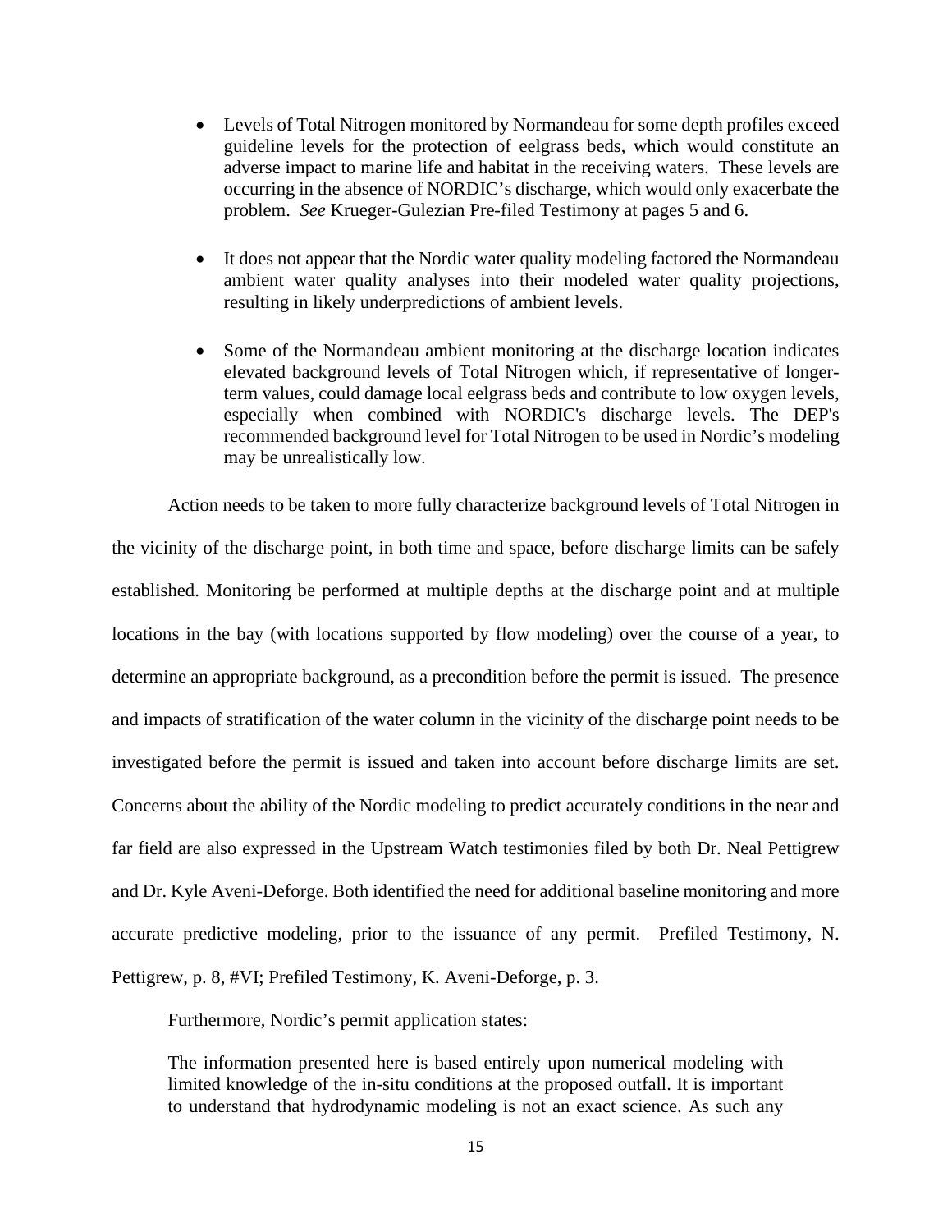- Levels of Total Nitrogen monitored by Normandeau for some depth profiles exceed guideline levels for the protection of eelgrass beds, which would constitute an adverse impact to marine life and habitat in the receiving waters. These levels are occurring in the absence of NORDIC's discharge, which would only exacerbate the problem. *See* Krueger-Gulezian Pre-filed Testimony at pages 5 and 6.

- It does not appear that the Nordic water quality modeling factored the Normandeau ambient water quality analyses into their modeled water quality projections, resulting in likely underpredictions of ambient levels.

- Some of the Normandeau ambient monitoring at the discharge location indicates elevated background levels of Total Nitrogen which, if representative of longer-term values, could damage local eelgrass beds and contribute to low oxygen levels, especially when combined with NORDIC's discharge levels. The DEP's recommended background level for Total Nitrogen to be used in Nordic's modeling may be unrealistically low.

Action needs to be taken to more fully characterize background levels of Total Nitrogen in the vicinity of the discharge point, in both time and space, before discharge limits can be safely established. Monitoring be performed at multiple depths at the discharge point and at multiple locations in the bay (with locations supported by flow modeling) over the course of a year, to determine an appropriate background, as a precondition before the permit is issued. The presence and impacts of stratification of the water column in the vicinity of the discharge point needs to be investigated before the permit is issued and taken into account before discharge limits are set. Concerns about the ability of the Nordic modeling to predict accurately conditions in the near and far field are also expressed in the Upstream Watch testimonies filed by both Dr. Neal Pettigrew and Dr. Kyle Aveni-Deforge. Both identified the need for additional baseline monitoring and more accurate predictive modeling, prior to the issuance of any permit. Prefiled Testimony, N. Pettigrew, p. 8, #VI; Prefiled Testimony, K. Aveni-Deforge, p. 3.

Furthermore, Nordic's permit application states:

> The information presented here is based entirely upon numerical modeling with limited knowledge of the in-situ conditions at the proposed outfall. It is important to understand that hydrodynamic modeling is not an exact science. As such any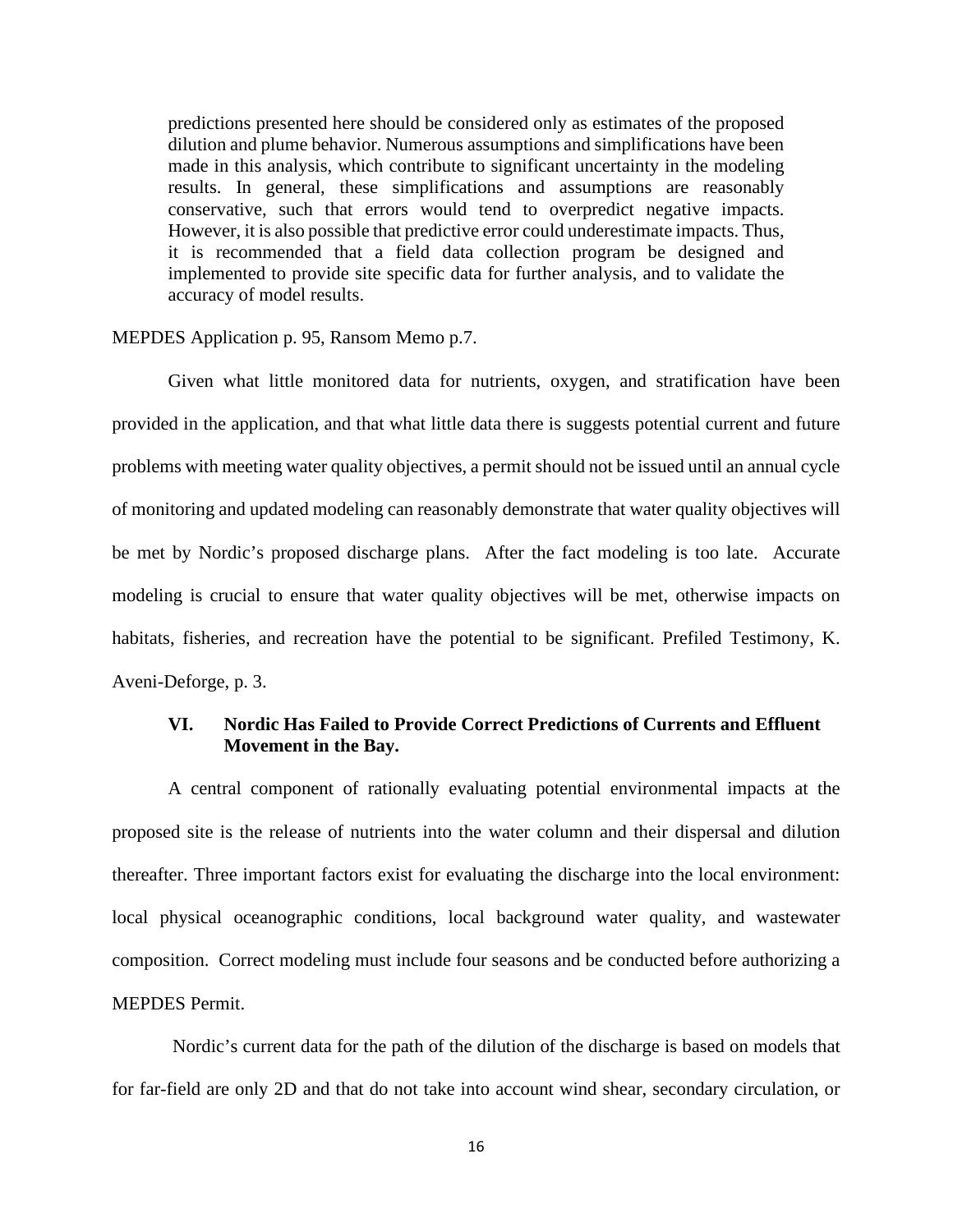> predictions presented here should be considered only as estimates of the proposed dilution and plume behavior. Numerous assumptions and simplifications have been made in this analysis, which contribute to significant uncertainty in the modeling results. In general, these simplifications and assumptions are reasonably conservative, such that errors would tend to overpredict negative impacts. However, it is also possible that predictive error could underestimate impacts. Thus, it is recommended that a field data collection program be designed and implemented to provide site specific data for further analysis, and to validate the accuracy of model results.

MEPDES Application p. 95, Ransom Memo p.7.

Given what little monitored data for nutrients, oxygen, and stratification have been provided in the application, and that what little data there is suggests potential current and future problems with meeting water quality objectives, a permit should not be issued until an annual cycle of monitoring and updated modeling can reasonably demonstrate that water quality objectives will be met by Nordic's proposed discharge plans. After the fact modeling is too late. Accurate modeling is crucial to ensure that water quality objectives will be met, otherwise impacts on habitats, fisheries, and recreation have the potential to be significant. Prefiled Testimony, K. Aveni-Deforge, p. 3.

### VI. Nordic Has Failed to Provide Correct Predictions of Currents and Effluent Movement in the Bay.

A central component of rationally evaluating potential environmental impacts at the proposed site is the release of nutrients into the water column and their dispersal and dilution thereafter. Three important factors exist for evaluating the discharge into the local environment: local physical oceanographic conditions, local background water quality, and wastewater composition. Correct modeling must include four seasons and be conducted before authorizing a MEPDES Permit.

Nordic's current data for the path of the dilution of the discharge is based on models that for far-field are only 2D and that do not take into account wind shear, secondary circulation, or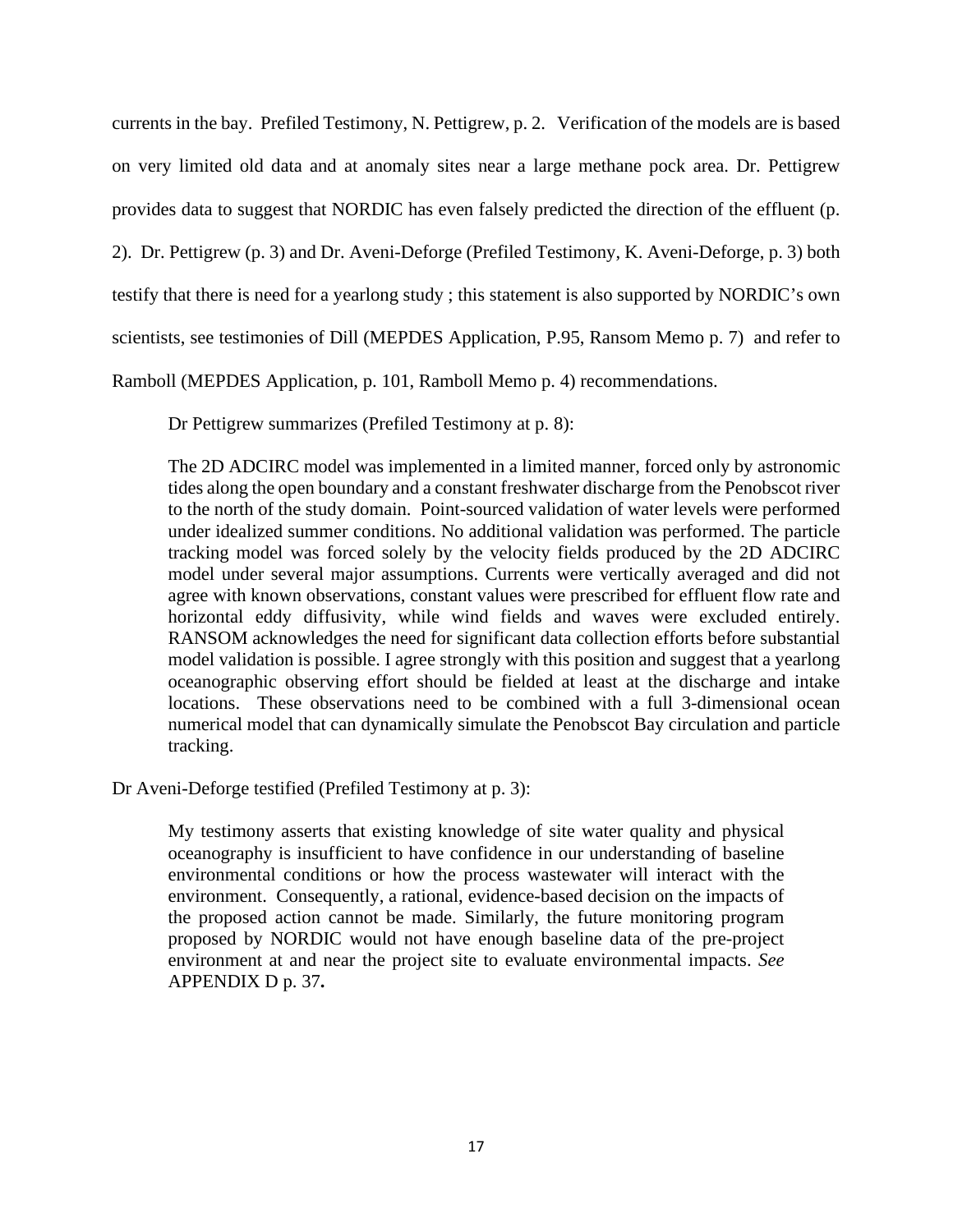currents in the bay. Prefiled Testimony, N. Pettigrew, p. 2. Verification of the models are is based on very limited old data and at anomaly sites near a large methane pock area. Dr. Pettigrew provides data to suggest that NORDIC has even falsely predicted the direction of the effluent (p. 2). Dr. Pettigrew (p. 3) and Dr. Aveni-Deforge (Prefiled Testimony, K. Aveni-Deforge, p. 3) both testify that there is need for a yearlong study ; this statement is also supported by NORDIC's own scientists, see testimonies of Dill (MEPDES Application, P.95, Ransom Memo p. 7) and refer to Ramboll (MEPDES Application, p. 101, Ramboll Memo p. 4) recommendations.

Dr Pettigrew summarizes (Prefiled Testimony at p. 8):

> The 2D ADCIRC model was implemented in a limited manner, forced only by astronomic tides along the open boundary and a constant freshwater discharge from the Penobscot river to the north of the study domain. Point-sourced validation of water levels were performed under idealized summer conditions. No additional validation was performed. The particle tracking model was forced solely by the velocity fields produced by the 2D ADCIRC model under several major assumptions. Currents were vertically averaged and did not agree with known observations, constant values were prescribed for effluent flow rate and horizontal eddy diffusivity, while wind fields and waves were excluded entirely. RANSOM acknowledges the need for significant data collection efforts before substantial model validation is possible. I agree strongly with this position and suggest that a yearlong oceanographic observing effort should be fielded at least at the discharge and intake locations. These observations need to be combined with a full 3-dimensional ocean numerical model that can dynamically simulate the Penobscot Bay circulation and particle tracking.

Dr Aveni-Deforge testified (Prefiled Testimony at p. 3):

> My testimony asserts that existing knowledge of site water quality and physical oceanography is insufficient to have confidence in our understanding of baseline environmental conditions or how the process wastewater will interact with the environment. Consequently, a rational, evidence-based decision on the impacts of the proposed action cannot be made. Similarly, the future monitoring program proposed by NORDIC would not have enough baseline data of the pre-project environment at and near the project site to evaluate environmental impacts. *See* APPENDIX D p. 37**.**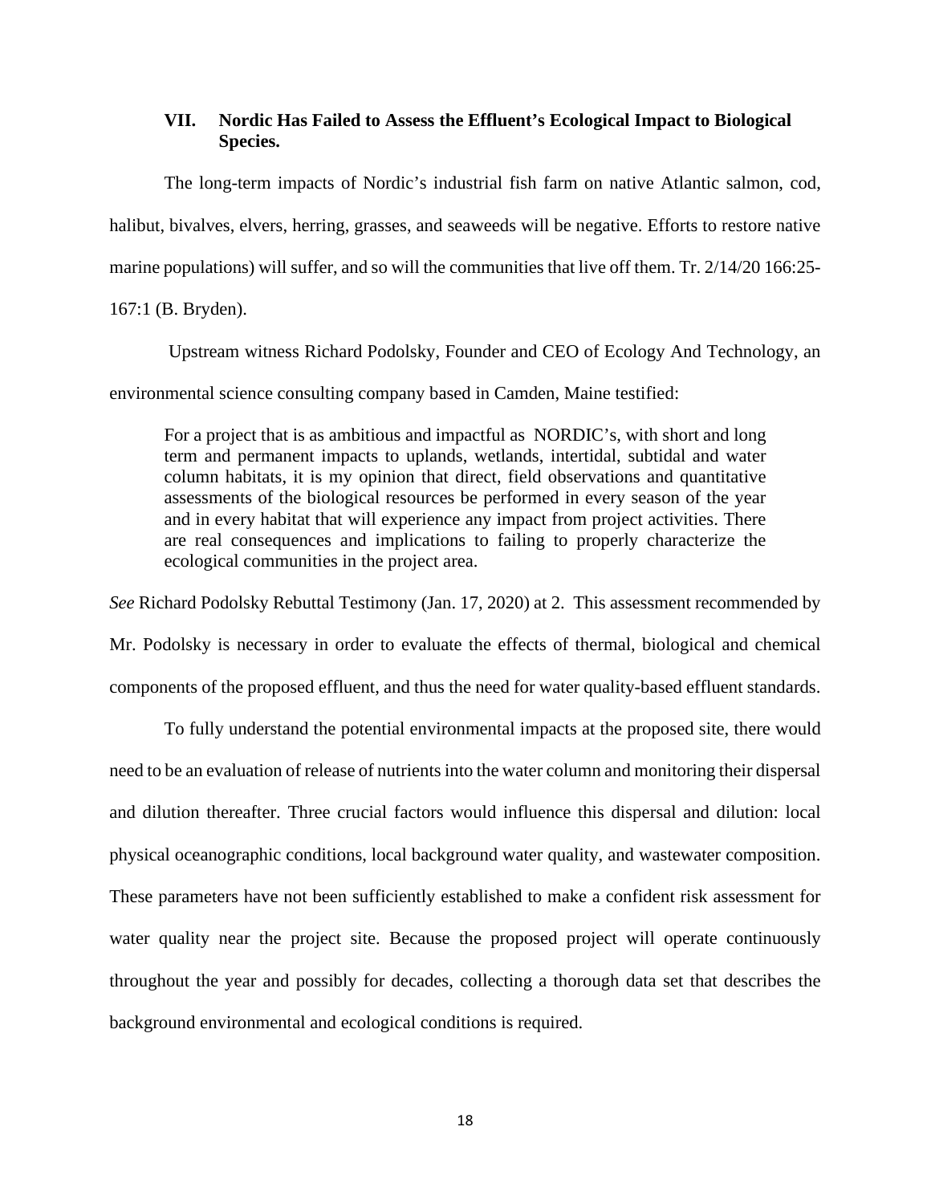## VII. Nordic Has Failed to Assess the Effluent's Ecological Impact to Biological Species.

The long-term impacts of Nordic's industrial fish farm on native Atlantic salmon, cod, halibut, bivalves, elvers, herring, grasses, and seaweeds will be negative. Efforts to restore native marine populations) will suffer, and so will the communities that live off them. Tr. 2/14/20 166:25-167:1 (B. Bryden).

Upstream witness Richard Podolsky, Founder and CEO of Ecology And Technology, an environmental science consulting company based in Camden, Maine testified:

> For a project that is as ambitious and impactful as NORDIC's, with short and long term and permanent impacts to uplands, wetlands, intertidal, subtidal and water column habitats, it is my opinion that direct, field observations and quantitative assessments of the biological resources be performed in every season of the year and in every habitat that will experience any impact from project activities. There are real consequences and implications to failing to properly characterize the ecological communities in the project area.

*See* Richard Podolsky Rebuttal Testimony (Jan. 17, 2020) at 2. This assessment recommended by Mr. Podolsky is necessary in order to evaluate the effects of thermal, biological and chemical components of the proposed effluent, and thus the need for water quality-based effluent standards.

To fully understand the potential environmental impacts at the proposed site, there would need to be an evaluation of release of nutrients into the water column and monitoring their dispersal and dilution thereafter. Three crucial factors would influence this dispersal and dilution: local physical oceanographic conditions, local background water quality, and wastewater composition. These parameters have not been sufficiently established to make a confident risk assessment for water quality near the project site. Because the proposed project will operate continuously throughout the year and possibly for decades, collecting a thorough data set that describes the background environmental and ecological conditions is required.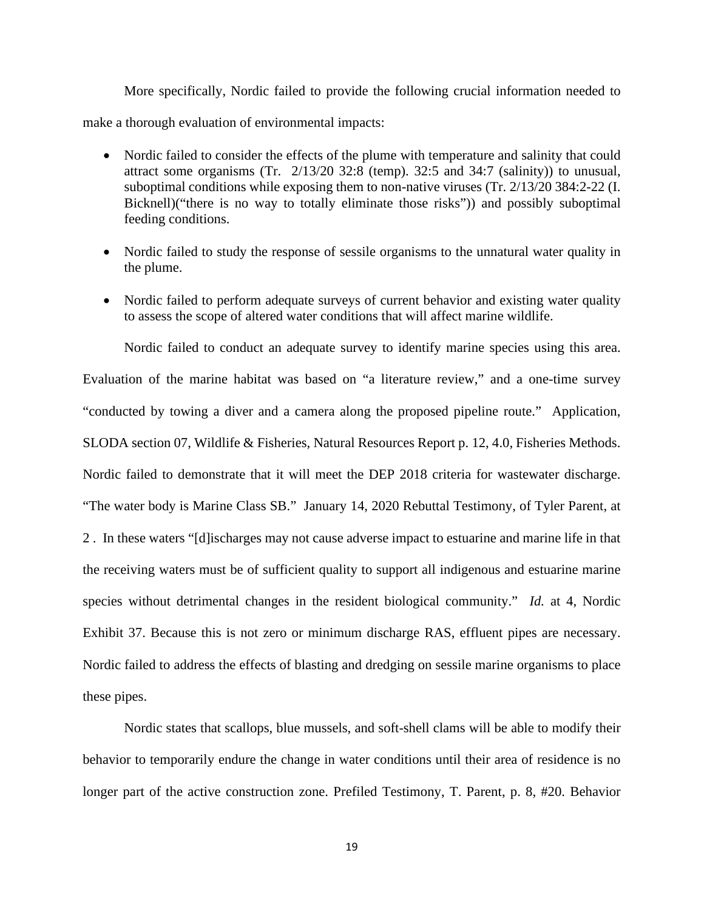More specifically, Nordic failed to provide the following crucial information needed to make a thorough evaluation of environmental impacts:

- Nordic failed to consider the effects of the plume with temperature and salinity that could attract some organisms (Tr. 2/13/20 32:8 (temp). 32:5 and 34:7 (salinity)) to unusual, suboptimal conditions while exposing them to non-native viruses (Tr. 2/13/20 384:2-22 (I. Bicknell)("there is no way to totally eliminate those risks")) and possibly suboptimal feeding conditions.

- Nordic failed to study the response of sessile organisms to the unnatural water quality in the plume.

- Nordic failed to perform adequate surveys of current behavior and existing water quality to assess the scope of altered water conditions that will affect marine wildlife.

Nordic failed to conduct an adequate survey to identify marine species using this area. Evaluation of the marine habitat was based on "a literature review," and a one-time survey "conducted by towing a diver and a camera along the proposed pipeline route." Application, SLODA section 07, Wildlife & Fisheries, Natural Resources Report p. 12, 4.0, Fisheries Methods. Nordic failed to demonstrate that it will meet the DEP 2018 criteria for wastewater discharge. "The water body is Marine Class SB." January 14, 2020 Rebuttal Testimony, of Tyler Parent, at 2 . In these waters "[d]ischarges may not cause adverse impact to estuarine and marine life in that the receiving waters must be of sufficient quality to support all indigenous and estuarine marine species without detrimental changes in the resident biological community." *Id.* at 4, Nordic Exhibit 37. Because this is not zero or minimum discharge RAS, effluent pipes are necessary. Nordic failed to address the effects of blasting and dredging on sessile marine organisms to place these pipes.

Nordic states that scallops, blue mussels, and soft-shell clams will be able to modify their behavior to temporarily endure the change in water conditions until their area of residence is no longer part of the active construction zone. Prefiled Testimony, T. Parent, p. 8, #20. Behavior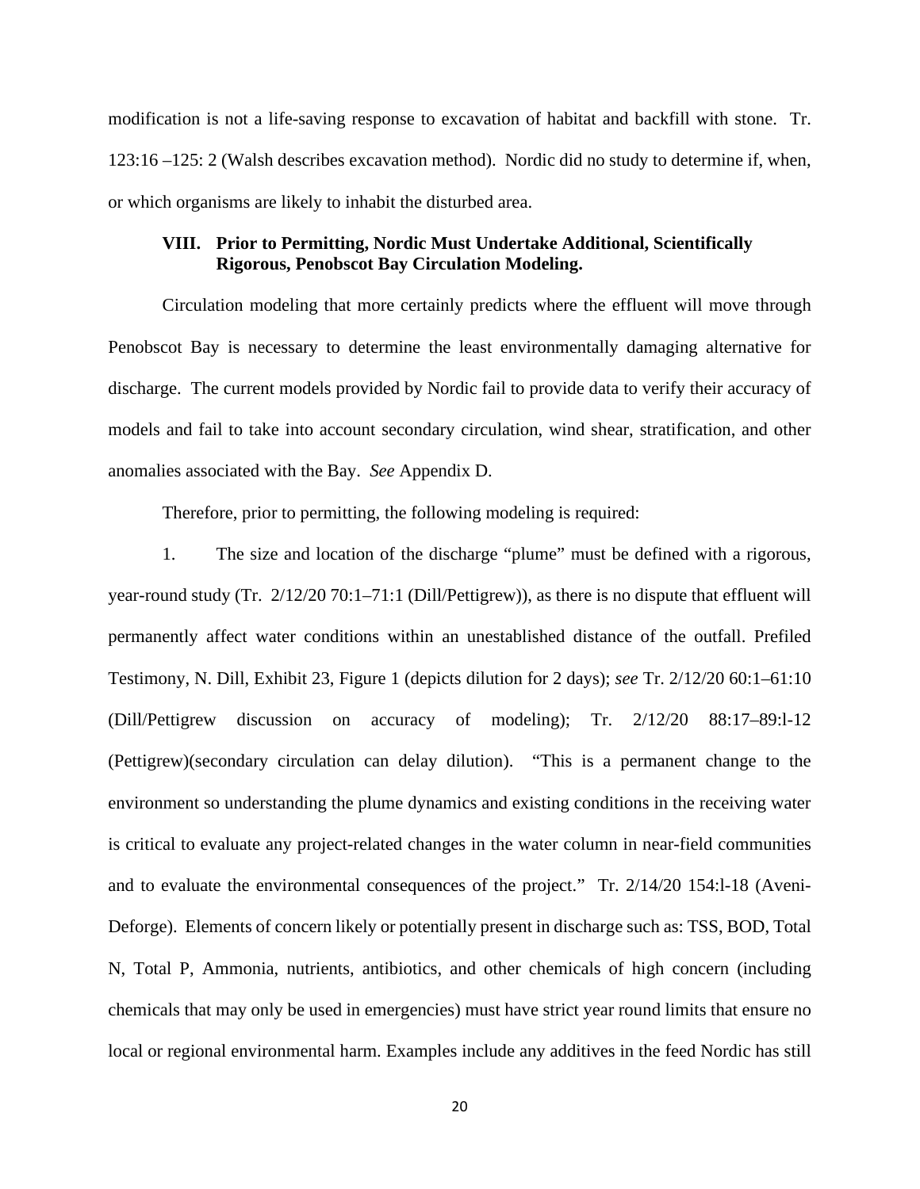modification is not a life-saving response to excavation of habitat and backfill with stone. Tr. 123:16 –125: 2 (Walsh describes excavation method). Nordic did no study to determine if, when, or which organisms are likely to inhabit the disturbed area.

### VIII. Prior to Permitting, Nordic Must Undertake Additional, Scientifically Rigorous, Penobscot Bay Circulation Modeling.

Circulation modeling that more certainly predicts where the effluent will move through Penobscot Bay is necessary to determine the least environmentally damaging alternative for discharge. The current models provided by Nordic fail to provide data to verify their accuracy of models and fail to take into account secondary circulation, wind shear, stratification, and other anomalies associated with the Bay. *See* Appendix D.

Therefore, prior to permitting, the following modeling is required:

1. The size and location of the discharge "plume" must be defined with a rigorous, year-round study (Tr. 2/12/20 70:1–71:1 (Dill/Pettigrew)), as there is no dispute that effluent will permanently affect water conditions within an unestablished distance of the outfall. Prefiled Testimony, N. Dill, Exhibit 23, Figure 1 (depicts dilution for 2 days); *see* Tr. 2/12/20 60:1–61:10 (Dill/Pettigrew discussion on accuracy of modeling); Tr. 2/12/20 88:17–89:l-12 (Pettigrew)(secondary circulation can delay dilution). "This is a permanent change to the environment so understanding the plume dynamics and existing conditions in the receiving water is critical to evaluate any project-related changes in the water column in near-field communities and to evaluate the environmental consequences of the project." Tr. 2/14/20 154:l-18 (Aveni-Deforge). Elements of concern likely or potentially present in discharge such as: TSS, BOD, Total N, Total P, Ammonia, nutrients, antibiotics, and other chemicals of high concern (including chemicals that may only be used in emergencies) must have strict year round limits that ensure no local or regional environmental harm. Examples include any additives in the feed Nordic has still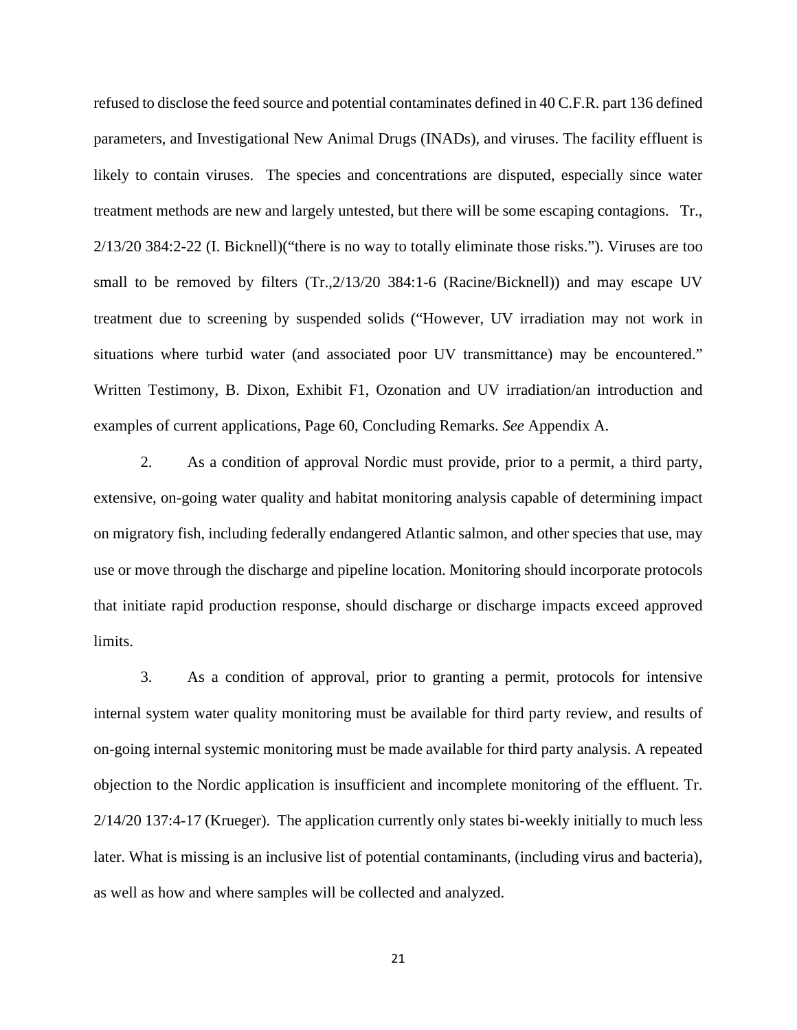refused to disclose the feed source and potential contaminates defined in 40 C.F.R. part 136 defined parameters, and Investigational New Animal Drugs (INADs), and viruses. The facility effluent is likely to contain viruses. The species and concentrations are disputed, especially since water treatment methods are new and largely untested, but there will be some escaping contagions. Tr., 2/13/20 384:2-22 (I. Bicknell)("there is no way to totally eliminate those risks."). Viruses are too small to be removed by filters (Tr.,2/13/20 384:1-6 (Racine/Bicknell)) and may escape UV treatment due to screening by suspended solids ("However, UV irradiation may not work in situations where turbid water (and associated poor UV transmittance) may be encountered." Written Testimony, B. Dixon, Exhibit F1, Ozonation and UV irradiation/an introduction and examples of current applications, Page 60, Concluding Remarks. *See* Appendix A.

2. As a condition of approval Nordic must provide, prior to a permit, a third party, extensive, on-going water quality and habitat monitoring analysis capable of determining impact on migratory fish, including federally endangered Atlantic salmon, and other species that use, may use or move through the discharge and pipeline location. Monitoring should incorporate protocols that initiate rapid production response, should discharge or discharge impacts exceed approved limits.

3. As a condition of approval, prior to granting a permit, protocols for intensive internal system water quality monitoring must be available for third party review, and results of on-going internal systemic monitoring must be made available for third party analysis. A repeated objection to the Nordic application is insufficient and incomplete monitoring of the effluent. Tr. 2/14/20 137:4-17 (Krueger). The application currently only states bi-weekly initially to much less later. What is missing is an inclusive list of potential contaminants, (including virus and bacteria), as well as how and where samples will be collected and analyzed.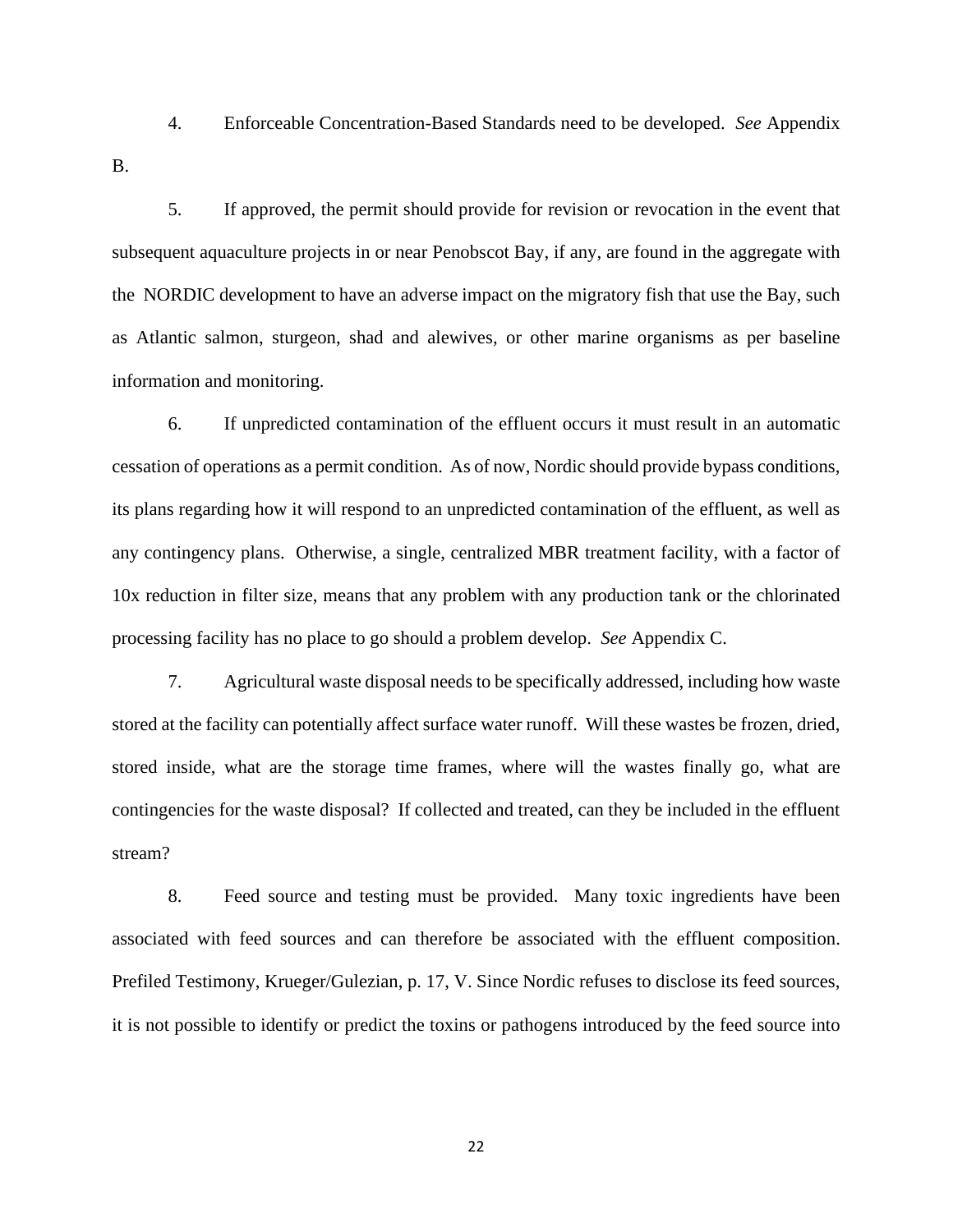4. Enforceable Concentration-Based Standards need to be developed. *See* Appendix B.

5. If approved, the permit should provide for revision or revocation in the event that subsequent aquaculture projects in or near Penobscot Bay, if any, are found in the aggregate with the NORDIC development to have an adverse impact on the migratory fish that use the Bay, such as Atlantic salmon, sturgeon, shad and alewives, or other marine organisms as per baseline information and monitoring.

6. If unpredicted contamination of the effluent occurs it must result in an automatic cessation of operations as a permit condition. As of now, Nordic should provide bypass conditions, its plans regarding how it will respond to an unpredicted contamination of the effluent, as well as any contingency plans. Otherwise, a single, centralized MBR treatment facility, with a factor of 10x reduction in filter size, means that any problem with any production tank or the chlorinated processing facility has no place to go should a problem develop. *See* Appendix C.

7. Agricultural waste disposal needs to be specifically addressed, including how waste stored at the facility can potentially affect surface water runoff. Will these wastes be frozen, dried, stored inside, what are the storage time frames, where will the wastes finally go, what are contingencies for the waste disposal? If collected and treated, can they be included in the effluent stream?

8. Feed source and testing must be provided. Many toxic ingredients have been associated with feed sources and can therefore be associated with the effluent composition. Prefiled Testimony, Krueger/Gulezian, p. 17, V. Since Nordic refuses to disclose its feed sources, it is not possible to identify or predict the toxins or pathogens introduced by the feed source into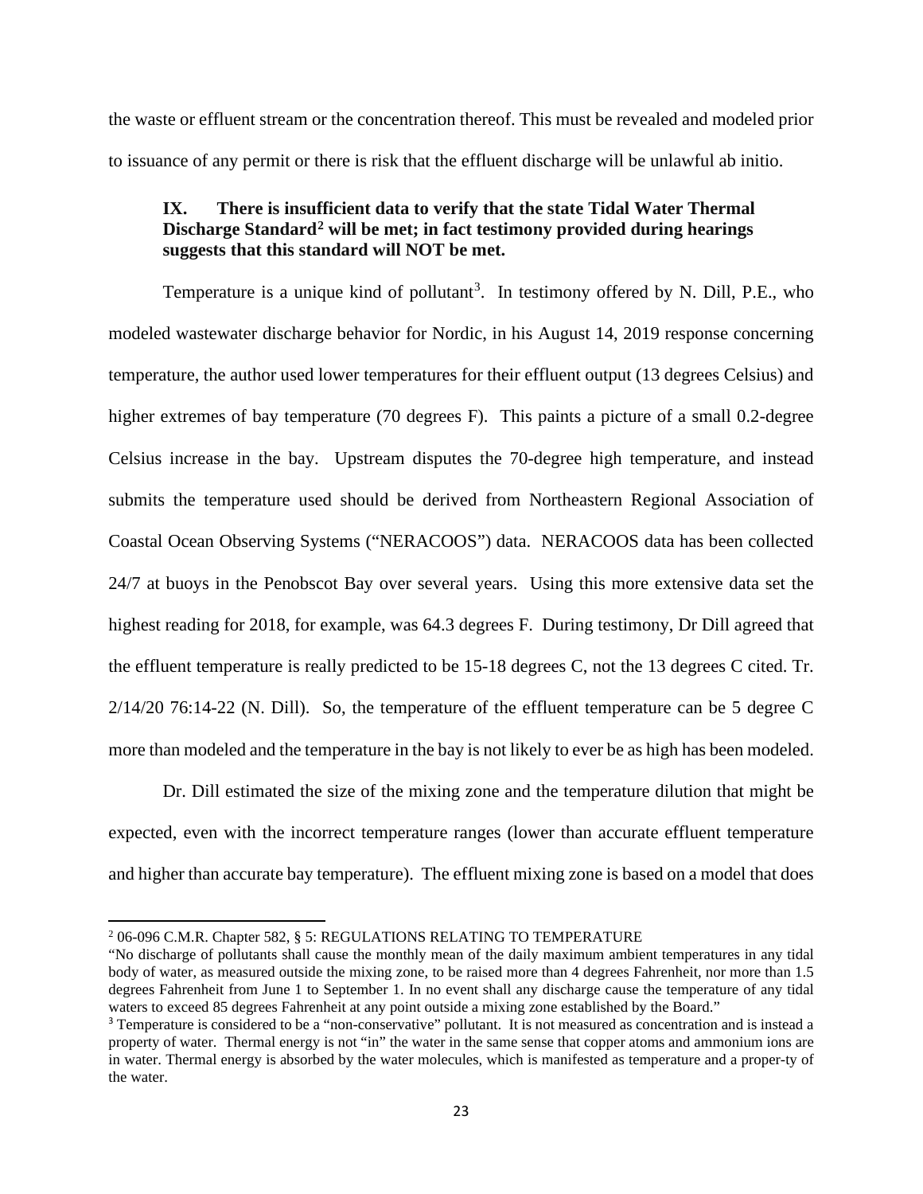the waste or effluent stream or the concentration thereof. This must be revealed and modeled prior to issuance of any permit or there is risk that the effluent discharge will be unlawful ab initio.

### IX. There is insufficient data to verify that the state Tidal Water Thermal Discharge Standard[2] will be met; in fact testimony provided during hearings suggests that this standard will NOT be met.

Temperature is a unique kind of pollutant[3]. In testimony offered by N. Dill, P.E., who modeled wastewater discharge behavior for Nordic, in his August 14, 2019 response concerning temperature, the author used lower temperatures for their effluent output (13 degrees Celsius) and higher extremes of bay temperature (70 degrees F). This paints a picture of a small 0.2-degree Celsius increase in the bay. Upstream disputes the 70-degree high temperature, and instead submits the temperature used should be derived from Northeastern Regional Association of Coastal Ocean Observing Systems ("NERACOOS") data. NERACOOS data has been collected 24/7 at buoys in the Penobscot Bay over several years. Using this more extensive data set the highest reading for 2018, for example, was 64.3 degrees F. During testimony, Dr Dill agreed that the effluent temperature is really predicted to be 15-18 degrees C, not the 13 degrees C cited. Tr. 2/14/20 76:14-22 (N. Dill). So, the temperature of the effluent temperature can be 5 degree C more than modeled and the temperature in the bay is not likely to ever be as high has been modeled.

Dr. Dill estimated the size of the mixing zone and the temperature dilution that might be expected, even with the incorrect temperature ranges (lower than accurate effluent temperature and higher than accurate bay temperature). The effluent mixing zone is based on a model that does

---

[2] 06-096 C.M.R. Chapter 582, § 5: REGULATIONS RELATING TO TEMPERATURE
"No discharge of pollutants shall cause the monthly mean of the daily maximum ambient temperatures in any tidal body of water, as measured outside the mixing zone, to be raised more than 4 degrees Fahrenheit, nor more than 1.5 degrees Fahrenheit from June 1 to September 1. In no event shall any discharge cause the temperature of any tidal waters to exceed 85 degrees Fahrenheit at any point outside a mixing zone established by the Board."

[3] Temperature is considered to be a "non-conservative" pollutant. It is not measured as concentration and is instead a property of water. Thermal energy is not "in" the water in the same sense that copper atoms and ammonium ions are in water. Thermal energy is absorbed by the water molecules, which is manifested as temperature and a proper-ty of the water.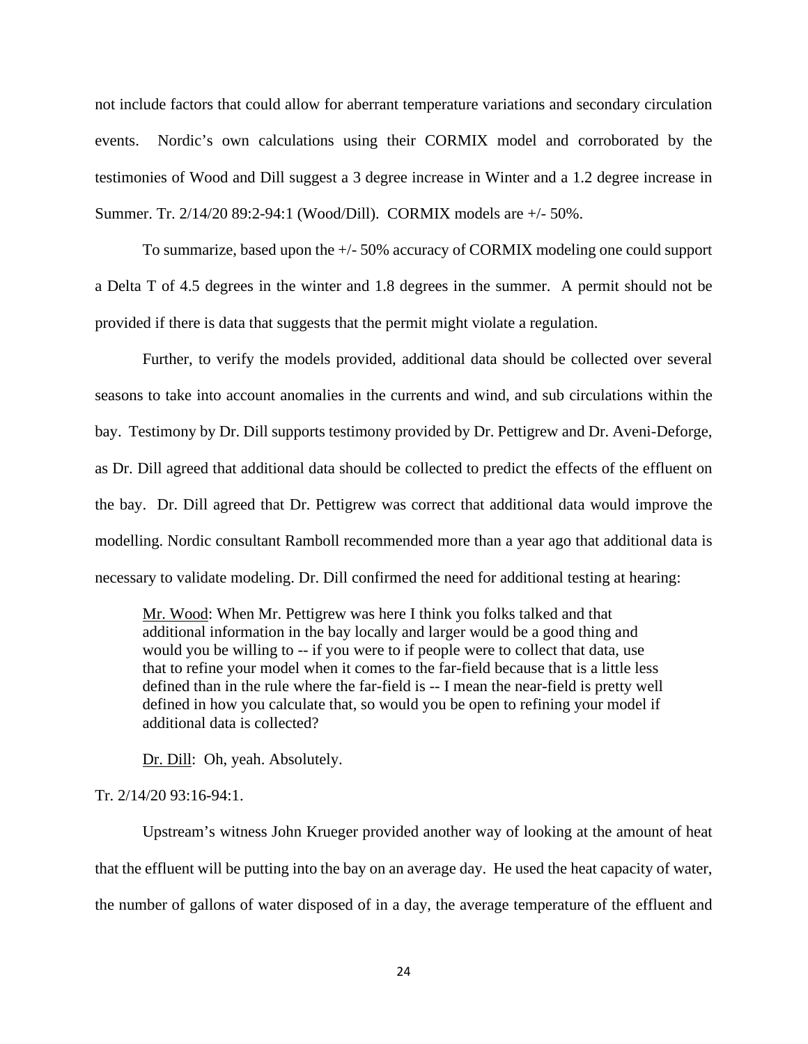not include factors that could allow for aberrant temperature variations and secondary circulation events. Nordic's own calculations using their CORMIX model and corroborated by the testimonies of Wood and Dill suggest a 3 degree increase in Winter and a 1.2 degree increase in Summer. Tr. 2/14/20 89:2-94:1 (Wood/Dill). CORMIX models are +/- 50%.

To summarize, based upon the +/- 50% accuracy of CORMIX modeling one could support a Delta T of 4.5 degrees in the winter and 1.8 degrees in the summer. A permit should not be provided if there is data that suggests that the permit might violate a regulation.

Further, to verify the models provided, additional data should be collected over several seasons to take into account anomalies in the currents and wind, and sub circulations within the bay. Testimony by Dr. Dill supports testimony provided by Dr. Pettigrew and Dr. Aveni-Deforge, as Dr. Dill agreed that additional data should be collected to predict the effects of the effluent on the bay. Dr. Dill agreed that Dr. Pettigrew was correct that additional data would improve the modelling. Nordic consultant Ramboll recommended more than a year ago that additional data is necessary to validate modeling. Dr. Dill confirmed the need for additional testing at hearing:

> <u>Mr. Wood</u>: When Mr. Pettigrew was here I think you folks talked and that additional information in the bay locally and larger would be a good thing and would you be willing to -- if you were to if people were to collect that data, use that to refine your model when it comes to the far-field because that is a little less defined than in the rule where the far-field is -- I mean the near-field is pretty well defined in how you calculate that, so would you be open to refining your model if additional data is collected?
>
> <u>Dr. Dill</u>: Oh, yeah. Absolutely.

Tr. 2/14/20 93:16-94:1.

Upstream's witness John Krueger provided another way of looking at the amount of heat that the effluent will be putting into the bay on an average day. He used the heat capacity of water, the number of gallons of water disposed of in a day, the average temperature of the effluent and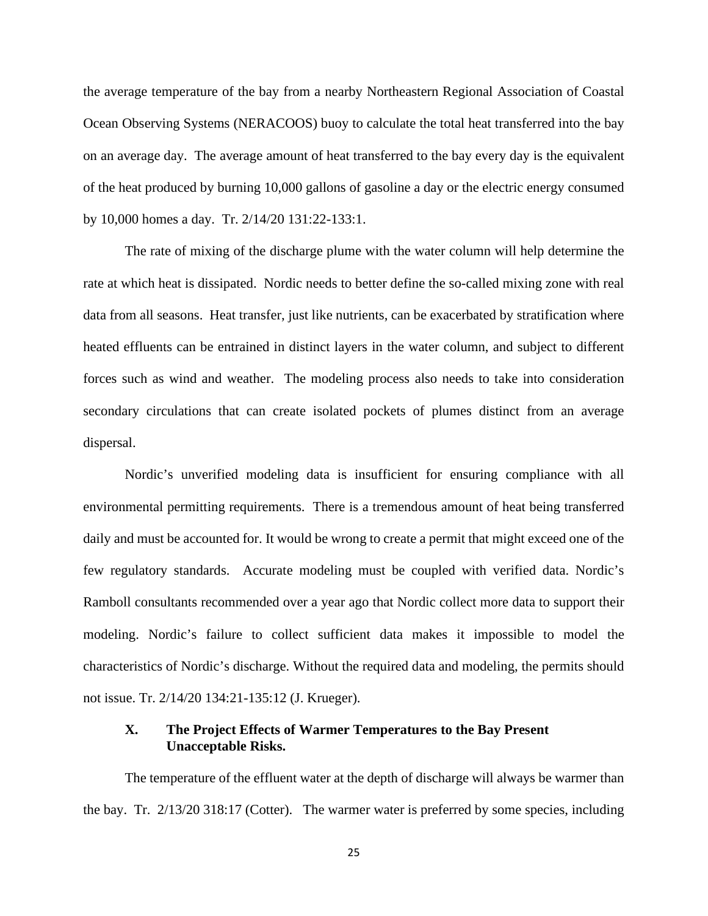the average temperature of the bay from a nearby Northeastern Regional Association of Coastal Ocean Observing Systems (NERACOOS) buoy to calculate the total heat transferred into the bay on an average day. The average amount of heat transferred to the bay every day is the equivalent of the heat produced by burning 10,000 gallons of gasoline a day or the electric energy consumed by 10,000 homes a day. Tr. 2/14/20 131:22-133:1.

The rate of mixing of the discharge plume with the water column will help determine the rate at which heat is dissipated. Nordic needs to better define the so-called mixing zone with real data from all seasons. Heat transfer, just like nutrients, can be exacerbated by stratification where heated effluents can be entrained in distinct layers in the water column, and subject to different forces such as wind and weather. The modeling process also needs to take into consideration secondary circulations that can create isolated pockets of plumes distinct from an average dispersal.

Nordic's unverified modeling data is insufficient for ensuring compliance with all environmental permitting requirements. There is a tremendous amount of heat being transferred daily and must be accounted for. It would be wrong to create a permit that might exceed one of the few regulatory standards. Accurate modeling must be coupled with verified data. Nordic's Ramboll consultants recommended over a year ago that Nordic collect more data to support their modeling. Nordic's failure to collect sufficient data makes it impossible to model the characteristics of Nordic's discharge. Without the required data and modeling, the permits should not issue. Tr. 2/14/20 134:21-135:12 (J. Krueger).

### X. The Project Effects of Warmer Temperatures to the Bay Present Unacceptable Risks.

The temperature of the effluent water at the depth of discharge will always be warmer than the bay. Tr. 2/13/20 318:17 (Cotter). The warmer water is preferred by some species, including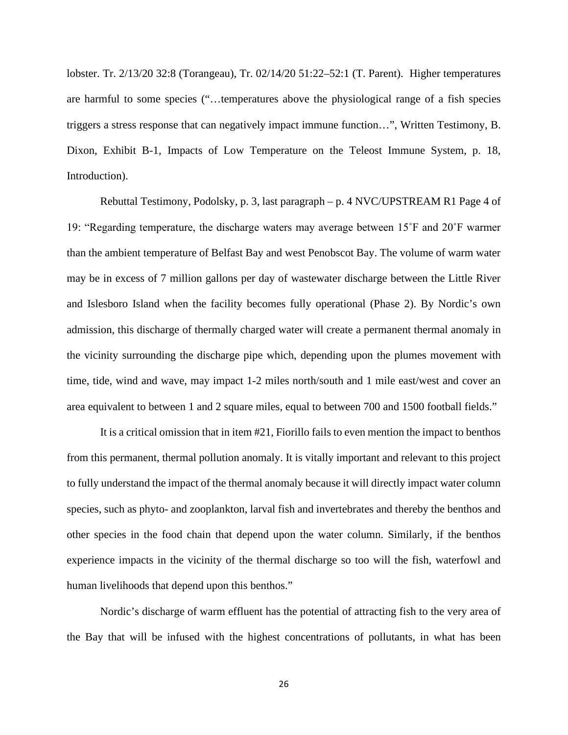lobster. Tr. 2/13/20 32:8 (Torangeau), Tr. 02/14/20 51:22–52:1 (T. Parent). Higher temperatures are harmful to some species ("…temperatures above the physiological range of a fish species triggers a stress response that can negatively impact immune function…", Written Testimony, B. Dixon, Exhibit B-1, Impacts of Low Temperature on the Teleost Immune System, p. 18, Introduction).

Rebuttal Testimony, Podolsky, p. 3, last paragraph – p. 4 NVC/UPSTREAM R1 Page 4 of 19: "Regarding temperature, the discharge waters may average between 15˚F and 20˚F warmer than the ambient temperature of Belfast Bay and west Penobscot Bay. The volume of warm water may be in excess of 7 million gallons per day of wastewater discharge between the Little River and Islesboro Island when the facility becomes fully operational (Phase 2). By Nordic's own admission, this discharge of thermally charged water will create a permanent thermal anomaly in the vicinity surrounding the discharge pipe which, depending upon the plumes movement with time, tide, wind and wave, may impact 1-2 miles north/south and 1 mile east/west and cover an area equivalent to between 1 and 2 square miles, equal to between 700 and 1500 football fields."

It is a critical omission that in item #21, Fiorillo fails to even mention the impact to benthos from this permanent, thermal pollution anomaly. It is vitally important and relevant to this project to fully understand the impact of the thermal anomaly because it will directly impact water column species, such as phyto- and zooplankton, larval fish and invertebrates and thereby the benthos and other species in the food chain that depend upon the water column. Similarly, if the benthos experience impacts in the vicinity of the thermal discharge so too will the fish, waterfowl and human livelihoods that depend upon this benthos."

Nordic's discharge of warm effluent has the potential of attracting fish to the very area of the Bay that will be infused with the highest concentrations of pollutants, in what has been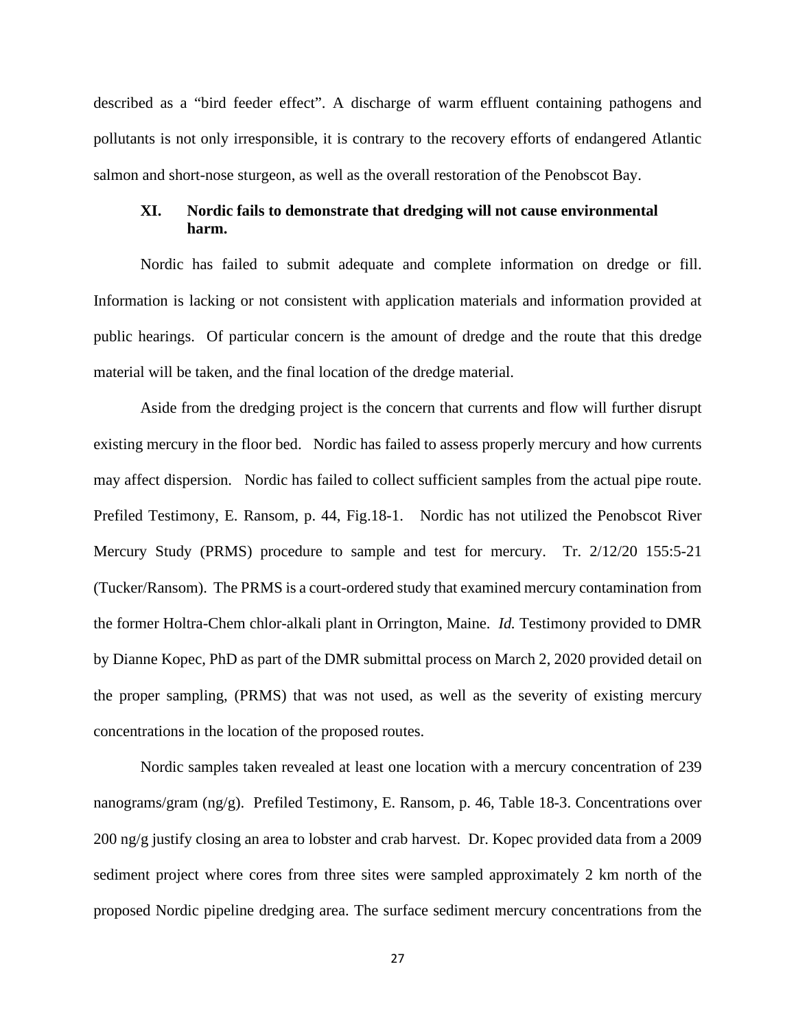described as a "bird feeder effect". A discharge of warm effluent containing pathogens and pollutants is not only irresponsible, it is contrary to the recovery efforts of endangered Atlantic salmon and short-nose sturgeon, as well as the overall restoration of the Penobscot Bay.

### XI. Nordic fails to demonstrate that dredging will not cause environmental harm.

Nordic has failed to submit adequate and complete information on dredge or fill. Information is lacking or not consistent with application materials and information provided at public hearings. Of particular concern is the amount of dredge and the route that this dredge material will be taken, and the final location of the dredge material.

Aside from the dredging project is the concern that currents and flow will further disrupt existing mercury in the floor bed. Nordic has failed to assess properly mercury and how currents may affect dispersion. Nordic has failed to collect sufficient samples from the actual pipe route. Prefiled Testimony, E. Ransom, p. 44, Fig.18-1. Nordic has not utilized the Penobscot River Mercury Study (PRMS) procedure to sample and test for mercury. Tr. 2/12/20 155:5-21 (Tucker/Ransom). The PRMS is a court-ordered study that examined mercury contamination from the former Holtra-Chem chlor-alkali plant in Orrington, Maine. *Id.* Testimony provided to DMR by Dianne Kopec, PhD as part of the DMR submittal process on March 2, 2020 provided detail on the proper sampling, (PRMS) that was not used, as well as the severity of existing mercury concentrations in the location of the proposed routes.

Nordic samples taken revealed at least one location with a mercury concentration of 239 nanograms/gram (ng/g). Prefiled Testimony, E. Ransom, p. 46, Table 18-3. Concentrations over 200 ng/g justify closing an area to lobster and crab harvest. Dr. Kopec provided data from a 2009 sediment project where cores from three sites were sampled approximately 2 km north of the proposed Nordic pipeline dredging area. The surface sediment mercury concentrations from the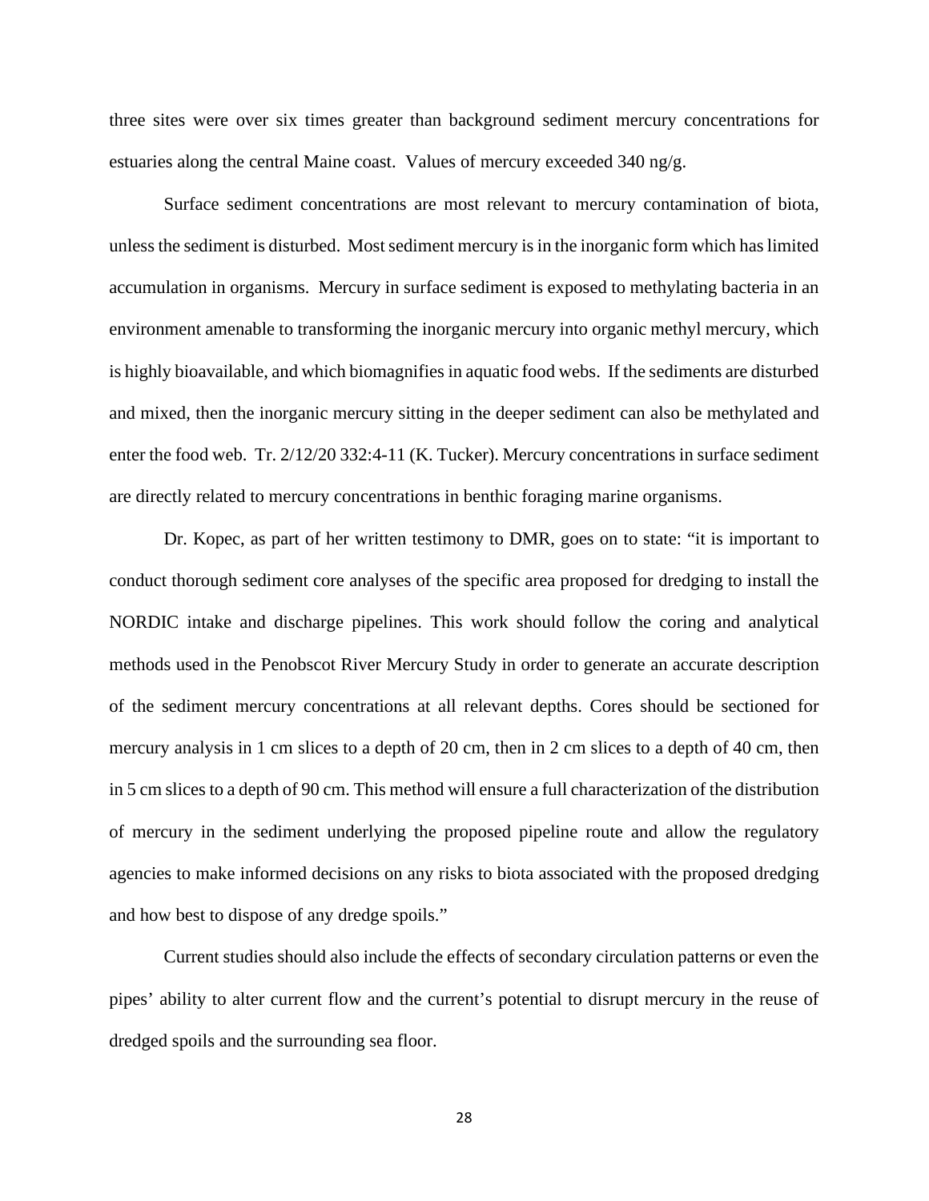three sites were over six times greater than background sediment mercury concentrations for estuaries along the central Maine coast. Values of mercury exceeded 340 ng/g.

Surface sediment concentrations are most relevant to mercury contamination of biota, unless the sediment is disturbed. Most sediment mercury is in the inorganic form which has limited accumulation in organisms. Mercury in surface sediment is exposed to methylating bacteria in an environment amenable to transforming the inorganic mercury into organic methyl mercury, which is highly bioavailable, and which biomagnifies in aquatic food webs. If the sediments are disturbed and mixed, then the inorganic mercury sitting in the deeper sediment can also be methylated and enter the food web. Tr. 2/12/20 332:4-11 (K. Tucker). Mercury concentrations in surface sediment are directly related to mercury concentrations in benthic foraging marine organisms.

Dr. Kopec, as part of her written testimony to DMR, goes on to state: "it is important to conduct thorough sediment core analyses of the specific area proposed for dredging to install the NORDIC intake and discharge pipelines. This work should follow the coring and analytical methods used in the Penobscot River Mercury Study in order to generate an accurate description of the sediment mercury concentrations at all relevant depths. Cores should be sectioned for mercury analysis in 1 cm slices to a depth of 20 cm, then in 2 cm slices to a depth of 40 cm, then in 5 cm slices to a depth of 90 cm. This method will ensure a full characterization of the distribution of mercury in the sediment underlying the proposed pipeline route and allow the regulatory agencies to make informed decisions on any risks to biota associated with the proposed dredging and how best to dispose of any dredge spoils."

Current studies should also include the effects of secondary circulation patterns or even the pipes' ability to alter current flow and the current's potential to disrupt mercury in the reuse of dredged spoils and the surrounding sea floor.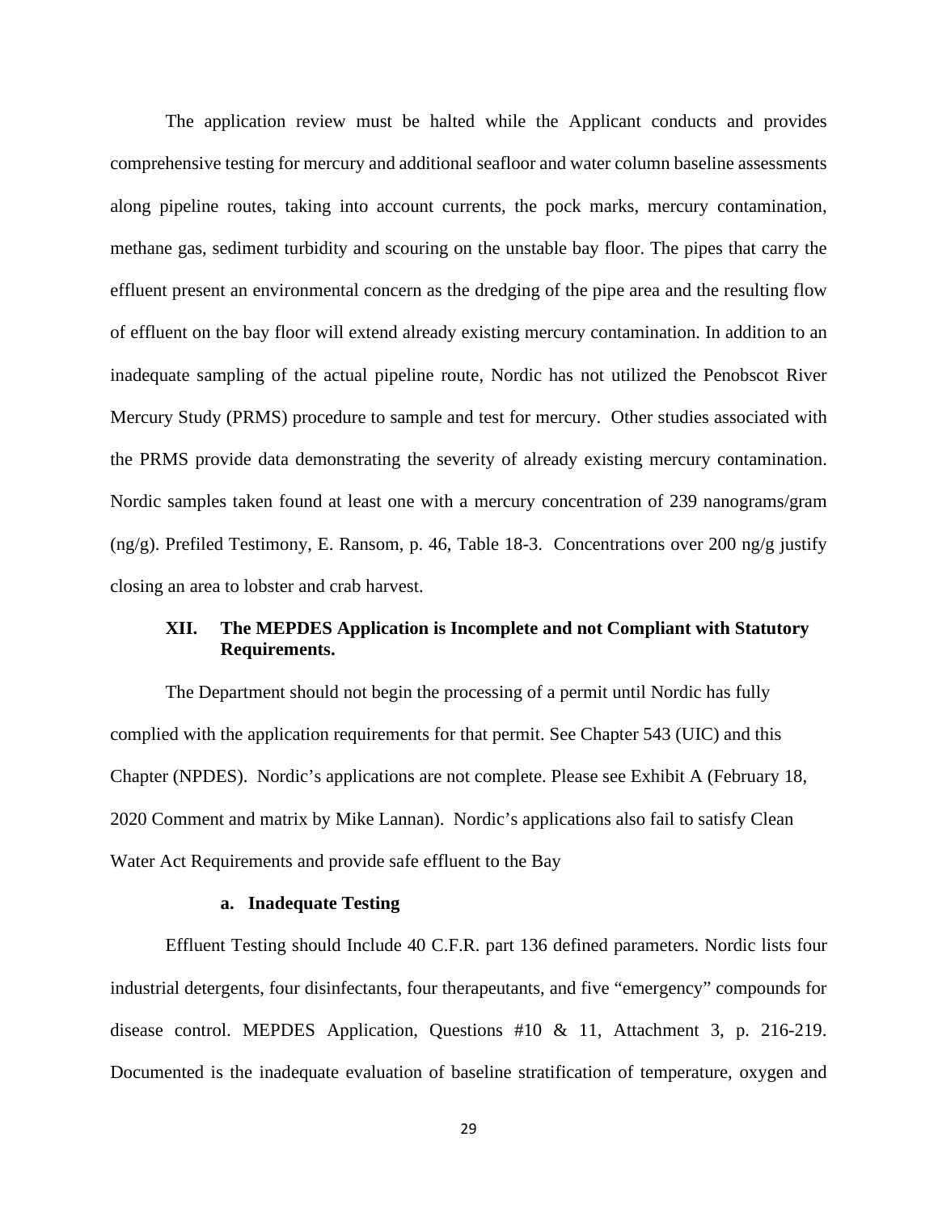The application review must be halted while the Applicant conducts and provides comprehensive testing for mercury and additional seafloor and water column baseline assessments along pipeline routes, taking into account currents, the pock marks, mercury contamination, methane gas, sediment turbidity and scouring on the unstable bay floor. The pipes that carry the effluent present an environmental concern as the dredging of the pipe area and the resulting flow of effluent on the bay floor will extend already existing mercury contamination. In addition to an inadequate sampling of the actual pipeline route, Nordic has not utilized the Penobscot River Mercury Study (PRMS) procedure to sample and test for mercury. Other studies associated with the PRMS provide data demonstrating the severity of already existing mercury contamination. Nordic samples taken found at least one with a mercury concentration of 239 nanograms/gram (ng/g). Prefiled Testimony, E. Ransom, p. 46, Table 18-3. Concentrations over 200 ng/g justify closing an area to lobster and crab harvest.

## XII. The MEPDES Application is Incomplete and not Compliant with Statutory Requirements.

The Department should not begin the processing of a permit until Nordic has fully complied with the application requirements for that permit. See Chapter 543 (UIC) and this Chapter (NPDES). Nordic's applications are not complete. Please see Exhibit A (February 18, 2020 Comment and matrix by Mike Lannan). Nordic's applications also fail to satisfy Clean Water Act Requirements and provide safe effluent to the Bay

### a. Inadequate Testing

Effluent Testing should Include 40 C.F.R. part 136 defined parameters. Nordic lists four industrial detergents, four disinfectants, four therapeutants, and five "emergency" compounds for disease control. MEPDES Application, Questions #10 & 11, Attachment 3, p. 216-219. Documented is the inadequate evaluation of baseline stratification of temperature, oxygen and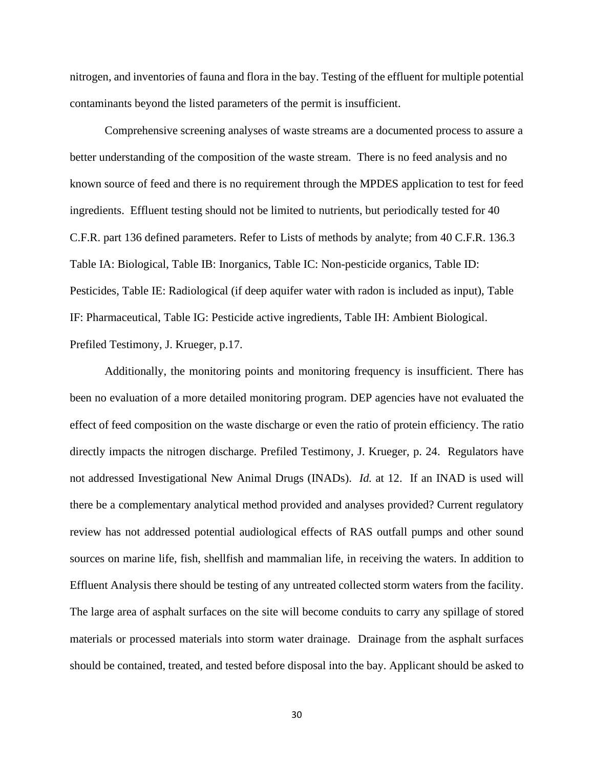nitrogen, and inventories of fauna and flora in the bay. Testing of the effluent for multiple potential contaminants beyond the listed parameters of the permit is insufficient.

Comprehensive screening analyses of waste streams are a documented process to assure a better understanding of the composition of the waste stream. There is no feed analysis and no known source of feed and there is no requirement through the MPDES application to test for feed ingredients. Effluent testing should not be limited to nutrients, but periodically tested for 40 C.F.R. part 136 defined parameters. Refer to Lists of methods by analyte; from 40 C.F.R. 136.3 Table IA: Biological, Table IB: Inorganics, Table IC: Non-pesticide organics, Table ID: Pesticides, Table IE: Radiological (if deep aquifer water with radon is included as input), Table IF: Pharmaceutical, Table IG: Pesticide active ingredients, Table IH: Ambient Biological. Prefiled Testimony, J. Krueger, p.17.

Additionally, the monitoring points and monitoring frequency is insufficient. There has been no evaluation of a more detailed monitoring program. DEP agencies have not evaluated the effect of feed composition on the waste discharge or even the ratio of protein efficiency. The ratio directly impacts the nitrogen discharge. Prefiled Testimony, J. Krueger, p. 24. Regulators have not addressed Investigational New Animal Drugs (INADs). *Id.* at 12. If an INAD is used will there be a complementary analytical method provided and analyses provided? Current regulatory review has not addressed potential audiological effects of RAS outfall pumps and other sound sources on marine life, fish, shellfish and mammalian life, in receiving the waters. In addition to Effluent Analysis there should be testing of any untreated collected storm waters from the facility. The large area of asphalt surfaces on the site will become conduits to carry any spillage of stored materials or processed materials into storm water drainage. Drainage from the asphalt surfaces should be contained, treated, and tested before disposal into the bay. Applicant should be asked to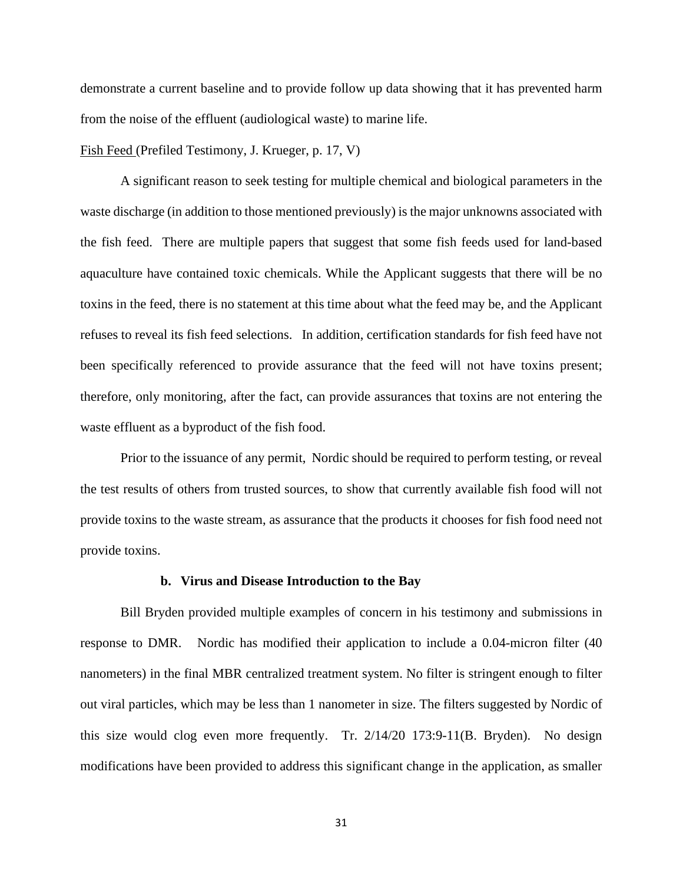demonstrate a current baseline and to provide follow up data showing that it has prevented harm from the noise of the effluent (audiological waste) to marine life.

Fish Feed (Prefiled Testimony, J. Krueger, p. 17, V)

A significant reason to seek testing for multiple chemical and biological parameters in the waste discharge (in addition to those mentioned previously) is the major unknowns associated with the fish feed. There are multiple papers that suggest that some fish feeds used for land-based aquaculture have contained toxic chemicals. While the Applicant suggests that there will be no toxins in the feed, there is no statement at this time about what the feed may be, and the Applicant refuses to reveal its fish feed selections. In addition, certification standards for fish feed have not been specifically referenced to provide assurance that the feed will not have toxins present; therefore, only monitoring, after the fact, can provide assurances that toxins are not entering the waste effluent as a byproduct of the fish food.

Prior to the issuance of any permit, Nordic should be required to perform testing, or reveal the test results of others from trusted sources, to show that currently available fish food will not provide toxins to the waste stream, as assurance that the products it chooses for fish food need not provide toxins.

**b. Virus and Disease Introduction to the Bay**

Bill Bryden provided multiple examples of concern in his testimony and submissions in response to DMR. Nordic has modified their application to include a 0.04-micron filter (40 nanometers) in the final MBR centralized treatment system. No filter is stringent enough to filter out viral particles, which may be less than 1 nanometer in size. The filters suggested by Nordic of this size would clog even more frequently. Tr. 2/14/20 173:9-11(B. Bryden). No design modifications have been provided to address this significant change in the application, as smaller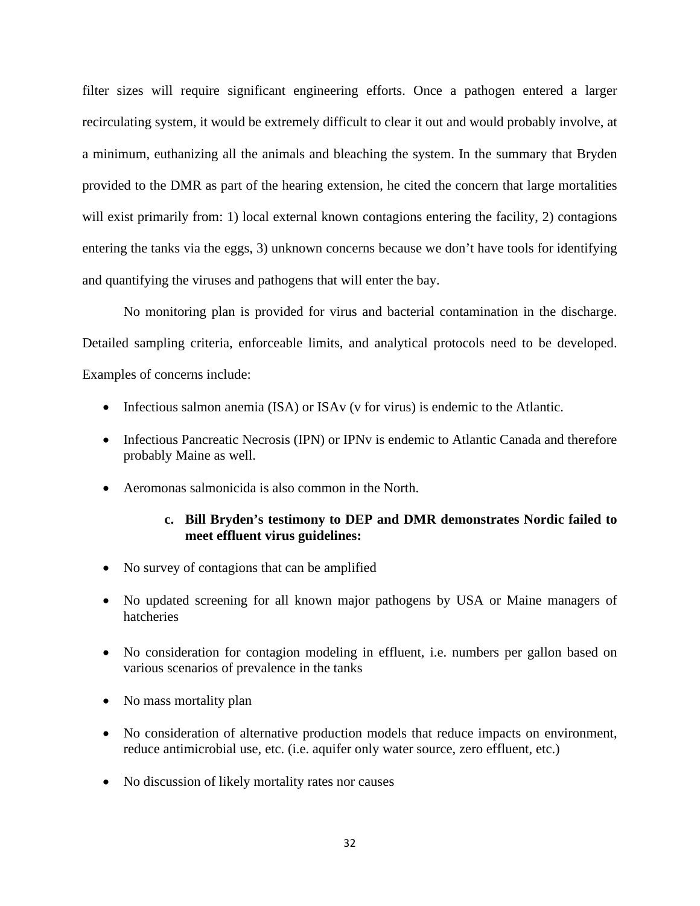filter sizes will require significant engineering efforts. Once a pathogen entered a larger recirculating system, it would be extremely difficult to clear it out and would probably involve, at a minimum, euthanizing all the animals and bleaching the system. In the summary that Bryden provided to the DMR as part of the hearing extension, he cited the concern that large mortalities will exist primarily from: 1) local external known contagions entering the facility, 2) contagions entering the tanks via the eggs, 3) unknown concerns because we don't have tools for identifying and quantifying the viruses and pathogens that will enter the bay.

No monitoring plan is provided for virus and bacterial contamination in the discharge. Detailed sampling criteria, enforceable limits, and analytical protocols need to be developed. Examples of concerns include:

- Infectious salmon anemia (ISA) or ISAv (v for virus) is endemic to the Atlantic.
- Infectious Pancreatic Necrosis (IPN) or IPNv is endemic to Atlantic Canada and therefore probably Maine as well.
- Aeromonas salmonicida is also common in the North.

**c. Bill Bryden's testimony to DEP and DMR demonstrates Nordic failed to meet effluent virus guidelines:**

- No survey of contagions that can be amplified
- No updated screening for all known major pathogens by USA or Maine managers of hatcheries
- No consideration for contagion modeling in effluent, i.e. numbers per gallon based on various scenarios of prevalence in the tanks
- No mass mortality plan
- No consideration of alternative production models that reduce impacts on environment, reduce antimicrobial use, etc. (i.e. aquifer only water source, zero effluent, etc.)
- No discussion of likely mortality rates nor causes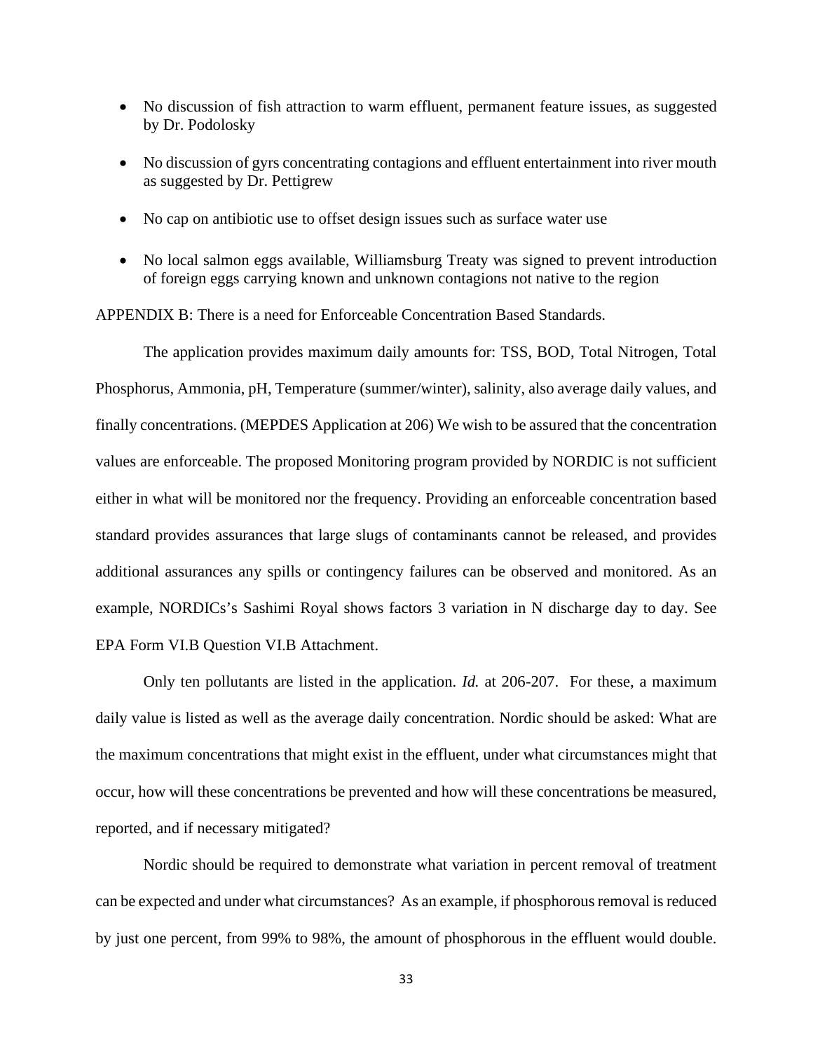- No discussion of fish attraction to warm effluent, permanent feature issues, as suggested by Dr. Podolosky

- No discussion of gyrs concentrating contagions and effluent entertainment into river mouth as suggested by Dr. Pettigrew

- No cap on antibiotic use to offset design issues such as surface water use

- No local salmon eggs available, Williamsburg Treaty was signed to prevent introduction of foreign eggs carrying known and unknown contagions not native to the region

APPENDIX B: There is a need for Enforceable Concentration Based Standards.

The application provides maximum daily amounts for: TSS, BOD, Total Nitrogen, Total Phosphorus, Ammonia, pH, Temperature (summer/winter), salinity, also average daily values, and finally concentrations. (MEPDES Application at 206) We wish to be assured that the concentration values are enforceable. The proposed Monitoring program provided by NORDIC is not sufficient either in what will be monitored nor the frequency. Providing an enforceable concentration based standard provides assurances that large slugs of contaminants cannot be released, and provides additional assurances any spills or contingency failures can be observed and monitored. As an example, NORDICs's Sashimi Royal shows factors 3 variation in N discharge day to day. See EPA Form VI.B Question VI.B Attachment.

Only ten pollutants are listed in the application. *Id.* at 206-207. For these, a maximum daily value is listed as well as the average daily concentration. Nordic should be asked: What are the maximum concentrations that might exist in the effluent, under what circumstances might that occur, how will these concentrations be prevented and how will these concentrations be measured, reported, and if necessary mitigated?

Nordic should be required to demonstrate what variation in percent removal of treatment can be expected and under what circumstances? As an example, if phosphorous removal is reduced by just one percent, from 99% to 98%, the amount of phosphorous in the effluent would double.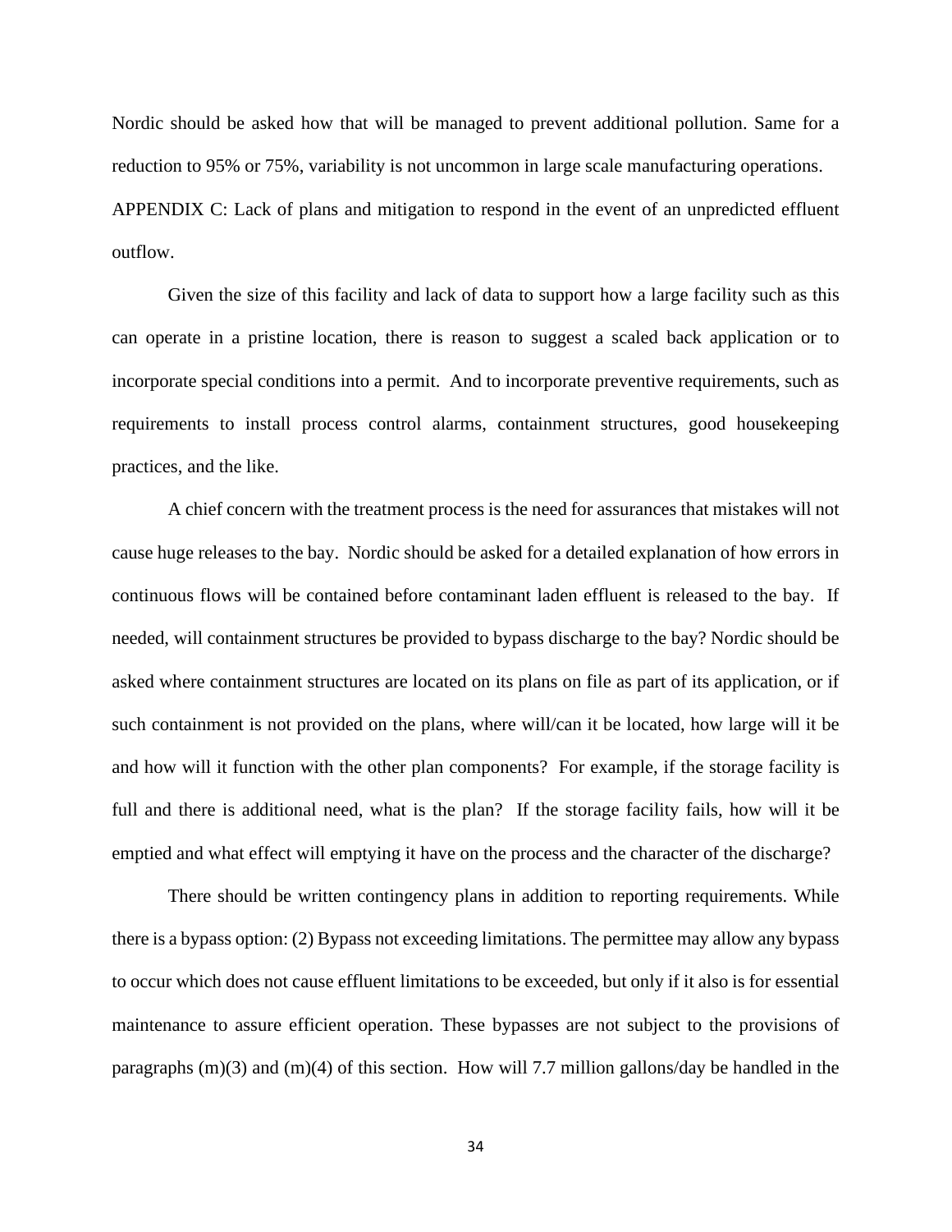Nordic should be asked how that will be managed to prevent additional pollution. Same for a reduction to 95% or 75%, variability is not uncommon in large scale manufacturing operations.

APPENDIX C: Lack of plans and mitigation to respond in the event of an unpredicted effluent outflow.

Given the size of this facility and lack of data to support how a large facility such as this can operate in a pristine location, there is reason to suggest a scaled back application or to incorporate special conditions into a permit. And to incorporate preventive requirements, such as requirements to install process control alarms, containment structures, good housekeeping practices, and the like.

A chief concern with the treatment process is the need for assurances that mistakes will not cause huge releases to the bay. Nordic should be asked for a detailed explanation of how errors in continuous flows will be contained before contaminant laden effluent is released to the bay. If needed, will containment structures be provided to bypass discharge to the bay? Nordic should be asked where containment structures are located on its plans on file as part of its application, or if such containment is not provided on the plans, where will/can it be located, how large will it be and how will it function with the other plan components? For example, if the storage facility is full and there is additional need, what is the plan? If the storage facility fails, how will it be emptied and what effect will emptying it have on the process and the character of the discharge?

There should be written contingency plans in addition to reporting requirements. While there is a bypass option: (2) Bypass not exceeding limitations. The permittee may allow any bypass to occur which does not cause effluent limitations to be exceeded, but only if it also is for essential maintenance to assure efficient operation. These bypasses are not subject to the provisions of paragraphs (m)(3) and (m)(4) of this section. How will 7.7 million gallons/day be handled in the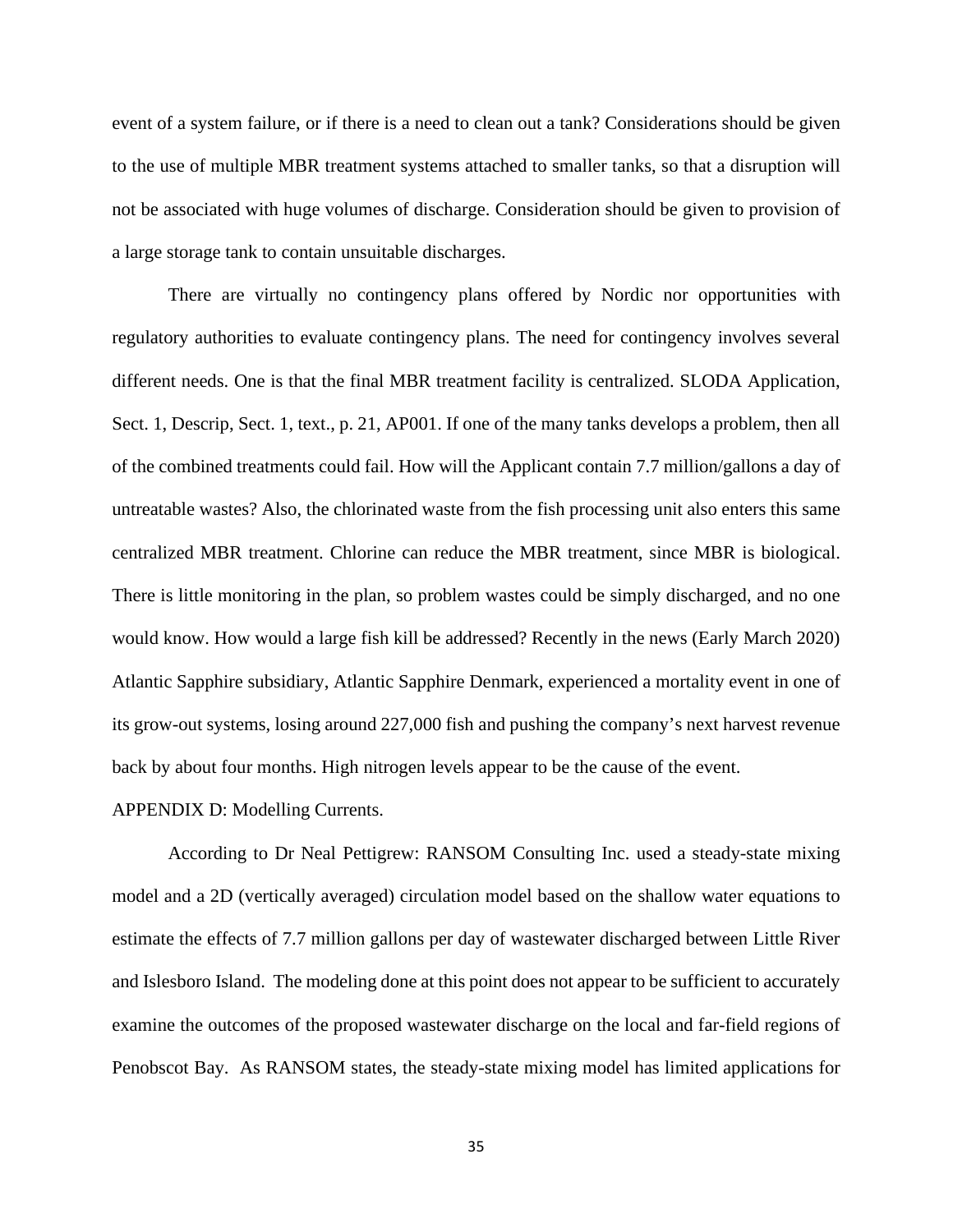event of a system failure, or if there is a need to clean out a tank? Considerations should be given to the use of multiple MBR treatment systems attached to smaller tanks, so that a disruption will not be associated with huge volumes of discharge. Consideration should be given to provision of a large storage tank to contain unsuitable discharges.

There are virtually no contingency plans offered by Nordic nor opportunities with regulatory authorities to evaluate contingency plans. The need for contingency involves several different needs. One is that the final MBR treatment facility is centralized. SLODA Application, Sect. 1, Descrip, Sect. 1, text., p. 21, AP001. If one of the many tanks develops a problem, then all of the combined treatments could fail. How will the Applicant contain 7.7 million/gallons a day of untreatable wastes? Also, the chlorinated waste from the fish processing unit also enters this same centralized MBR treatment. Chlorine can reduce the MBR treatment, since MBR is biological. There is little monitoring in the plan, so problem wastes could be simply discharged, and no one would know. How would a large fish kill be addressed? Recently in the news (Early March 2020) Atlantic Sapphire subsidiary, Atlantic Sapphire Denmark, experienced a mortality event in one of its grow-out systems, losing around 227,000 fish and pushing the company's next harvest revenue back by about four months. High nitrogen levels appear to be the cause of the event.

APPENDIX D: Modelling Currents.

According to Dr Neal Pettigrew: RANSOM Consulting Inc. used a steady-state mixing model and a 2D (vertically averaged) circulation model based on the shallow water equations to estimate the effects of 7.7 million gallons per day of wastewater discharged between Little River and Islesboro Island. The modeling done at this point does not appear to be sufficient to accurately examine the outcomes of the proposed wastewater discharge on the local and far-field regions of Penobscot Bay. As RANSOM states, the steady-state mixing model has limited applications for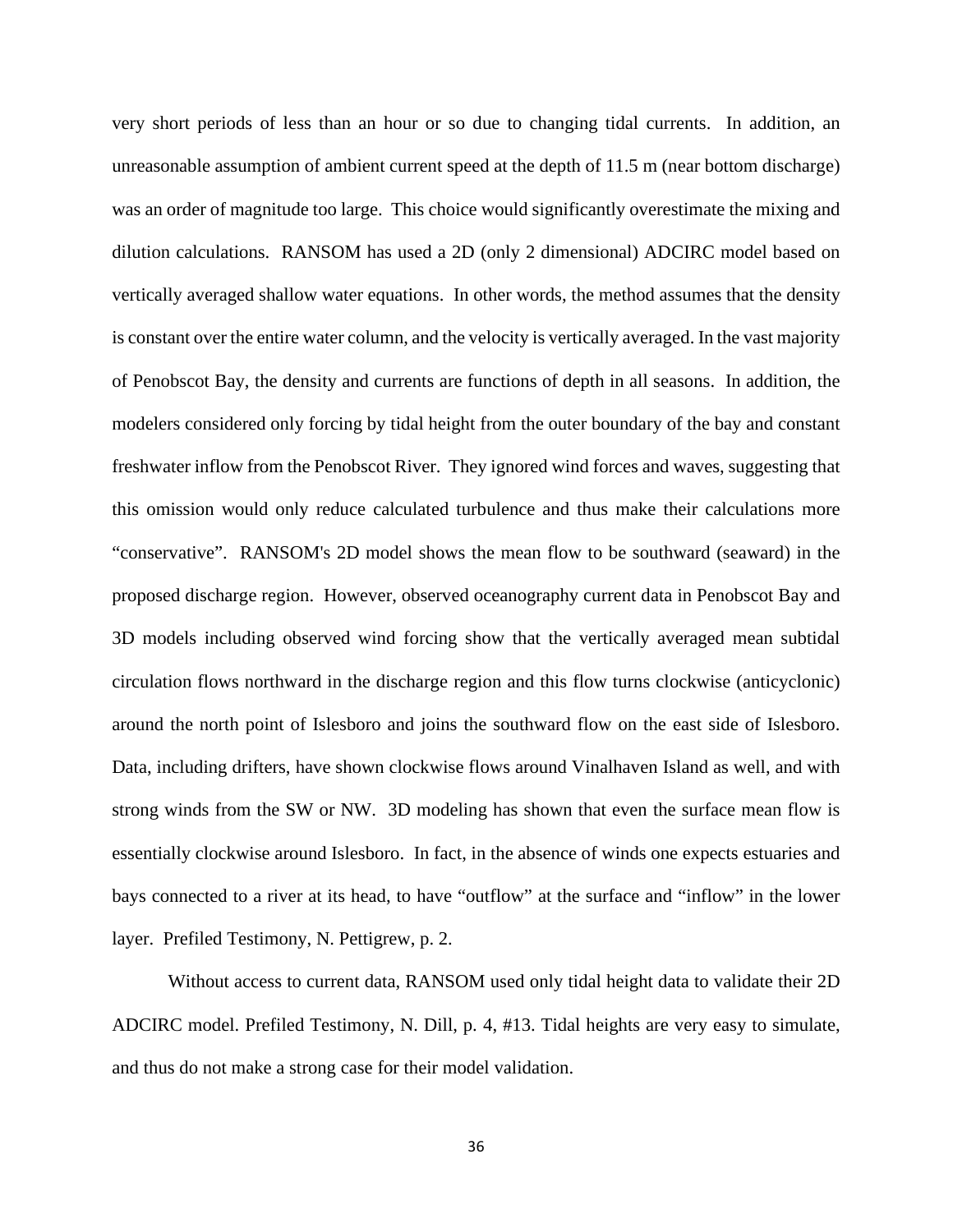very short periods of less than an hour or so due to changing tidal currents. In addition, an unreasonable assumption of ambient current speed at the depth of 11.5 m (near bottom discharge) was an order of magnitude too large. This choice would significantly overestimate the mixing and dilution calculations. RANSOM has used a 2D (only 2 dimensional) ADCIRC model based on vertically averaged shallow water equations. In other words, the method assumes that the density is constant over the entire water column, and the velocity is vertically averaged. In the vast majority of Penobscot Bay, the density and currents are functions of depth in all seasons. In addition, the modelers considered only forcing by tidal height from the outer boundary of the bay and constant freshwater inflow from the Penobscot River. They ignored wind forces and waves, suggesting that this omission would only reduce calculated turbulence and thus make their calculations more "conservative". RANSOM's 2D model shows the mean flow to be southward (seaward) in the proposed discharge region. However, observed oceanography current data in Penobscot Bay and 3D models including observed wind forcing show that the vertically averaged mean subtidal circulation flows northward in the discharge region and this flow turns clockwise (anticyclonic) around the north point of Islesboro and joins the southward flow on the east side of Islesboro. Data, including drifters, have shown clockwise flows around Vinalhaven Island as well, and with strong winds from the SW or NW. 3D modeling has shown that even the surface mean flow is essentially clockwise around Islesboro. In fact, in the absence of winds one expects estuaries and bays connected to a river at its head, to have "outflow" at the surface and "inflow" in the lower layer. Prefiled Testimony, N. Pettigrew, p. 2.

Without access to current data, RANSOM used only tidal height data to validate their 2D ADCIRC model. Prefiled Testimony, N. Dill, p. 4, #13. Tidal heights are very easy to simulate, and thus do not make a strong case for their model validation.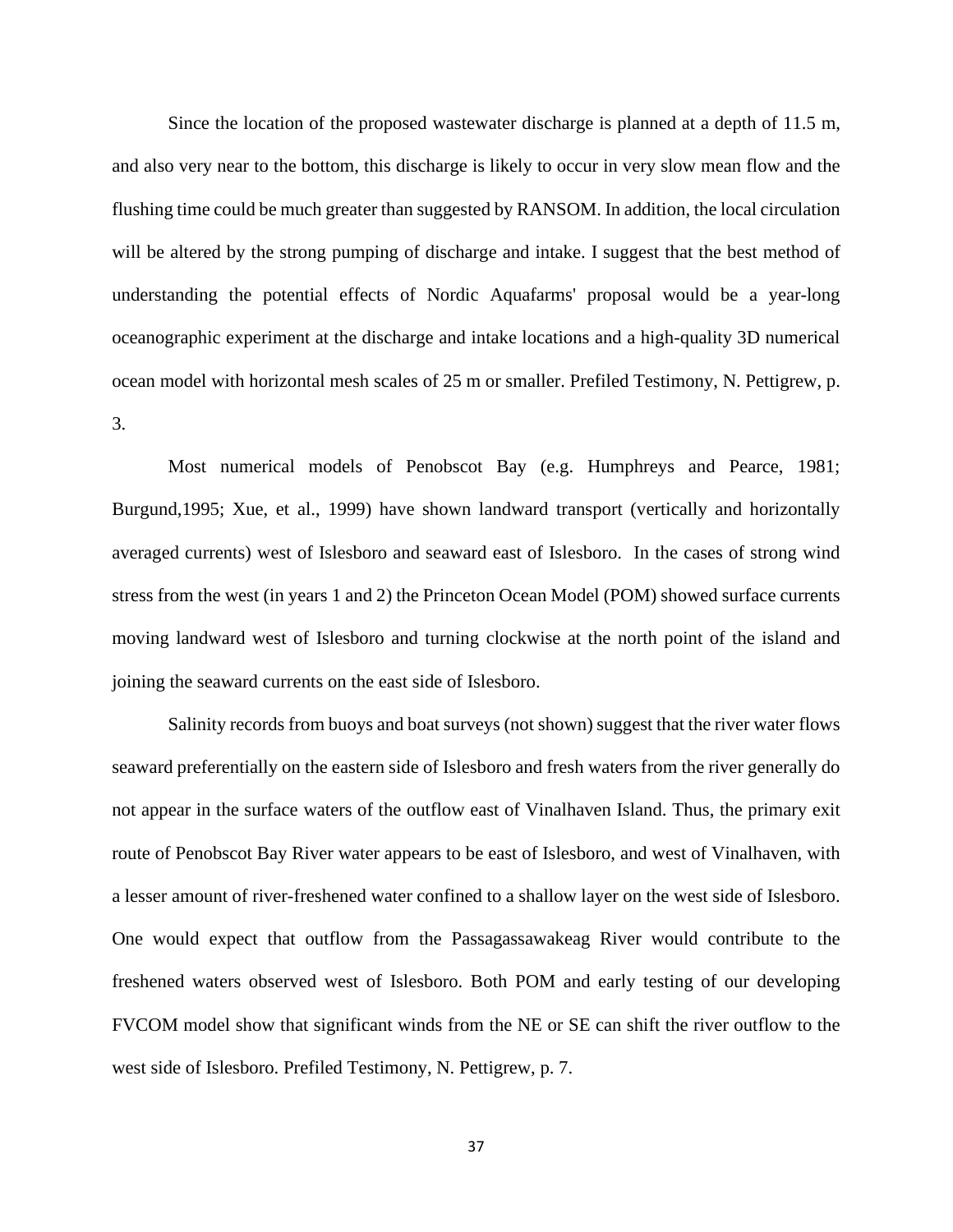Since the location of the proposed wastewater discharge is planned at a depth of 11.5 m, and also very near to the bottom, this discharge is likely to occur in very slow mean flow and the flushing time could be much greater than suggested by RANSOM. In addition, the local circulation will be altered by the strong pumping of discharge and intake. I suggest that the best method of understanding the potential effects of Nordic Aquafarms' proposal would be a year-long oceanographic experiment at the discharge and intake locations and a high-quality 3D numerical ocean model with horizontal mesh scales of 25 m or smaller. Prefiled Testimony, N. Pettigrew, p. 3.

Most numerical models of Penobscot Bay (e.g. Humphreys and Pearce, 1981; Burgund,1995; Xue, et al., 1999) have shown landward transport (vertically and horizontally averaged currents) west of Islesboro and seaward east of Islesboro. In the cases of strong wind stress from the west (in years 1 and 2) the Princeton Ocean Model (POM) showed surface currents moving landward west of Islesboro and turning clockwise at the north point of the island and joining the seaward currents on the east side of Islesboro.

Salinity records from buoys and boat surveys (not shown) suggest that the river water flows seaward preferentially on the eastern side of Islesboro and fresh waters from the river generally do not appear in the surface waters of the outflow east of Vinalhaven Island. Thus, the primary exit route of Penobscot Bay River water appears to be east of Islesboro, and west of Vinalhaven, with a lesser amount of river-freshened water confined to a shallow layer on the west side of Islesboro. One would expect that outflow from the Passagassawakeag River would contribute to the freshened waters observed west of Islesboro. Both POM and early testing of our developing FVCOM model show that significant winds from the NE or SE can shift the river outflow to the west side of Islesboro. Prefiled Testimony, N. Pettigrew, p. 7.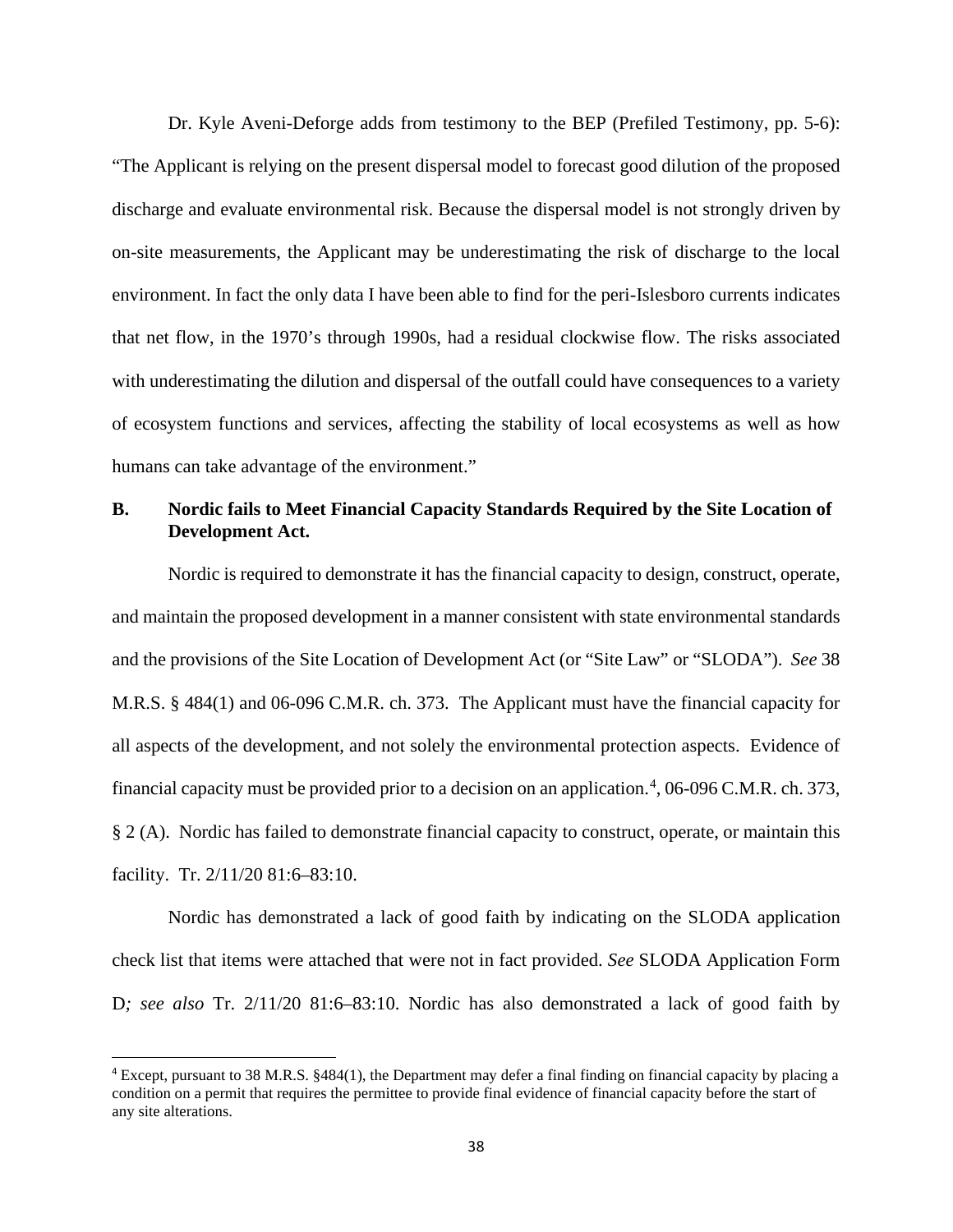Dr. Kyle Aveni-Deforge adds from testimony to the BEP (Prefiled Testimony, pp. 5-6): "The Applicant is relying on the present dispersal model to forecast good dilution of the proposed discharge and evaluate environmental risk. Because the dispersal model is not strongly driven by on-site measurements, the Applicant may be underestimating the risk of discharge to the local environment. In fact the only data I have been able to find for the peri-Islesboro currents indicates that net flow, in the 1970's through 1990s, had a residual clockwise flow. The risks associated with underestimating the dilution and dispersal of the outfall could have consequences to a variety of ecosystem functions and services, affecting the stability of local ecosystems as well as how humans can take advantage of the environment."

### B. Nordic fails to Meet Financial Capacity Standards Required by the Site Location of Development Act.

Nordic is required to demonstrate it has the financial capacity to design, construct, operate, and maintain the proposed development in a manner consistent with state environmental standards and the provisions of the Site Location of Development Act (or "Site Law" or "SLODA"). *See* 38 M.R.S. § 484(1) and 06-096 C.M.R. ch. 373. The Applicant must have the financial capacity for all aspects of the development, and not solely the environmental protection aspects. Evidence of financial capacity must be provided prior to a decision on an application.[4], 06-096 C.M.R. ch. 373, § 2 (A). Nordic has failed to demonstrate financial capacity to construct, operate, or maintain this facility. Tr. 2/11/20 81:6–83:10.

Nordic has demonstrated a lack of good faith by indicating on the SLODA application check list that items were attached that were not in fact provided. *See* SLODA Application Form D*; see also* Tr. 2/11/20 81:6–83:10. Nordic has also demonstrated a lack of good faith by

[4] Except, pursuant to 38 M.R.S. §484(1), the Department may defer a final finding on financial capacity by placing a condition on a permit that requires the permittee to provide final evidence of financial capacity before the start of any site alterations.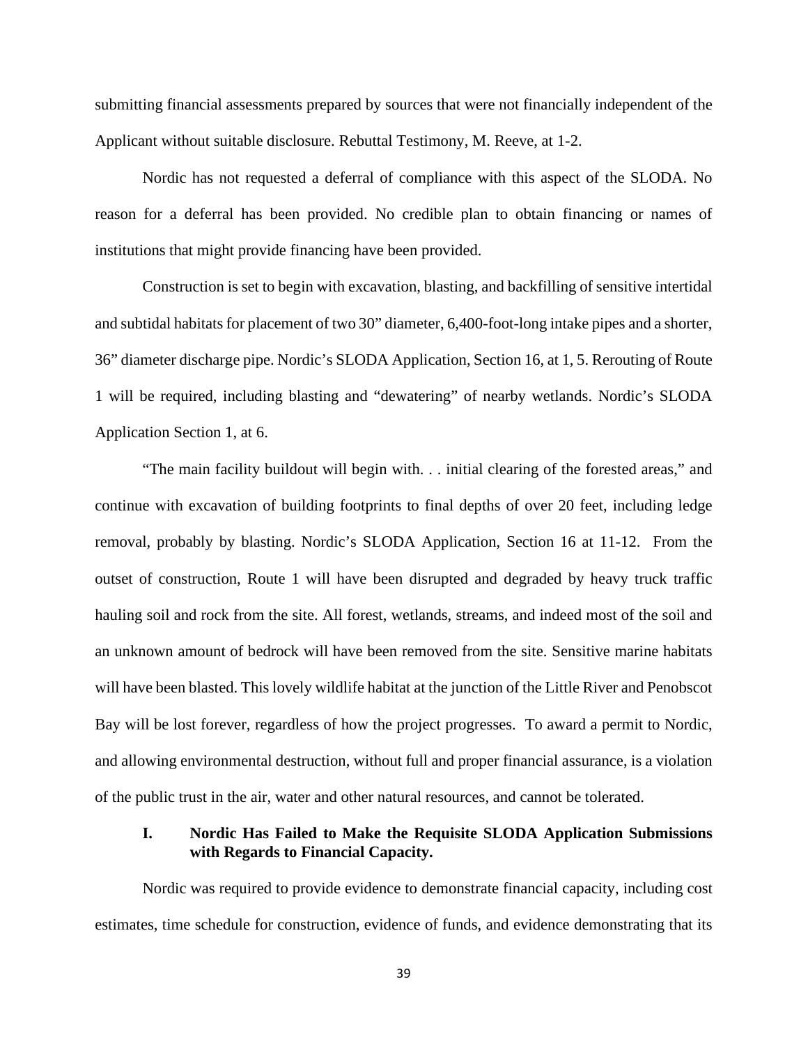submitting financial assessments prepared by sources that were not financially independent of the Applicant without suitable disclosure. Rebuttal Testimony, M. Reeve, at 1-2.

Nordic has not requested a deferral of compliance with this aspect of the SLODA. No reason for a deferral has been provided. No credible plan to obtain financing or names of institutions that might provide financing have been provided.

Construction is set to begin with excavation, blasting, and backfilling of sensitive intertidal and subtidal habitats for placement of two 30" diameter, 6,400-foot-long intake pipes and a shorter, 36" diameter discharge pipe. Nordic's SLODA Application, Section 16, at 1, 5. Rerouting of Route 1 will be required, including blasting and "dewatering" of nearby wetlands. Nordic's SLODA Application Section 1, at 6.

"The main facility buildout will begin with. . . initial clearing of the forested areas," and continue with excavation of building footprints to final depths of over 20 feet, including ledge removal, probably by blasting. Nordic's SLODA Application, Section 16 at 11-12. From the outset of construction, Route 1 will have been disrupted and degraded by heavy truck traffic hauling soil and rock from the site. All forest, wetlands, streams, and indeed most of the soil and an unknown amount of bedrock will have been removed from the site. Sensitive marine habitats will have been blasted. This lovely wildlife habitat at the junction of the Little River and Penobscot Bay will be lost forever, regardless of how the project progresses. To award a permit to Nordic, and allowing environmental destruction, without full and proper financial assurance, is a violation of the public trust in the air, water and other natural resources, and cannot be tolerated.

### I. Nordic Has Failed to Make the Requisite SLODA Application Submissions with Regards to Financial Capacity.

Nordic was required to provide evidence to demonstrate financial capacity, including cost estimates, time schedule for construction, evidence of funds, and evidence demonstrating that its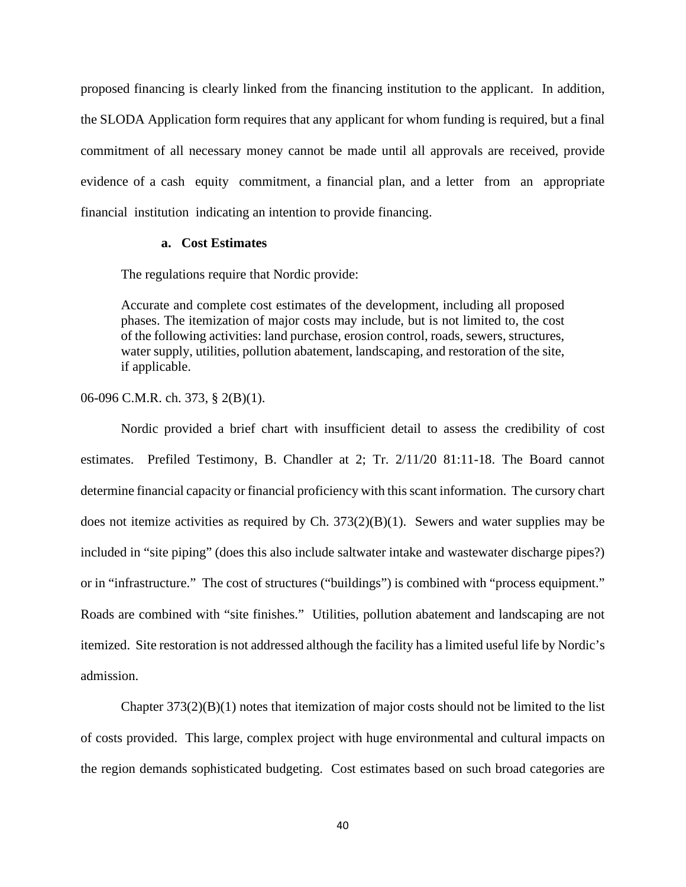proposed financing is clearly linked from the financing institution to the applicant. In addition, the SLODA Application form requires that any applicant for whom funding is required, but a final commitment of all necessary money cannot be made until all approvals are received, provide evidence of a cash equity commitment, a financial plan, and a letter from an appropriate financial institution indicating an intention to provide financing.

#### a. Cost Estimates

The regulations require that Nordic provide:

> Accurate and complete cost estimates of the development, including all proposed phases. The itemization of major costs may include, but is not limited to, the cost of the following activities: land purchase, erosion control, roads, sewers, structures, water supply, utilities, pollution abatement, landscaping, and restoration of the site, if applicable.

06-096 C.M.R. ch. 373, § 2(B)(1).

Nordic provided a brief chart with insufficient detail to assess the credibility of cost estimates. Prefiled Testimony, B. Chandler at 2; Tr. 2/11/20 81:11-18. The Board cannot determine financial capacity or financial proficiency with this scant information. The cursory chart does not itemize activities as required by Ch. 373(2)(B)(1). Sewers and water supplies may be included in "site piping" (does this also include saltwater intake and wastewater discharge pipes?) or in "infrastructure." The cost of structures ("buildings") is combined with "process equipment." Roads are combined with "site finishes." Utilities, pollution abatement and landscaping are not itemized. Site restoration is not addressed although the facility has a limited useful life by Nordic's admission.

Chapter 373(2)(B)(1) notes that itemization of major costs should not be limited to the list of costs provided. This large, complex project with huge environmental and cultural impacts on the region demands sophisticated budgeting. Cost estimates based on such broad categories are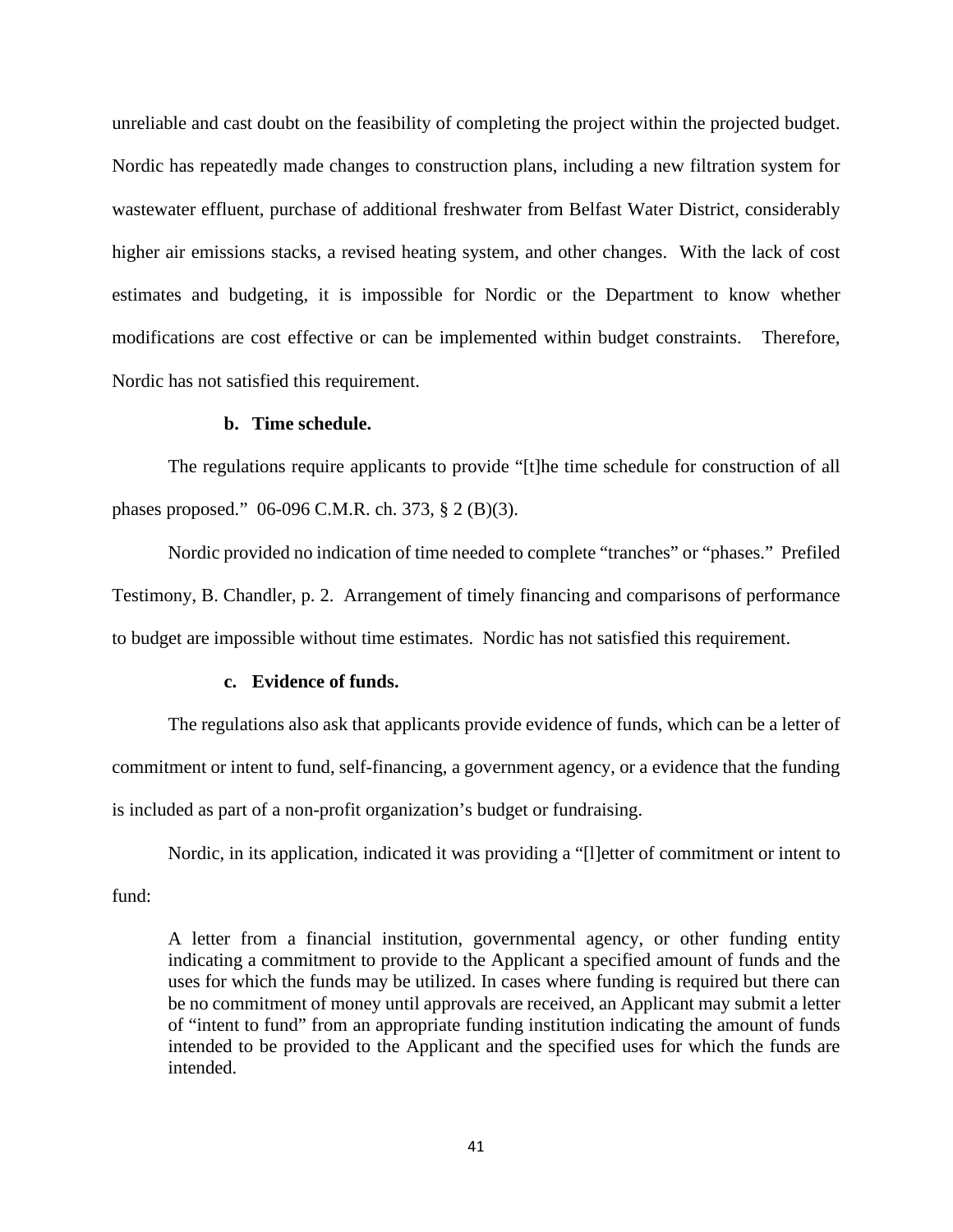unreliable and cast doubt on the feasibility of completing the project within the projected budget. Nordic has repeatedly made changes to construction plans, including a new filtration system for wastewater effluent, purchase of additional freshwater from Belfast Water District, considerably higher air emissions stacks, a revised heating system, and other changes. With the lack of cost estimates and budgeting, it is impossible for Nordic or the Department to know whether modifications are cost effective or can be implemented within budget constraints. Therefore, Nordic has not satisfied this requirement.

**b. Time schedule.**

The regulations require applicants to provide "[t]he time schedule for construction of all phases proposed." 06-096 C.M.R. ch. 373, § 2 (B)(3).

Nordic provided no indication of time needed to complete "tranches" or "phases." Prefiled Testimony, B. Chandler, p. 2. Arrangement of timely financing and comparisons of performance to budget are impossible without time estimates. Nordic has not satisfied this requirement.

**c. Evidence of funds.**

The regulations also ask that applicants provide evidence of funds, which can be a letter of commitment or intent to fund, self-financing, a government agency, or a evidence that the funding is included as part of a non-profit organization's budget or fundraising.

Nordic, in its application, indicated it was providing a "[l]etter of commitment or intent to fund:

> A letter from a financial institution, governmental agency, or other funding entity indicating a commitment to provide to the Applicant a specified amount of funds and the uses for which the funds may be utilized. In cases where funding is required but there can be no commitment of money until approvals are received, an Applicant may submit a letter of "intent to fund" from an appropriate funding institution indicating the amount of funds intended to be provided to the Applicant and the specified uses for which the funds are intended.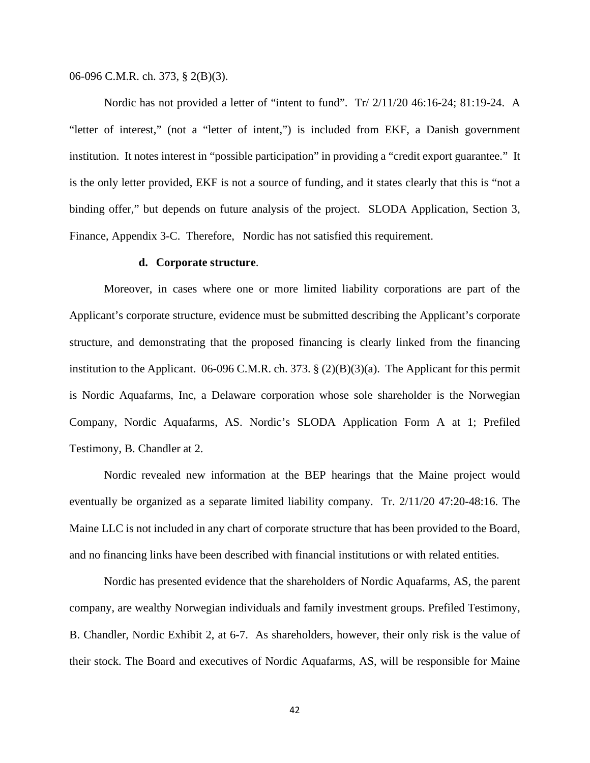06-096 C.M.R. ch. 373, § 2(B)(3).

Nordic has not provided a letter of "intent to fund". Tr/ 2/11/20 46:16-24; 81:19-24. A "letter of interest," (not a "letter of intent,") is included from EKF, a Danish government institution. It notes interest in "possible participation" in providing a "credit export guarantee." It is the only letter provided, EKF is not a source of funding, and it states clearly that this is "not a binding offer," but depends on future analysis of the project. SLODA Application, Section 3, Finance, Appendix 3-C. Therefore, Nordic has not satisfied this requirement.

**d. Corporate structure**.

Moreover, in cases where one or more limited liability corporations are part of the Applicant's corporate structure, evidence must be submitted describing the Applicant's corporate structure, and demonstrating that the proposed financing is clearly linked from the financing institution to the Applicant. 06-096 C.M.R. ch. 373. § (2)(B)(3)(a). The Applicant for this permit is Nordic Aquafarms, Inc, a Delaware corporation whose sole shareholder is the Norwegian Company, Nordic Aquafarms, AS. Nordic's SLODA Application Form A at 1; Prefiled Testimony, B. Chandler at 2.

Nordic revealed new information at the BEP hearings that the Maine project would eventually be organized as a separate limited liability company. Tr. 2/11/20 47:20-48:16. The Maine LLC is not included in any chart of corporate structure that has been provided to the Board, and no financing links have been described with financial institutions or with related entities.

Nordic has presented evidence that the shareholders of Nordic Aquafarms, AS, the parent company, are wealthy Norwegian individuals and family investment groups. Prefiled Testimony, B. Chandler, Nordic Exhibit 2, at 6-7. As shareholders, however, their only risk is the value of their stock. The Board and executives of Nordic Aquafarms, AS, will be responsible for Maine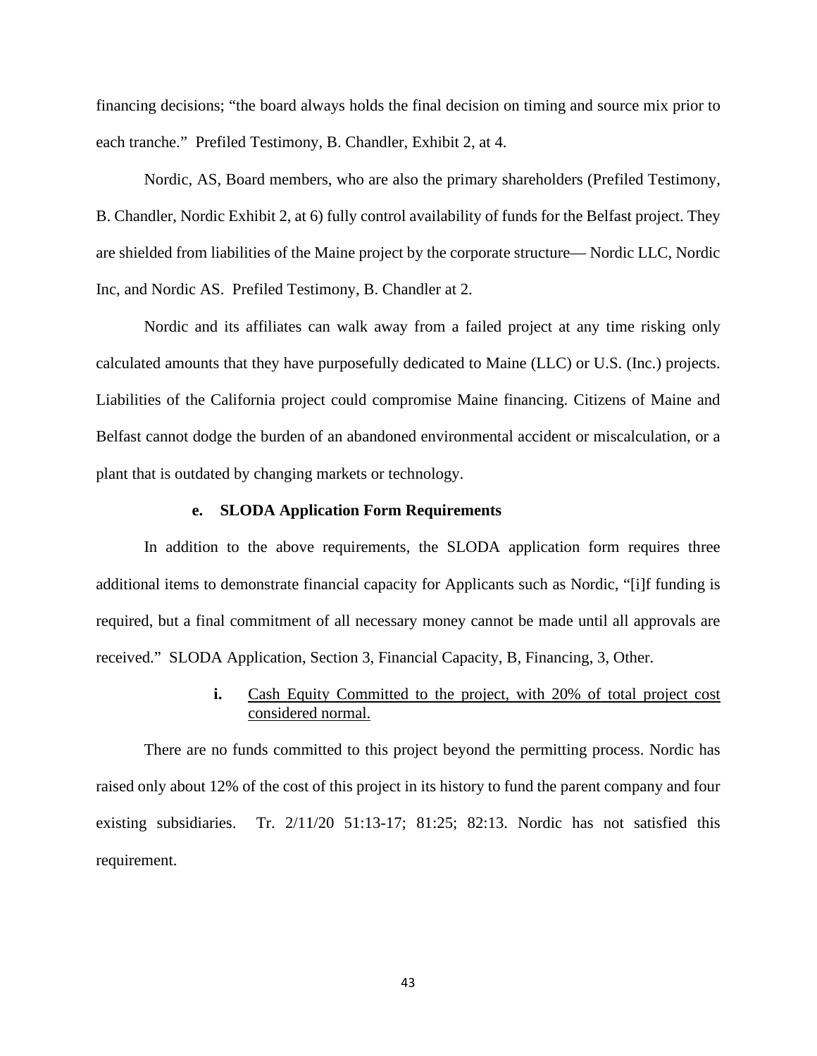financing decisions; "the board always holds the final decision on timing and source mix prior to each tranche." Prefiled Testimony, B. Chandler, Exhibit 2, at 4.

Nordic, AS, Board members, who are also the primary shareholders (Prefiled Testimony, B. Chandler, Nordic Exhibit 2, at 6) fully control availability of funds for the Belfast project. They are shielded from liabilities of the Maine project by the corporate structure— Nordic LLC, Nordic Inc, and Nordic AS. Prefiled Testimony, B. Chandler at 2.

Nordic and its affiliates can walk away from a failed project at any time risking only calculated amounts that they have purposefully dedicated to Maine (LLC) or U.S. (Inc.) projects. Liabilities of the California project could compromise Maine financing. Citizens of Maine and Belfast cannot dodge the burden of an abandoned environmental accident or miscalculation, or a plant that is outdated by changing markets or technology.

#### e. SLODA Application Form Requirements

In addition to the above requirements, the SLODA application form requires three additional items to demonstrate financial capacity for Applicants such as Nordic, "[i]f funding is required, but a final commitment of all necessary money cannot be made until all approvals are received." SLODA Application, Section 3, Financial Capacity, B, Financing, 3, Other.

##### i. <u>Cash Equity Committed to the project, with 20% of total project cost considered normal.</u>

There are no funds committed to this project beyond the permitting process. Nordic has raised only about 12% of the cost of this project in its history to fund the parent company and four existing subsidiaries. Tr. 2/11/20 51:13-17; 81:25; 82:13. Nordic has not satisfied this requirement.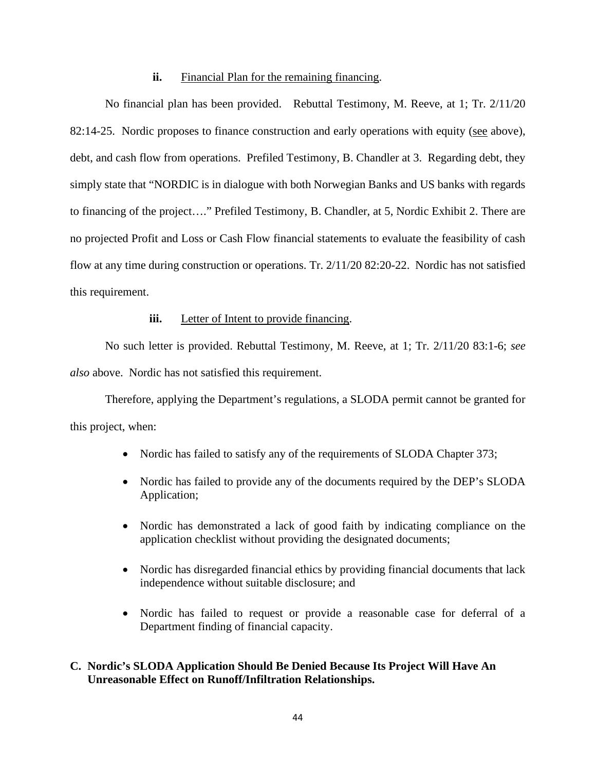**ii.** Financial Plan for the remaining financing.

No financial plan has been provided. Rebuttal Testimony, M. Reeve, at 1; Tr. 2/11/20 82:14-25. Nordic proposes to finance construction and early operations with equity (see above), debt, and cash flow from operations. Prefiled Testimony, B. Chandler at 3. Regarding debt, they simply state that "NORDIC is in dialogue with both Norwegian Banks and US banks with regards to financing of the project…." Prefiled Testimony, B. Chandler, at 5, Nordic Exhibit 2. There are no projected Profit and Loss or Cash Flow financial statements to evaluate the feasibility of cash flow at any time during construction or operations. Tr. 2/11/20 82:20-22. Nordic has not satisfied this requirement.

**iii.** Letter of Intent to provide financing.

No such letter is provided. Rebuttal Testimony, M. Reeve, at 1; Tr. 2/11/20 83:1-6; *see also* above. Nordic has not satisfied this requirement.

Therefore, applying the Department's regulations, a SLODA permit cannot be granted for this project, when:

- Nordic has failed to satisfy any of the requirements of SLODA Chapter 373;
- Nordic has failed to provide any of the documents required by the DEP's SLODA Application;
- Nordic has demonstrated a lack of good faith by indicating compliance on the application checklist without providing the designated documents;
- Nordic has disregarded financial ethics by providing financial documents that lack independence without suitable disclosure; and
- Nordic has failed to request or provide a reasonable case for deferral of a Department finding of financial capacity.

## C. Nordic's SLODA Application Should Be Denied Because Its Project Will Have An Unreasonable Effect on Runoff/Infiltration Relationships.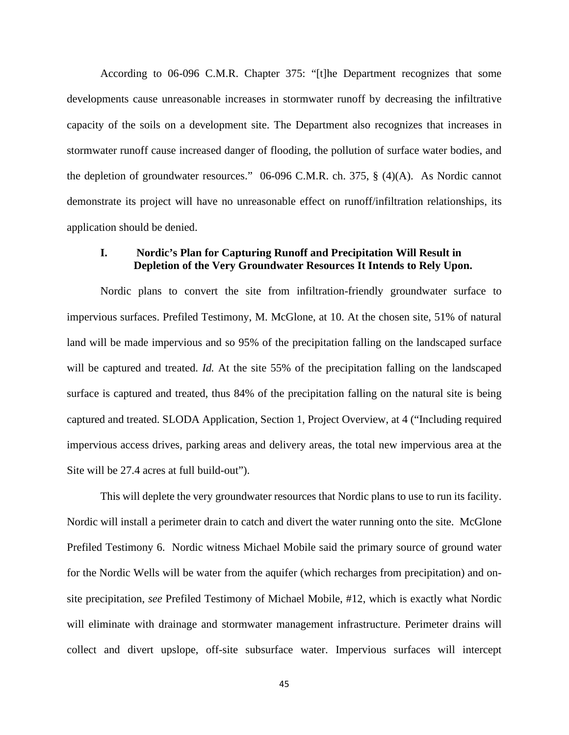According to 06-096 C.M.R. Chapter 375: "[t]he Department recognizes that some developments cause unreasonable increases in stormwater runoff by decreasing the infiltrative capacity of the soils on a development site. The Department also recognizes that increases in stormwater runoff cause increased danger of flooding, the pollution of surface water bodies, and the depletion of groundwater resources." 06-096 C.M.R. ch. 375, § (4)(A). As Nordic cannot demonstrate its project will have no unreasonable effect on runoff/infiltration relationships, its application should be denied.

### I. Nordic's Plan for Capturing Runoff and Precipitation Will Result in Depletion of the Very Groundwater Resources It Intends to Rely Upon.

Nordic plans to convert the site from infiltration-friendly groundwater surface to impervious surfaces. Prefiled Testimony, M. McGlone, at 10. At the chosen site, 51% of natural land will be made impervious and so 95% of the precipitation falling on the landscaped surface will be captured and treated. *Id.* At the site 55% of the precipitation falling on the landscaped surface is captured and treated, thus 84% of the precipitation falling on the natural site is being captured and treated. SLODA Application, Section 1, Project Overview, at 4 ("Including required impervious access drives, parking areas and delivery areas, the total new impervious area at the Site will be 27.4 acres at full build-out").

This will deplete the very groundwater resources that Nordic plans to use to run its facility. Nordic will install a perimeter drain to catch and divert the water running onto the site. McGlone Prefiled Testimony 6. Nordic witness Michael Mobile said the primary source of ground water for the Nordic Wells will be water from the aquifer (which recharges from precipitation) and on-site precipitation, *see* Prefiled Testimony of Michael Mobile, #12, which is exactly what Nordic will eliminate with drainage and stormwater management infrastructure. Perimeter drains will collect and divert upslope, off-site subsurface water. Impervious surfaces will intercept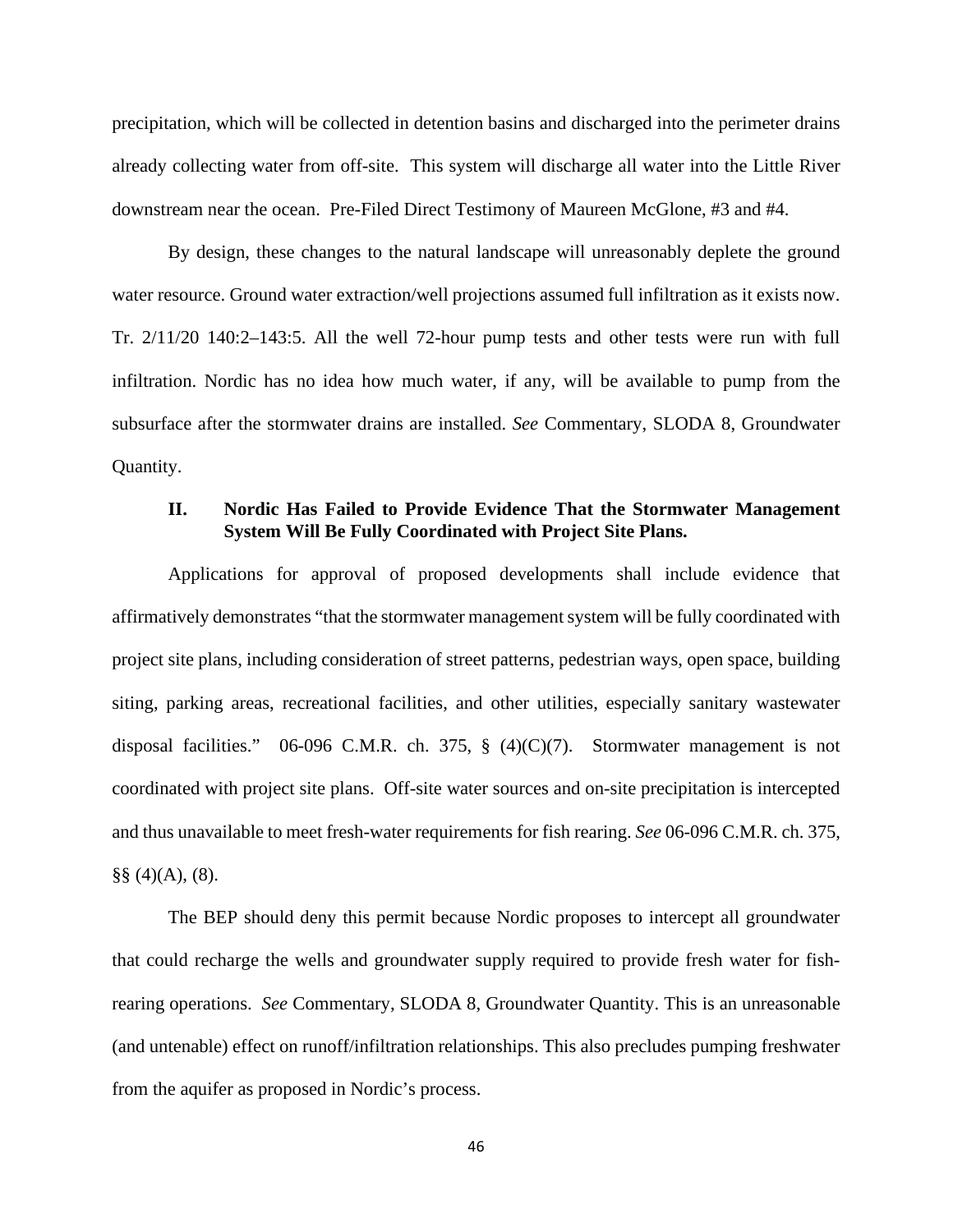precipitation, which will be collected in detention basins and discharged into the perimeter drains already collecting water from off-site. This system will discharge all water into the Little River downstream near the ocean. Pre-Filed Direct Testimony of Maureen McGlone, #3 and #4.

By design, these changes to the natural landscape will unreasonably deplete the ground water resource. Ground water extraction/well projections assumed full infiltration as it exists now. Tr. 2/11/20 140:2–143:5. All the well 72-hour pump tests and other tests were run with full infiltration. Nordic has no idea how much water, if any, will be available to pump from the subsurface after the stormwater drains are installed. *See* Commentary, SLODA 8, Groundwater Quantity.

### II. Nordic Has Failed to Provide Evidence That the Stormwater Management System Will Be Fully Coordinated with Project Site Plans.

Applications for approval of proposed developments shall include evidence that affirmatively demonstrates "that the stormwater management system will be fully coordinated with project site plans, including consideration of street patterns, pedestrian ways, open space, building siting, parking areas, recreational facilities, and other utilities, especially sanitary wastewater disposal facilities." 06-096 C.M.R. ch. 375, § (4)(C)(7). Stormwater management is not coordinated with project site plans. Off-site water sources and on-site precipitation is intercepted and thus unavailable to meet fresh-water requirements for fish rearing. *See* 06-096 C.M.R. ch. 375, §§ (4)(A), (8).

The BEP should deny this permit because Nordic proposes to intercept all groundwater that could recharge the wells and groundwater supply required to provide fresh water for fish-rearing operations. *See* Commentary, SLODA 8, Groundwater Quantity. This is an unreasonable (and untenable) effect on runoff/infiltration relationships. This also precludes pumping freshwater from the aquifer as proposed in Nordic's process.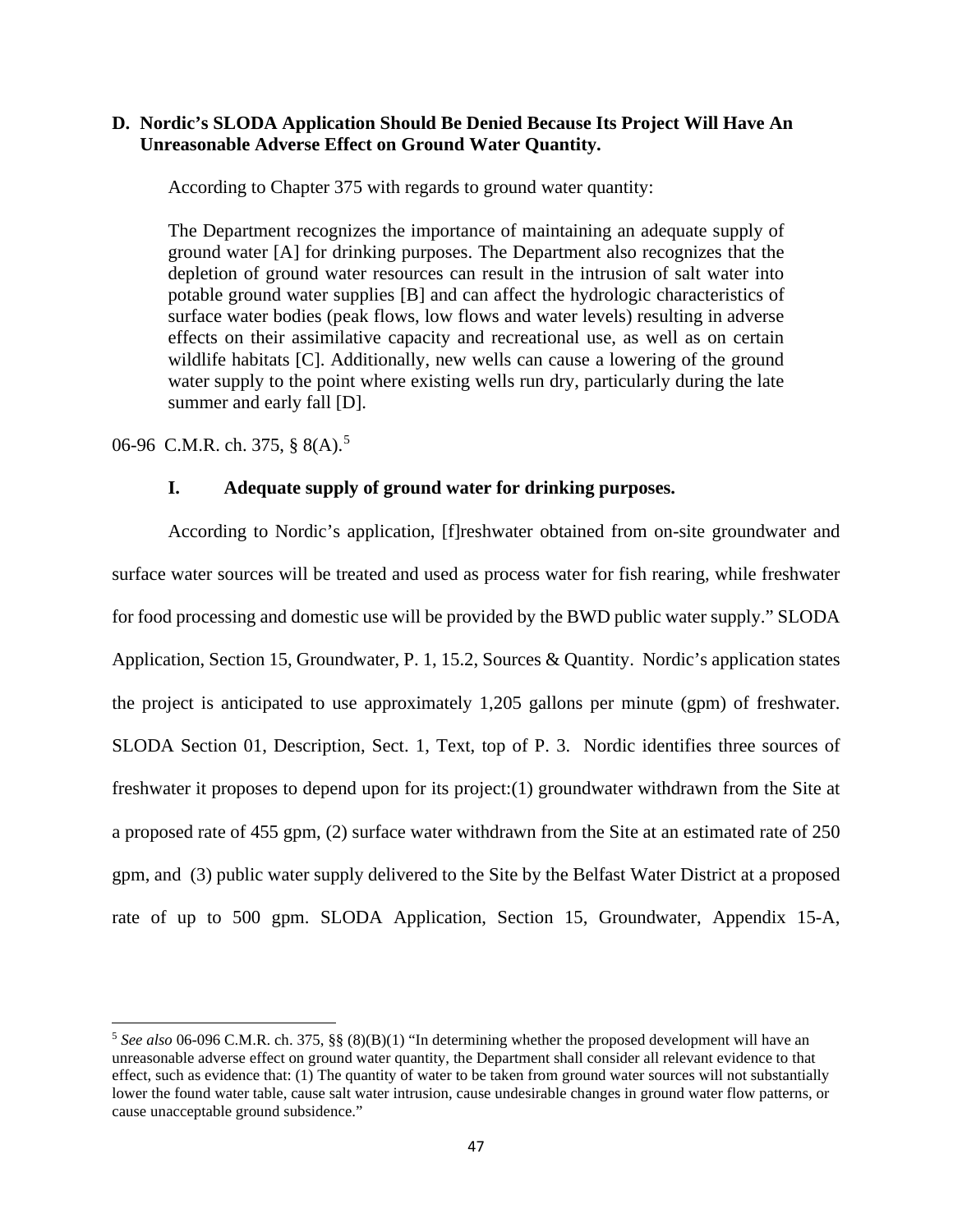### D. Nordic's SLODA Application Should Be Denied Because Its Project Will Have An Unreasonable Adverse Effect on Ground Water Quantity.

According to Chapter 375 with regards to ground water quantity:

> The Department recognizes the importance of maintaining an adequate supply of ground water [A] for drinking purposes. The Department also recognizes that the depletion of ground water resources can result in the intrusion of salt water into potable ground water supplies [B] and can affect the hydrologic characteristics of surface water bodies (peak flows, low flows and water levels) resulting in adverse effects on their assimilative capacity and recreational use, as well as on certain wildlife habitats [C]. Additionally, new wells can cause a lowering of the ground water supply to the point where existing wells run dry, particularly during the late summer and early fall [D].

06-96 C.M.R. ch. 375, § 8(A).[5]

#### I. Adequate supply of ground water for drinking purposes.

According to Nordic's application, [f]reshwater obtained from on-site groundwater and surface water sources will be treated and used as process water for fish rearing, while freshwater for food processing and domestic use will be provided by the BWD public water supply." SLODA Application, Section 15, Groundwater, P. 1, 15.2, Sources & Quantity. Nordic's application states the project is anticipated to use approximately 1,205 gallons per minute (gpm) of freshwater. SLODA Section 01, Description, Sect. 1, Text, top of P. 3. Nordic identifies three sources of freshwater it proposes to depend upon for its project:(1) groundwater withdrawn from the Site at a proposed rate of 455 gpm, (2) surface water withdrawn from the Site at an estimated rate of 250 gpm, and (3) public water supply delivered to the Site by the Belfast Water District at a proposed rate of up to 500 gpm. SLODA Application, Section 15, Groundwater, Appendix 15-A,

---

[5] *See also* 06-096 C.M.R. ch. 375, §§ (8)(B)(1) "In determining whether the proposed development will have an unreasonable adverse effect on ground water quantity, the Department shall consider all relevant evidence to that effect, such as evidence that: (1) The quantity of water to be taken from ground water sources will not substantially lower the found water table, cause salt water intrusion, cause undesirable changes in ground water flow patterns, or cause unacceptable ground subsidence."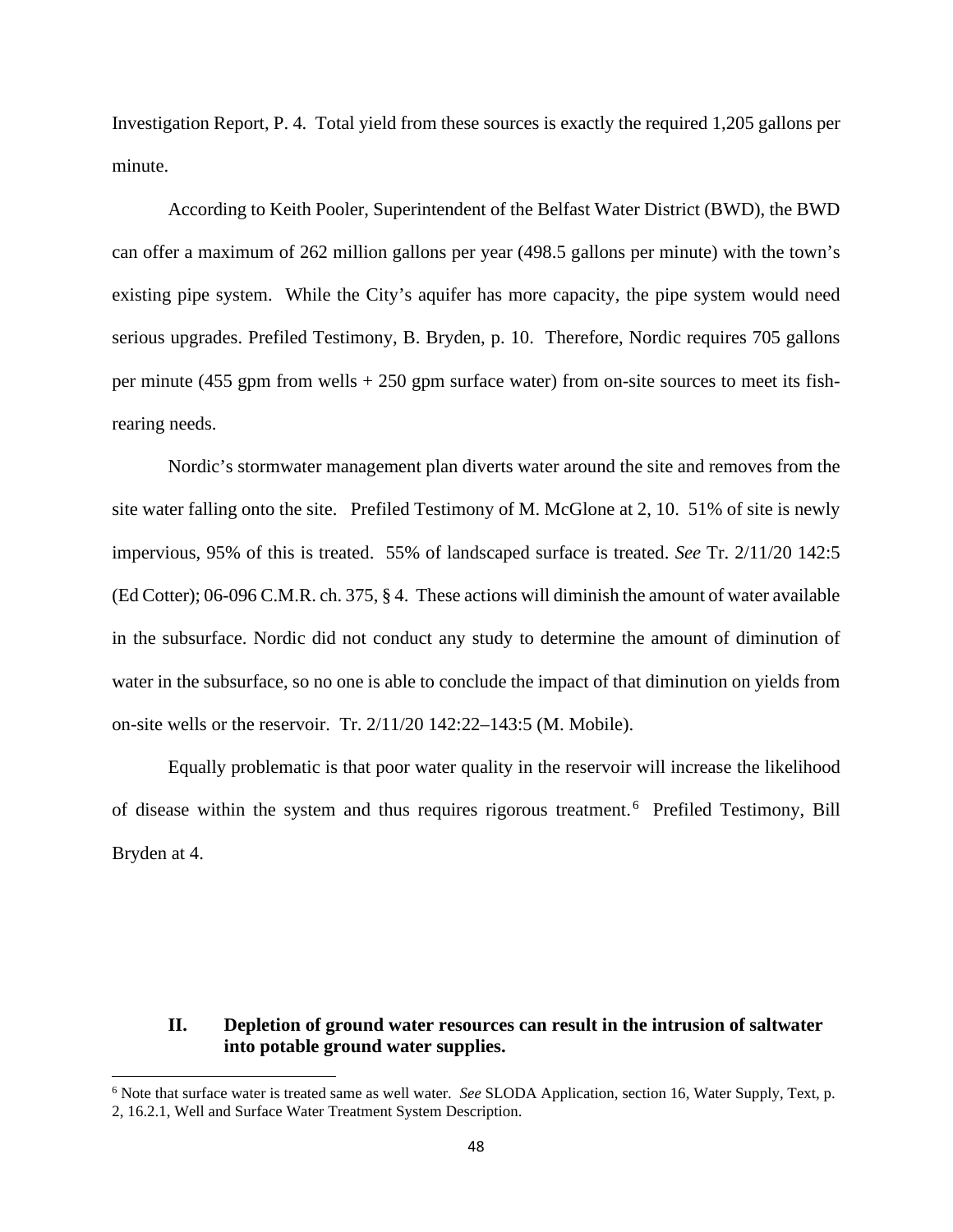Investigation Report, P. 4. Total yield from these sources is exactly the required 1,205 gallons per minute.

According to Keith Pooler, Superintendent of the Belfast Water District (BWD), the BWD can offer a maximum of 262 million gallons per year (498.5 gallons per minute) with the town's existing pipe system. While the City's aquifer has more capacity, the pipe system would need serious upgrades. Prefiled Testimony, B. Bryden, p. 10. Therefore, Nordic requires 705 gallons per minute (455 gpm from wells + 250 gpm surface water) from on-site sources to meet its fish-rearing needs.

Nordic's stormwater management plan diverts water around the site and removes from the site water falling onto the site. Prefiled Testimony of M. McGlone at 2, 10. 51% of site is newly impervious, 95% of this is treated. 55% of landscaped surface is treated. *See* Tr. 2/11/20 142:5 (Ed Cotter); 06-096 C.M.R. ch. 375, § 4. These actions will diminish the amount of water available in the subsurface. Nordic did not conduct any study to determine the amount of diminution of water in the subsurface, so no one is able to conclude the impact of that diminution on yields from on-site wells or the reservoir. Tr. 2/11/20 142:22–143:5 (M. Mobile).

Equally problematic is that poor water quality in the reservoir will increase the likelihood of disease within the system and thus requires rigorous treatment.[6] Prefiled Testimony, Bill Bryden at 4.

## II. Depletion of ground water resources can result in the intrusion of saltwater into potable ground water supplies.

[6] Note that surface water is treated same as well water. *See* SLODA Application, section 16, Water Supply, Text, p. 2, 16.2.1, Well and Surface Water Treatment System Description.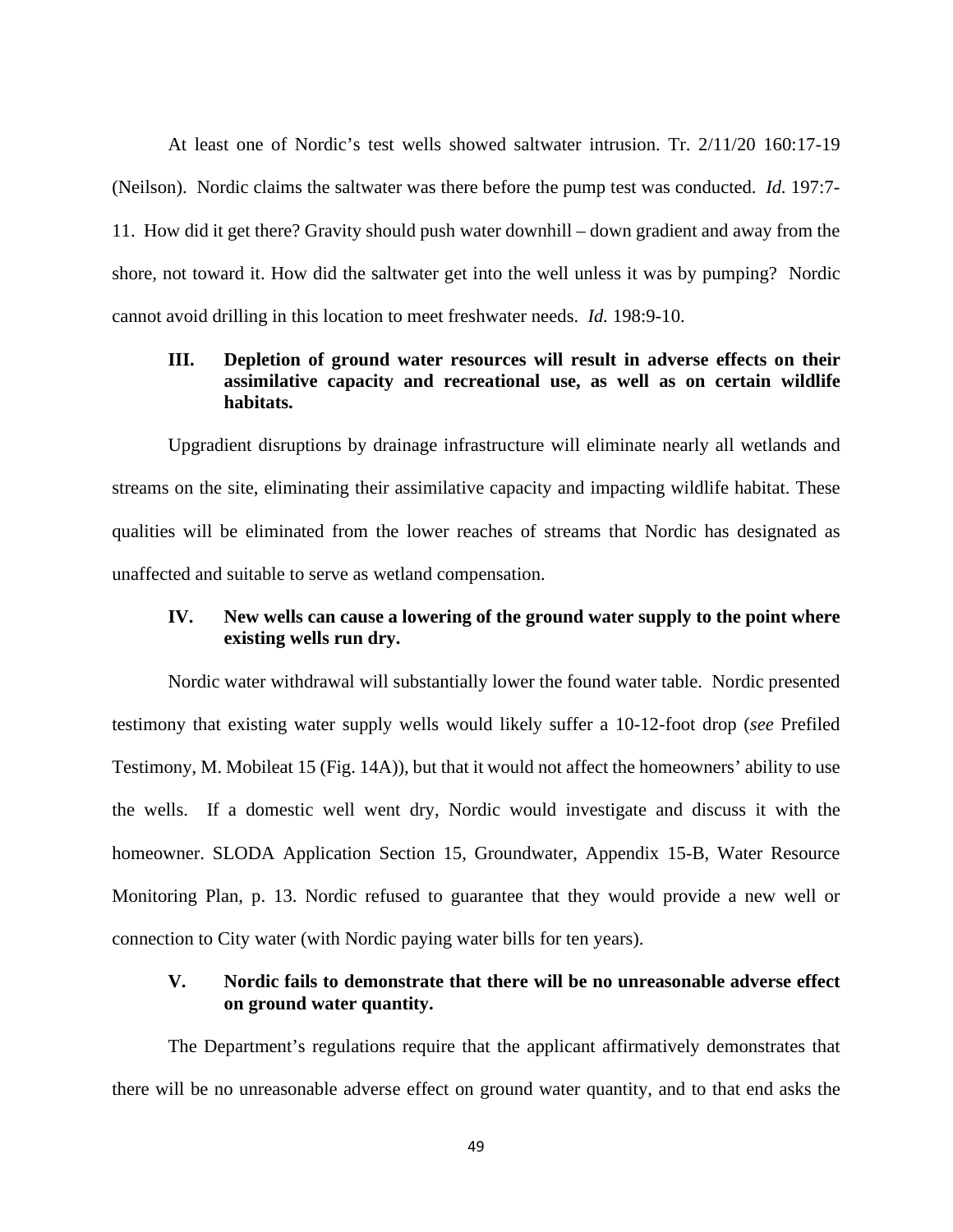At least one of Nordic's test wells showed saltwater intrusion. Tr. 2/11/20 160:17-19 (Neilson). Nordic claims the saltwater was there before the pump test was conducted. *Id.* 197:7-11. How did it get there? Gravity should push water downhill – down gradient and away from the shore, not toward it. How did the saltwater get into the well unless it was by pumping? Nordic cannot avoid drilling in this location to meet freshwater needs. *Id.* 198:9-10.

### III. Depletion of ground water resources will result in adverse effects on their assimilative capacity and recreational use, as well as on certain wildlife habitats.

Upgradient disruptions by drainage infrastructure will eliminate nearly all wetlands and streams on the site, eliminating their assimilative capacity and impacting wildlife habitat. These qualities will be eliminated from the lower reaches of streams that Nordic has designated as unaffected and suitable to serve as wetland compensation.

### IV. New wells can cause a lowering of the ground water supply to the point where existing wells run dry.

Nordic water withdrawal will substantially lower the found water table. Nordic presented testimony that existing water supply wells would likely suffer a 10-12-foot drop (*see* Prefiled Testimony, M. Mobileat 15 (Fig. 14A)), but that it would not affect the homeowners' ability to use the wells. If a domestic well went dry, Nordic would investigate and discuss it with the homeowner. SLODA Application Section 15, Groundwater, Appendix 15-B, Water Resource Monitoring Plan, p. 13. Nordic refused to guarantee that they would provide a new well or connection to City water (with Nordic paying water bills for ten years).

### V. Nordic fails to demonstrate that there will be no unreasonable adverse effect on ground water quantity.

The Department's regulations require that the applicant affirmatively demonstrates that there will be no unreasonable adverse effect on ground water quantity, and to that end asks the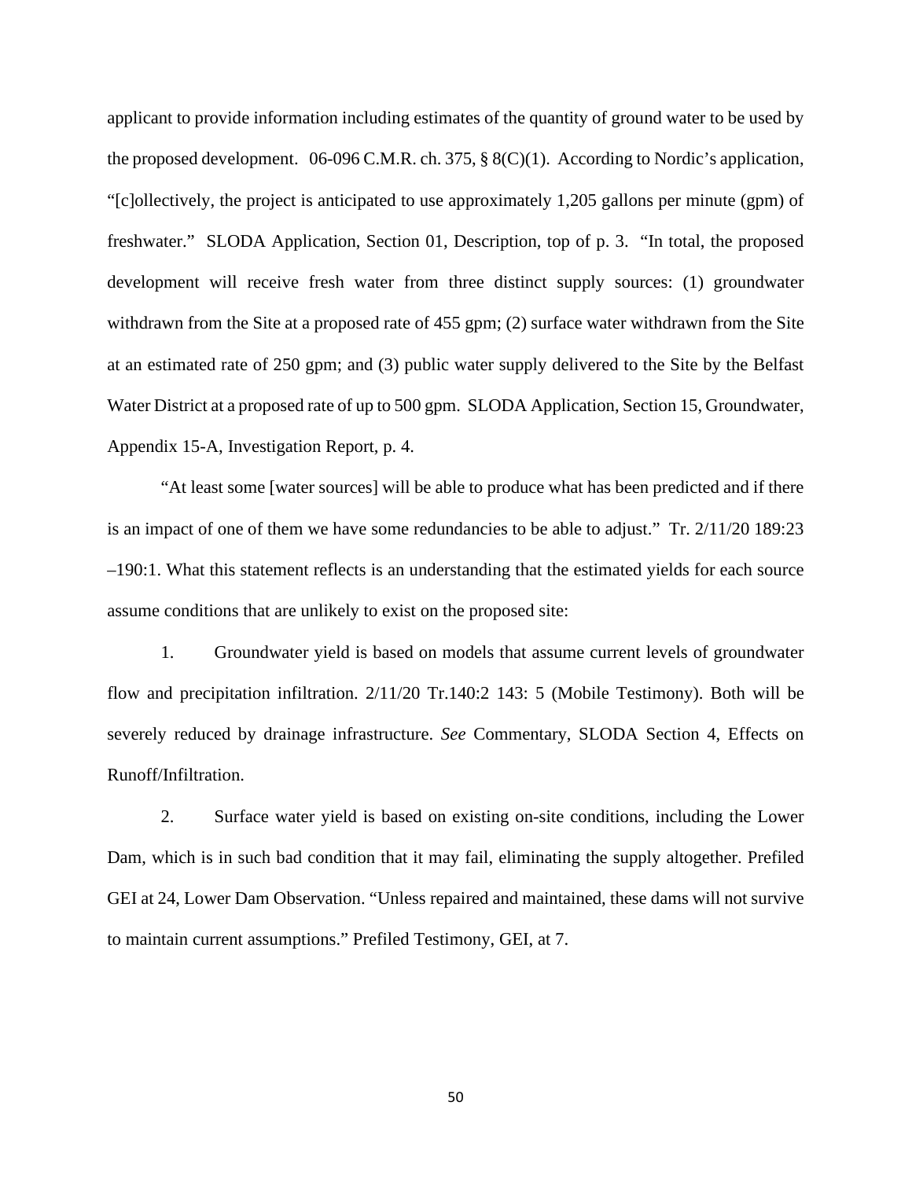applicant to provide information including estimates of the quantity of ground water to be used by the proposed development. 06-096 C.M.R. ch. 375, § 8(C)(1). According to Nordic's application, "[c]ollectively, the project is anticipated to use approximately 1,205 gallons per minute (gpm) of freshwater." SLODA Application, Section 01, Description, top of p. 3. "In total, the proposed development will receive fresh water from three distinct supply sources: (1) groundwater withdrawn from the Site at a proposed rate of 455 gpm; (2) surface water withdrawn from the Site at an estimated rate of 250 gpm; and (3) public water supply delivered to the Site by the Belfast Water District at a proposed rate of up to 500 gpm. SLODA Application, Section 15, Groundwater, Appendix 15-A, Investigation Report, p. 4.

"At least some [water sources] will be able to produce what has been predicted and if there is an impact of one of them we have some redundancies to be able to adjust." Tr. 2/11/20 189:23 –190:1. What this statement reflects is an understanding that the estimated yields for each source assume conditions that are unlikely to exist on the proposed site:

1. Groundwater yield is based on models that assume current levels of groundwater flow and precipitation infiltration. 2/11/20 Tr.140:2 143: 5 (Mobile Testimony). Both will be severely reduced by drainage infrastructure. *See* Commentary, SLODA Section 4, Effects on Runoff/Infiltration.

2. Surface water yield is based on existing on-site conditions, including the Lower Dam, which is in such bad condition that it may fail, eliminating the supply altogether. Prefiled GEI at 24, Lower Dam Observation. "Unless repaired and maintained, these dams will not survive to maintain current assumptions." Prefiled Testimony, GEI, at 7.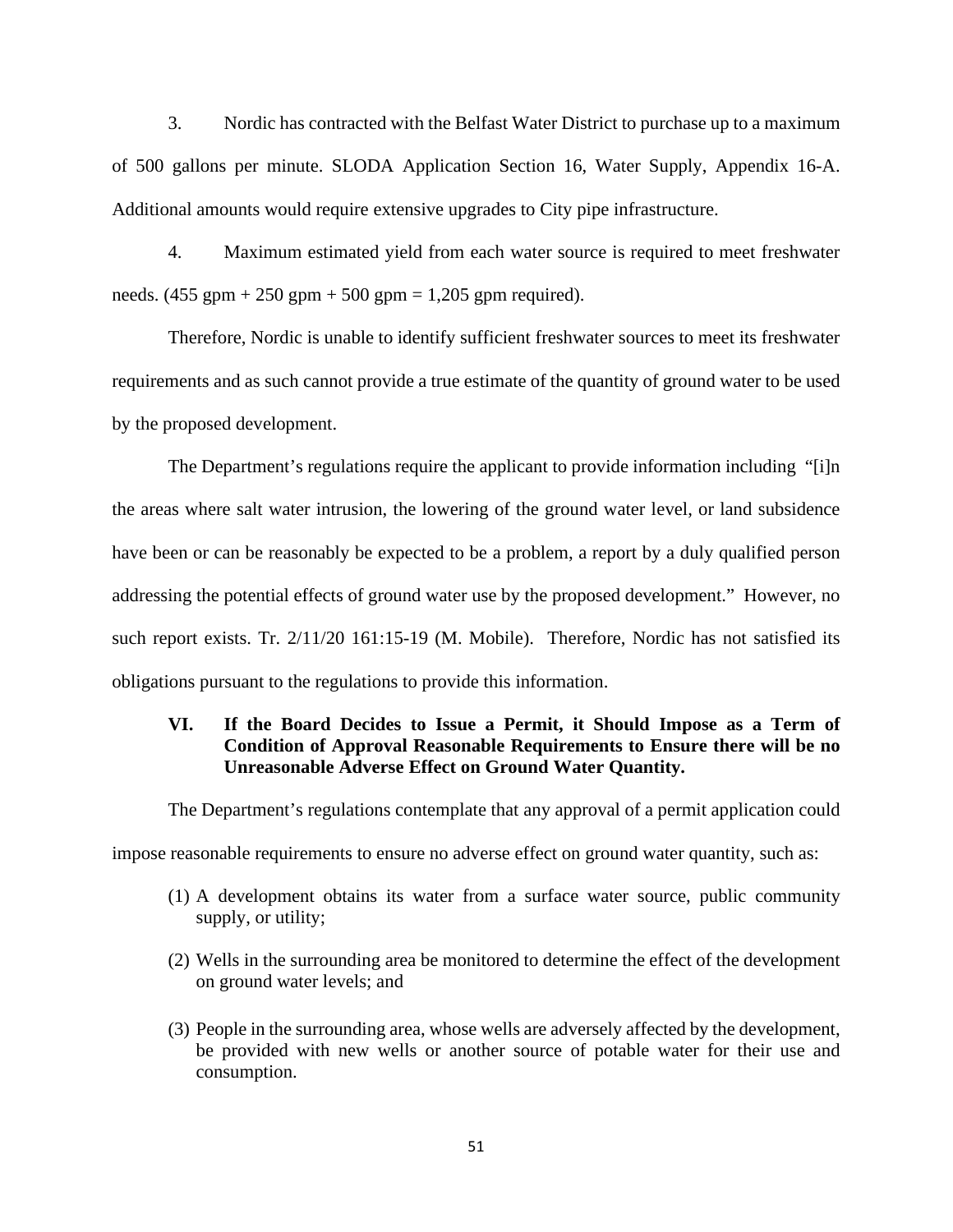3. Nordic has contracted with the Belfast Water District to purchase up to a maximum of 500 gallons per minute. SLODA Application Section 16, Water Supply, Appendix 16-A. Additional amounts would require extensive upgrades to City pipe infrastructure.

4. Maximum estimated yield from each water source is required to meet freshwater needs. (455 gpm + 250 gpm + 500 gpm = 1,205 gpm required).

Therefore, Nordic is unable to identify sufficient freshwater sources to meet its freshwater requirements and as such cannot provide a true estimate of the quantity of ground water to be used by the proposed development.

The Department's regulations require the applicant to provide information including "[i]n the areas where salt water intrusion, the lowering of the ground water level, or land subsidence have been or can be reasonably be expected to be a problem, a report by a duly qualified person addressing the potential effects of ground water use by the proposed development." However, no such report exists. Tr. 2/11/20 161:15-19 (M. Mobile). Therefore, Nordic has not satisfied its obligations pursuant to the regulations to provide this information.

## VI. If the Board Decides to Issue a Permit, it Should Impose as a Term of Condition of Approval Reasonable Requirements to Ensure there will be no Unreasonable Adverse Effect on Ground Water Quantity.

The Department's regulations contemplate that any approval of a permit application could impose reasonable requirements to ensure no adverse effect on ground water quantity, such as:

(1) A development obtains its water from a surface water source, public community supply, or utility;

(2) Wells in the surrounding area be monitored to determine the effect of the development on ground water levels; and

(3) People in the surrounding area, whose wells are adversely affected by the development, be provided with new wells or another source of potable water for their use and consumption.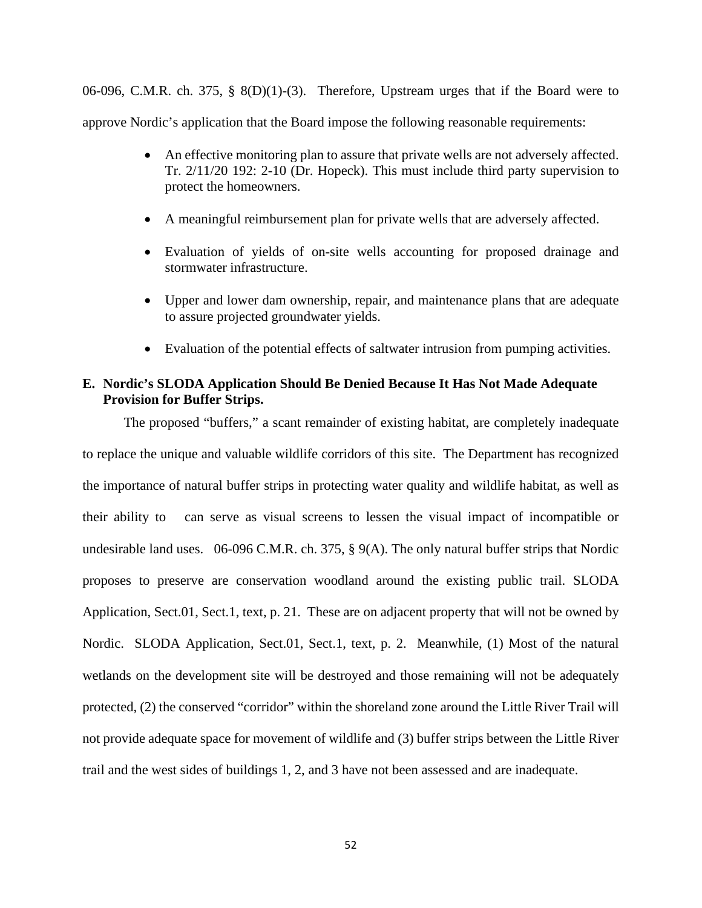06-096, C.M.R. ch. 375, § 8(D)(1)-(3). Therefore, Upstream urges that if the Board were to approve Nordic's application that the Board impose the following reasonable requirements:

- An effective monitoring plan to assure that private wells are not adversely affected. Tr. 2/11/20 192: 2-10 (Dr. Hopeck). This must include third party supervision to protect the homeowners.
- A meaningful reimbursement plan for private wells that are adversely affected.
- Evaluation of yields of on-site wells accounting for proposed drainage and stormwater infrastructure.
- Upper and lower dam ownership, repair, and maintenance plans that are adequate to assure projected groundwater yields.
- Evaluation of the potential effects of saltwater intrusion from pumping activities.

**E. Nordic's SLODA Application Should Be Denied Because It Has Not Made Adequate Provision for Buffer Strips.**

The proposed "buffers," a scant remainder of existing habitat, are completely inadequate to replace the unique and valuable wildlife corridors of this site. The Department has recognized the importance of natural buffer strips in protecting water quality and wildlife habitat, as well as their ability to can serve as visual screens to lessen the visual impact of incompatible or undesirable land uses. 06-096 C.M.R. ch. 375, § 9(A). The only natural buffer strips that Nordic proposes to preserve are conservation woodland around the existing public trail. SLODA Application, Sect.01, Sect.1, text, p. 21. These are on adjacent property that will not be owned by Nordic. SLODA Application, Sect.01, Sect.1, text, p. 2. Meanwhile, (1) Most of the natural wetlands on the development site will be destroyed and those remaining will not be adequately protected, (2) the conserved "corridor" within the shoreland zone around the Little River Trail will not provide adequate space for movement of wildlife and (3) buffer strips between the Little River trail and the west sides of buildings 1, 2, and 3 have not been assessed and are inadequate.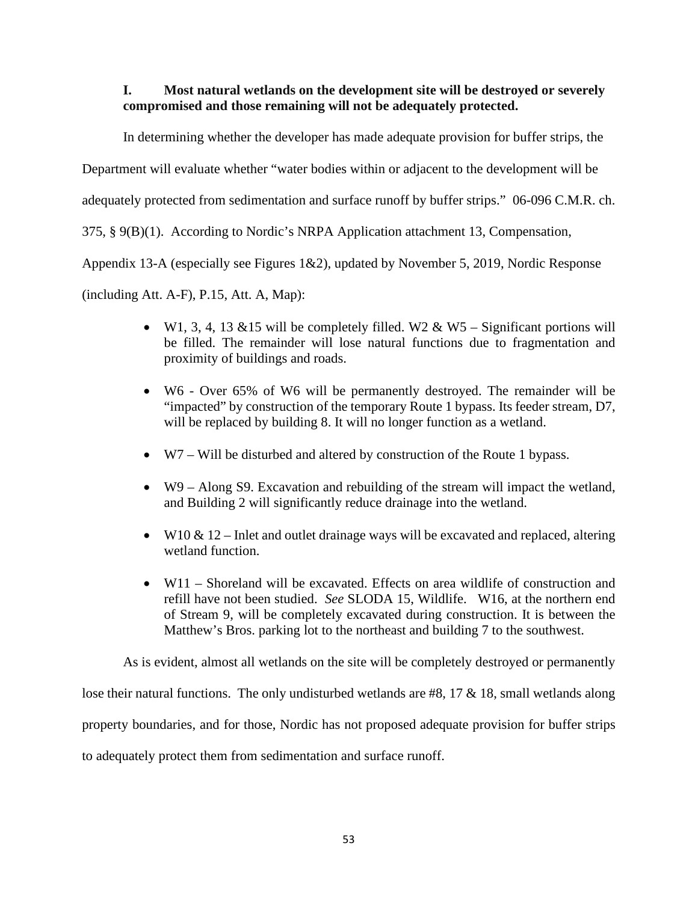## I. Most natural wetlands on the development site will be destroyed or severely compromised and those remaining will not be adequately protected.

In determining whether the developer has made adequate provision for buffer strips, the Department will evaluate whether "water bodies within or adjacent to the development will be adequately protected from sedimentation and surface runoff by buffer strips." 06-096 C.M.R. ch. 375, § 9(B)(1). According to Nordic's NRPA Application attachment 13, Compensation, Appendix 13-A (especially see Figures 1&2), updated by November 5, 2019, Nordic Response (including Att. A-F), P.15, Att. A, Map):

- W1, 3, 4, 13 &15 will be completely filled. W2 & W5 – Significant portions will be filled. The remainder will lose natural functions due to fragmentation and proximity of buildings and roads.
- W6 - Over 65% of W6 will be permanently destroyed. The remainder will be "impacted" by construction of the temporary Route 1 bypass. Its feeder stream, D7, will be replaced by building 8. It will no longer function as a wetland.
- W7 – Will be disturbed and altered by construction of the Route 1 bypass.
- W9 – Along S9. Excavation and rebuilding of the stream will impact the wetland, and Building 2 will significantly reduce drainage into the wetland.
- W10 & 12 – Inlet and outlet drainage ways will be excavated and replaced, altering wetland function.
- W11 – Shoreland will be excavated. Effects on area wildlife of construction and refill have not been studied. *See* SLODA 15, Wildlife. W16, at the northern end of Stream 9, will be completely excavated during construction. It is between the Matthew's Bros. parking lot to the northeast and building 7 to the southwest.

As is evident, almost all wetlands on the site will be completely destroyed or permanently lose their natural functions. The only undisturbed wetlands are #8, 17 & 18, small wetlands along property boundaries, and for those, Nordic has not proposed adequate provision for buffer strips to adequately protect them from sedimentation and surface runoff.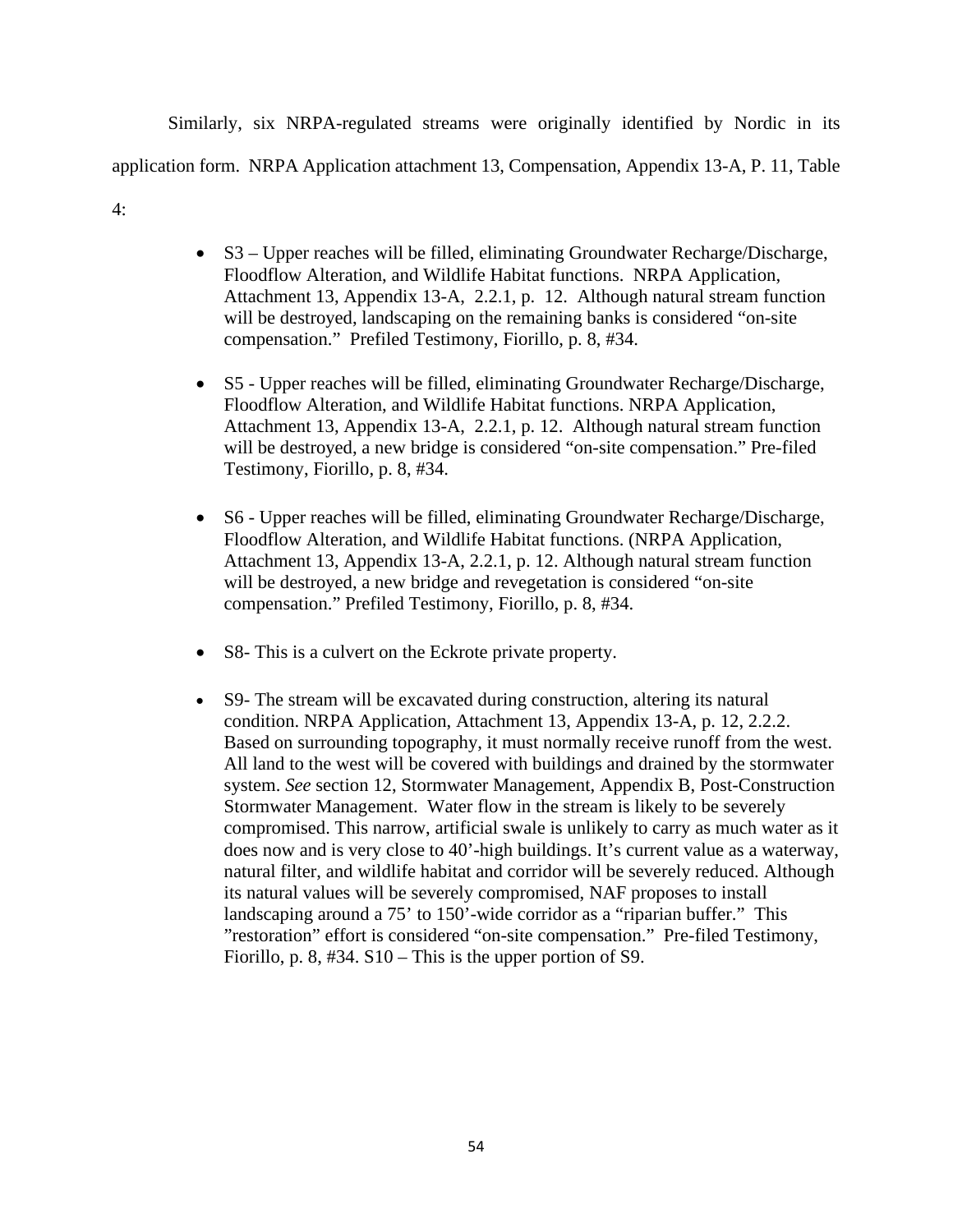Similarly, six NRPA-regulated streams were originally identified by Nordic in its application form. NRPA Application attachment 13, Compensation, Appendix 13-A, P. 11, Table 4:

- S3 – Upper reaches will be filled, eliminating Groundwater Recharge/Discharge, Floodflow Alteration, and Wildlife Habitat functions. NRPA Application, Attachment 13, Appendix 13-A, 2.2.1, p. 12. Although natural stream function will be destroyed, landscaping on the remaining banks is considered "on-site compensation." Prefiled Testimony, Fiorillo, p. 8, #34.

- S5 - Upper reaches will be filled, eliminating Groundwater Recharge/Discharge, Floodflow Alteration, and Wildlife Habitat functions. NRPA Application, Attachment 13, Appendix 13-A, 2.2.1, p. 12. Although natural stream function will be destroyed, a new bridge is considered "on-site compensation." Pre-filed Testimony, Fiorillo, p. 8, #34.

- S6 - Upper reaches will be filled, eliminating Groundwater Recharge/Discharge, Floodflow Alteration, and Wildlife Habitat functions. (NRPA Application, Attachment 13, Appendix 13-A, 2.2.1, p. 12. Although natural stream function will be destroyed, a new bridge and revegetation is considered "on-site compensation." Prefiled Testimony, Fiorillo, p. 8, #34.

- S8- This is a culvert on the Eckrote private property.

- S9- The stream will be excavated during construction, altering its natural condition. NRPA Application, Attachment 13, Appendix 13-A, p. 12, 2.2.2. Based on surrounding topography, it must normally receive runoff from the west. All land to the west will be covered with buildings and drained by the stormwater system. *See* section 12, Stormwater Management, Appendix B, Post-Construction Stormwater Management. Water flow in the stream is likely to be severely compromised. This narrow, artificial swale is unlikely to carry as much water as it does now and is very close to 40'-high buildings. It's current value as a waterway, natural filter, and wildlife habitat and corridor will be severely reduced. Although its natural values will be severely compromised, NAF proposes to install landscaping around a 75' to 150'-wide corridor as a "riparian buffer." This "restoration" effort is considered "on-site compensation." Pre-filed Testimony, Fiorillo, p. 8, #34. S10 – This is the upper portion of S9.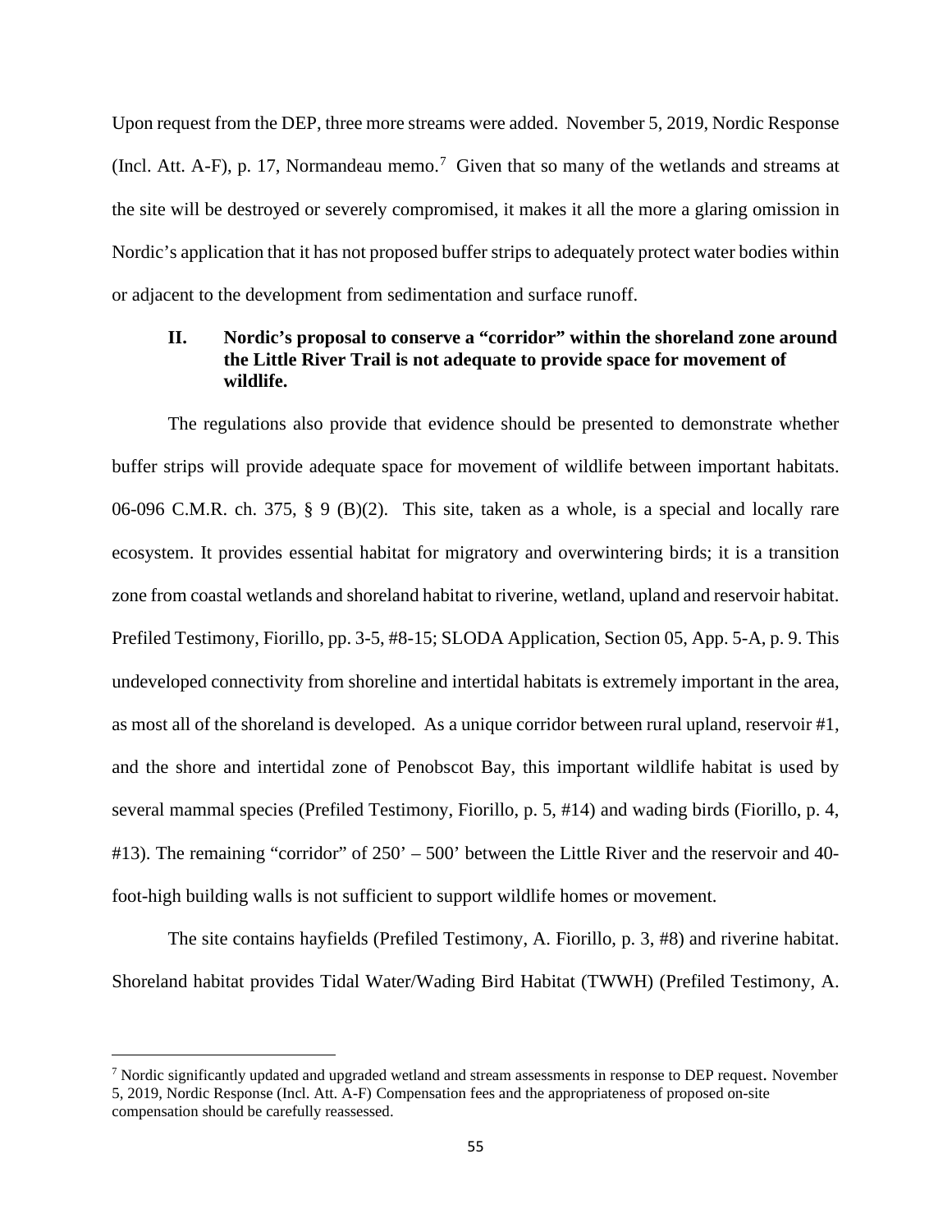Upon request from the DEP, three more streams were added. November 5, 2019, Nordic Response (Incl. Att. A-F), p. 17, Normandeau memo.[7] Given that so many of the wetlands and streams at the site will be destroyed or severely compromised, it makes it all the more a glaring omission in Nordic's application that it has not proposed buffer strips to adequately protect water bodies within or adjacent to the development from sedimentation and surface runoff.

### II. Nordic's proposal to conserve a "corridor" within the shoreland zone around the Little River Trail is not adequate to provide space for movement of wildlife.

The regulations also provide that evidence should be presented to demonstrate whether buffer strips will provide adequate space for movement of wildlife between important habitats. 06-096 C.M.R. ch. 375, § 9 (B)(2). This site, taken as a whole, is a special and locally rare ecosystem. It provides essential habitat for migratory and overwintering birds; it is a transition zone from coastal wetlands and shoreland habitat to riverine, wetland, upland and reservoir habitat. Prefiled Testimony, Fiorillo, pp. 3-5, #8-15; SLODA Application, Section 05, App. 5-A, p. 9. This undeveloped connectivity from shoreline and intertidal habitats is extremely important in the area, as most all of the shoreland is developed. As a unique corridor between rural upland, reservoir #1, and the shore and intertidal zone of Penobscot Bay, this important wildlife habitat is used by several mammal species (Prefiled Testimony, Fiorillo, p. 5, #14) and wading birds (Fiorillo, p. 4, #13). The remaining "corridor" of 250' – 500' between the Little River and the reservoir and 40-foot-high building walls is not sufficient to support wildlife homes or movement.

The site contains hayfields (Prefiled Testimony, A. Fiorillo, p. 3, #8) and riverine habitat. Shoreland habitat provides Tidal Water/Wading Bird Habitat (TWWH) (Prefiled Testimony, A.

---

[7] Nordic significantly updated and upgraded wetland and stream assessments in response to DEP request. November 5, 2019, Nordic Response (Incl. Att. A-F) Compensation fees and the appropriateness of proposed on-site compensation should be carefully reassessed.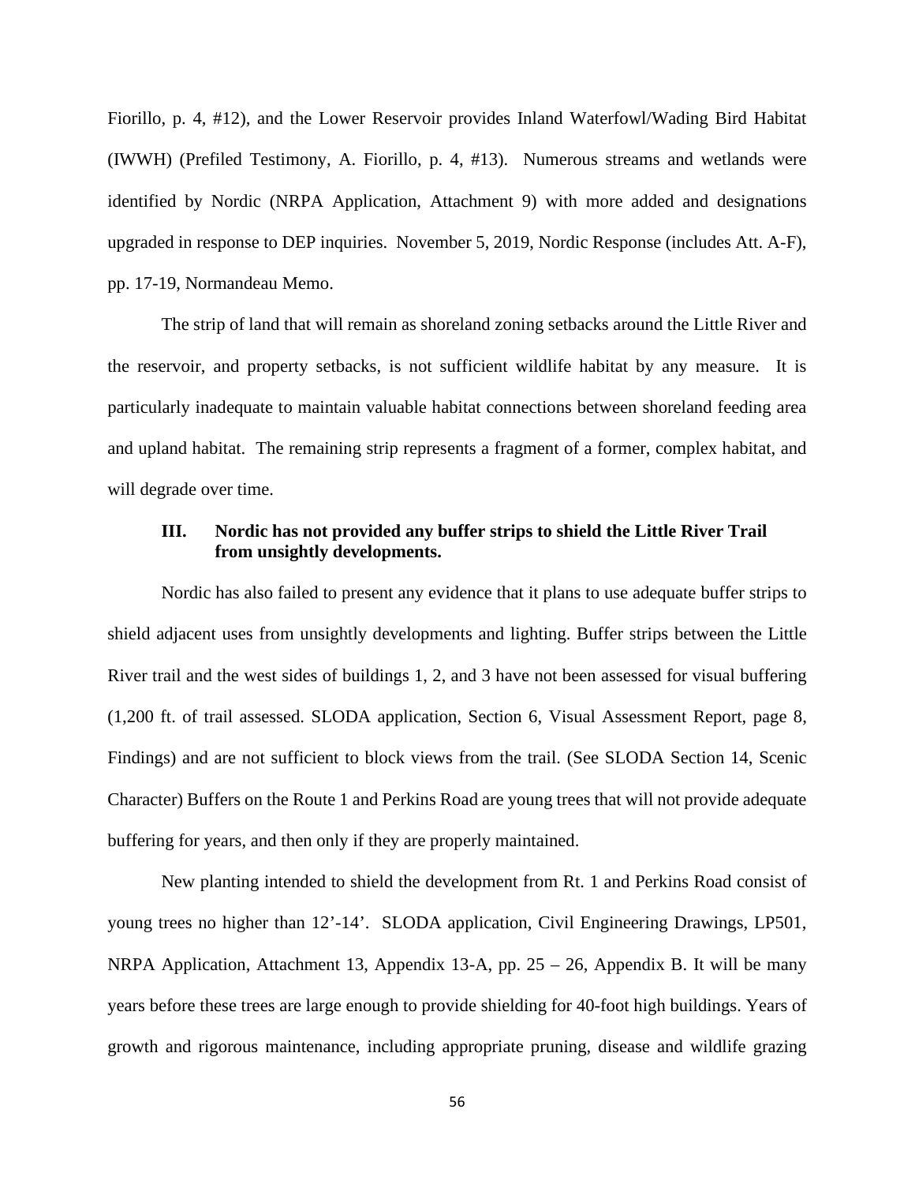Fiorillo, p. 4, #12), and the Lower Reservoir provides Inland Waterfowl/Wading Bird Habitat (IWWH) (Prefiled Testimony, A. Fiorillo, p. 4, #13). Numerous streams and wetlands were identified by Nordic (NRPA Application, Attachment 9) with more added and designations upgraded in response to DEP inquiries. November 5, 2019, Nordic Response (includes Att. A-F), pp. 17-19, Normandeau Memo.

The strip of land that will remain as shoreland zoning setbacks around the Little River and the reservoir, and property setbacks, is not sufficient wildlife habitat by any measure. It is particularly inadequate to maintain valuable habitat connections between shoreland feeding area and upland habitat. The remaining strip represents a fragment of a former, complex habitat, and will degrade over time.

### III. Nordic has not provided any buffer strips to shield the Little River Trail from unsightly developments.

Nordic has also failed to present any evidence that it plans to use adequate buffer strips to shield adjacent uses from unsightly developments and lighting. Buffer strips between the Little River trail and the west sides of buildings 1, 2, and 3 have not been assessed for visual buffering (1,200 ft. of trail assessed. SLODA application, Section 6, Visual Assessment Report, page 8, Findings) and are not sufficient to block views from the trail. (See SLODA Section 14, Scenic Character) Buffers on the Route 1 and Perkins Road are young trees that will not provide adequate buffering for years, and then only if they are properly maintained.

New planting intended to shield the development from Rt. 1 and Perkins Road consist of young trees no higher than 12'-14'. SLODA application, Civil Engineering Drawings, LP501, NRPA Application, Attachment 13, Appendix 13-A, pp. 25 – 26, Appendix B. It will be many years before these trees are large enough to provide shielding for 40-foot high buildings. Years of growth and rigorous maintenance, including appropriate pruning, disease and wildlife grazing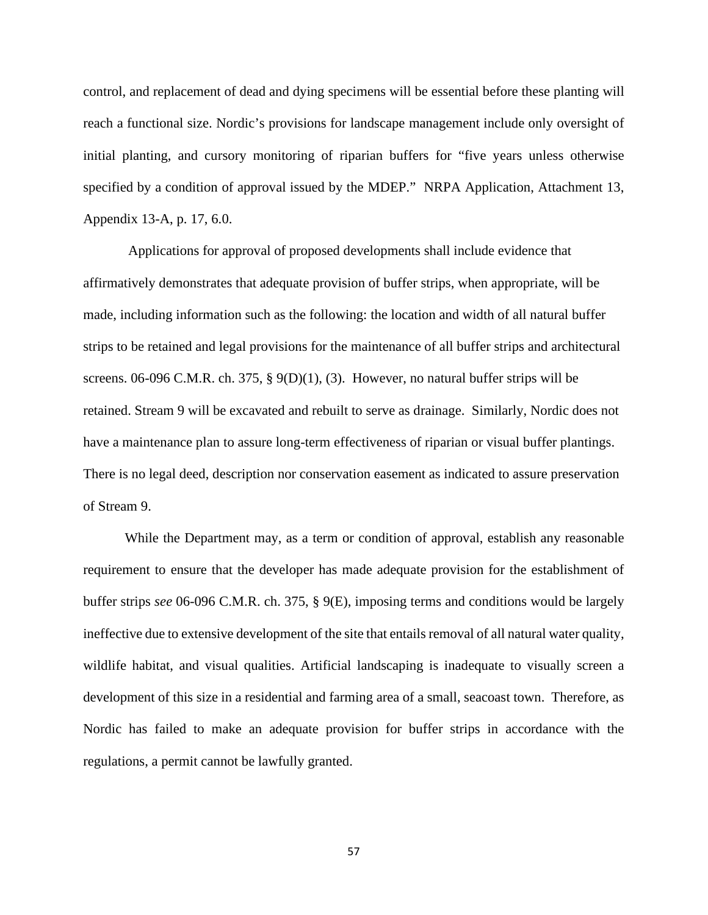control, and replacement of dead and dying specimens will be essential before these planting will reach a functional size. Nordic's provisions for landscape management include only oversight of initial planting, and cursory monitoring of riparian buffers for "five years unless otherwise specified by a condition of approval issued by the MDEP." NRPA Application, Attachment 13, Appendix 13-A, p. 17, 6.0.

Applications for approval of proposed developments shall include evidence that affirmatively demonstrates that adequate provision of buffer strips, when appropriate, will be made, including information such as the following: the location and width of all natural buffer strips to be retained and legal provisions for the maintenance of all buffer strips and architectural screens. 06-096 C.M.R. ch. 375, § 9(D)(1), (3). However, no natural buffer strips will be retained. Stream 9 will be excavated and rebuilt to serve as drainage. Similarly, Nordic does not have a maintenance plan to assure long-term effectiveness of riparian or visual buffer plantings. There is no legal deed, description nor conservation easement as indicated to assure preservation of Stream 9.

While the Department may, as a term or condition of approval, establish any reasonable requirement to ensure that the developer has made adequate provision for the establishment of buffer strips *see* 06-096 C.M.R. ch. 375, § 9(E), imposing terms and conditions would be largely ineffective due to extensive development of the site that entails removal of all natural water quality, wildlife habitat, and visual qualities. Artificial landscaping is inadequate to visually screen a development of this size in a residential and farming area of a small, seacoast town. Therefore, as Nordic has failed to make an adequate provision for buffer strips in accordance with the regulations, a permit cannot be lawfully granted.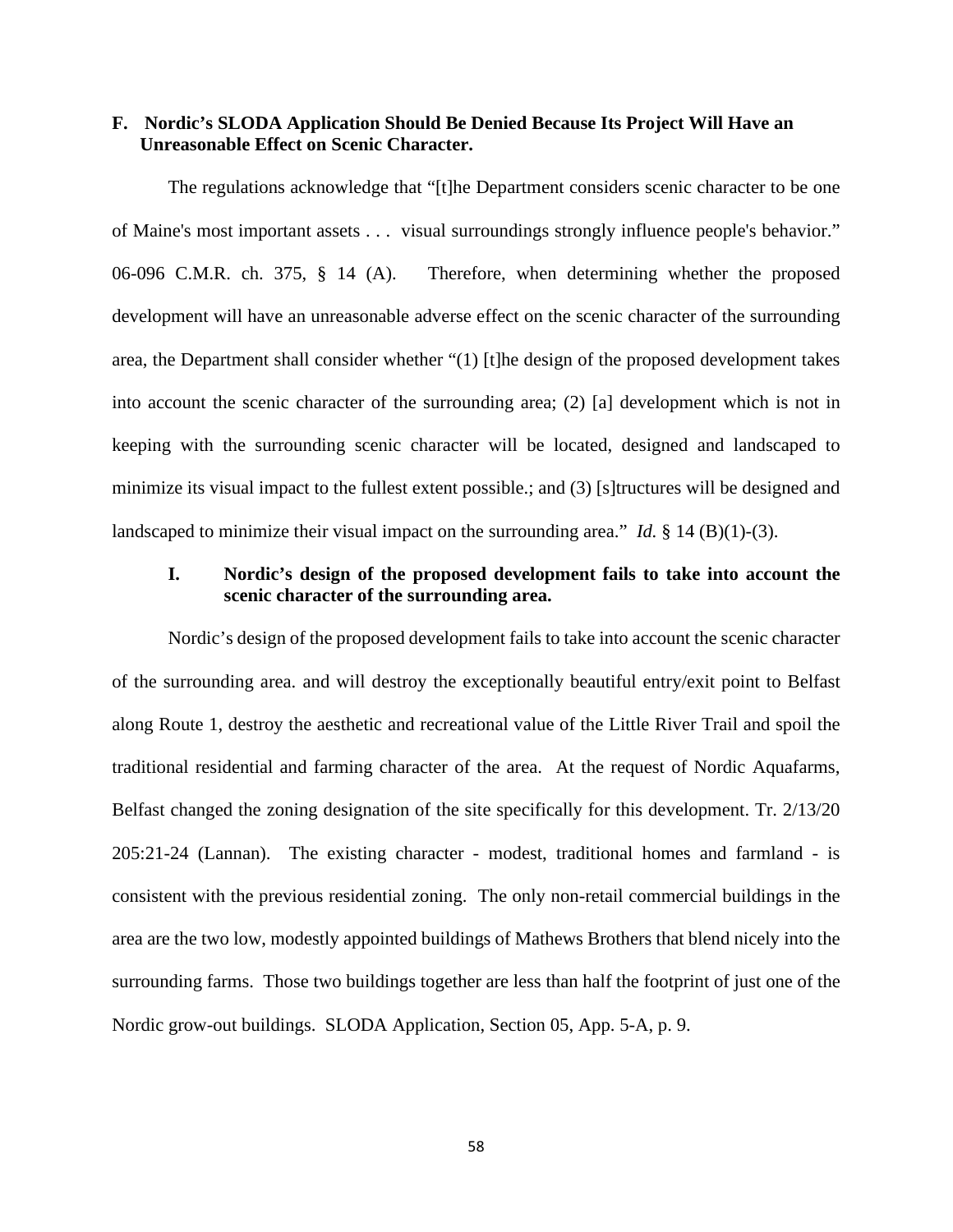### F. Nordic's SLODA Application Should Be Denied Because Its Project Will Have an Unreasonable Effect on Scenic Character.

The regulations acknowledge that "[t]he Department considers scenic character to be one of Maine's most important assets . . . visual surroundings strongly influence people's behavior." 06-096 C.M.R. ch. 375, § 14 (A). Therefore, when determining whether the proposed development will have an unreasonable adverse effect on the scenic character of the surrounding area, the Department shall consider whether "(1) [t]he design of the proposed development takes into account the scenic character of the surrounding area; (2) [a] development which is not in keeping with the surrounding scenic character will be located, designed and landscaped to minimize its visual impact to the fullest extent possible.; and (3) [s]tructures will be designed and landscaped to minimize their visual impact on the surrounding area." *Id.* § 14 (B)(1)-(3).

#### I. Nordic's design of the proposed development fails to take into account the scenic character of the surrounding area.

Nordic's design of the proposed development fails to take into account the scenic character of the surrounding area. and will destroy the exceptionally beautiful entry/exit point to Belfast along Route 1, destroy the aesthetic and recreational value of the Little River Trail and spoil the traditional residential and farming character of the area. At the request of Nordic Aquafarms, Belfast changed the zoning designation of the site specifically for this development. Tr. 2/13/20 205:21-24 (Lannan). The existing character - modest, traditional homes and farmland - is consistent with the previous residential zoning. The only non-retail commercial buildings in the area are the two low, modestly appointed buildings of Mathews Brothers that blend nicely into the surrounding farms. Those two buildings together are less than half the footprint of just one of the Nordic grow-out buildings. SLODA Application, Section 05, App. 5-A, p. 9.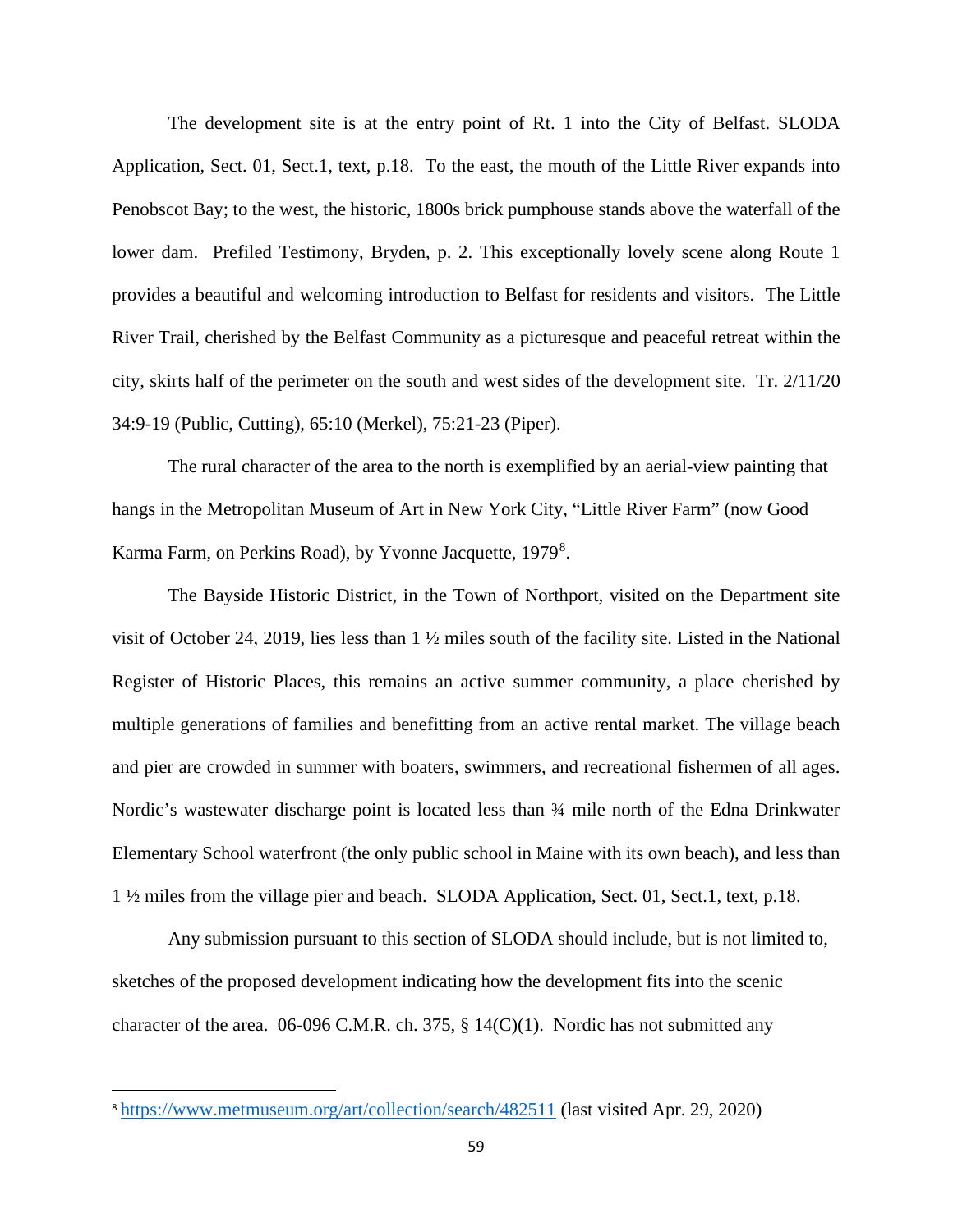The development site is at the entry point of Rt. 1 into the City of Belfast. SLODA Application, Sect. 01, Sect.1, text, p.18. To the east, the mouth of the Little River expands into Penobscot Bay; to the west, the historic, 1800s brick pumphouse stands above the waterfall of the lower dam. Prefiled Testimony, Bryden, p. 2. This exceptionally lovely scene along Route 1 provides a beautiful and welcoming introduction to Belfast for residents and visitors. The Little River Trail, cherished by the Belfast Community as a picturesque and peaceful retreat within the city, skirts half of the perimeter on the south and west sides of the development site. Tr. 2/11/20 34:9-19 (Public, Cutting), 65:10 (Merkel), 75:21-23 (Piper).

The rural character of the area to the north is exemplified by an aerial-view painting that hangs in the Metropolitan Museum of Art in New York City, "Little River Farm" (now Good Karma Farm, on Perkins Road), by Yvonne Jacquette, 1979[8].

The Bayside Historic District, in the Town of Northport, visited on the Department site visit of October 24, 2019, lies less than 1 ½ miles south of the facility site. Listed in the National Register of Historic Places, this remains an active summer community, a place cherished by multiple generations of families and benefitting from an active rental market. The village beach and pier are crowded in summer with boaters, swimmers, and recreational fishermen of all ages. Nordic's wastewater discharge point is located less than ¾ mile north of the Edna Drinkwater Elementary School waterfront (the only public school in Maine with its own beach), and less than 1 ½ miles from the village pier and beach. SLODA Application, Sect. 01, Sect.1, text, p.18.

Any submission pursuant to this section of SLODA should include, but is not limited to, sketches of the proposed development indicating how the development fits into the scenic character of the area. 06-096 C.M.R. ch. 375, § 14(C)(1). Nordic has not submitted any

---

[8] https://www.metmuseum.org/art/collection/search/482511 (last visited Apr. 29, 2020)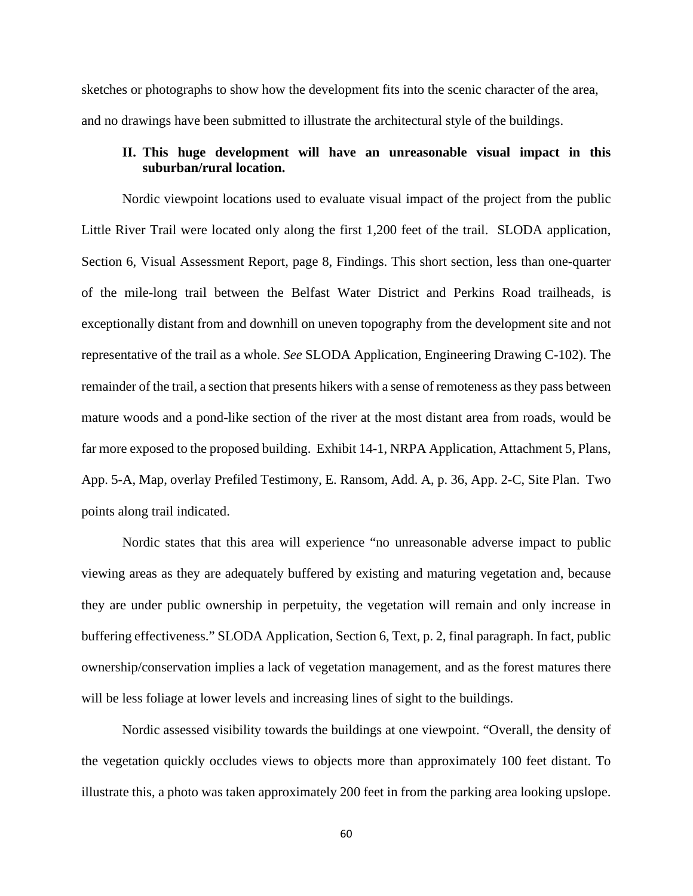sketches or photographs to show how the development fits into the scenic character of the area, and no drawings have been submitted to illustrate the architectural style of the buildings.

## II. This huge development will have an unreasonable visual impact in this suburban/rural location.

Nordic viewpoint locations used to evaluate visual impact of the project from the public Little River Trail were located only along the first 1,200 feet of the trail. SLODA application, Section 6, Visual Assessment Report, page 8, Findings. This short section, less than one-quarter of the mile-long trail between the Belfast Water District and Perkins Road trailheads, is exceptionally distant from and downhill on uneven topography from the development site and not representative of the trail as a whole. *See* SLODA Application, Engineering Drawing C-102). The remainder of the trail, a section that presents hikers with a sense of remoteness as they pass between mature woods and a pond-like section of the river at the most distant area from roads, would be far more exposed to the proposed building. Exhibit 14-1, NRPA Application, Attachment 5, Plans, App. 5-A, Map, overlay Prefiled Testimony, E. Ransom, Add. A, p. 36, App. 2-C, Site Plan. Two points along trail indicated.

Nordic states that this area will experience "no unreasonable adverse impact to public viewing areas as they are adequately buffered by existing and maturing vegetation and, because they are under public ownership in perpetuity, the vegetation will remain and only increase in buffering effectiveness." SLODA Application, Section 6, Text, p. 2, final paragraph. In fact, public ownership/conservation implies a lack of vegetation management, and as the forest matures there will be less foliage at lower levels and increasing lines of sight to the buildings.

Nordic assessed visibility towards the buildings at one viewpoint. "Overall, the density of the vegetation quickly occludes views to objects more than approximately 100 feet distant. To illustrate this, a photo was taken approximately 200 feet in from the parking area looking upslope.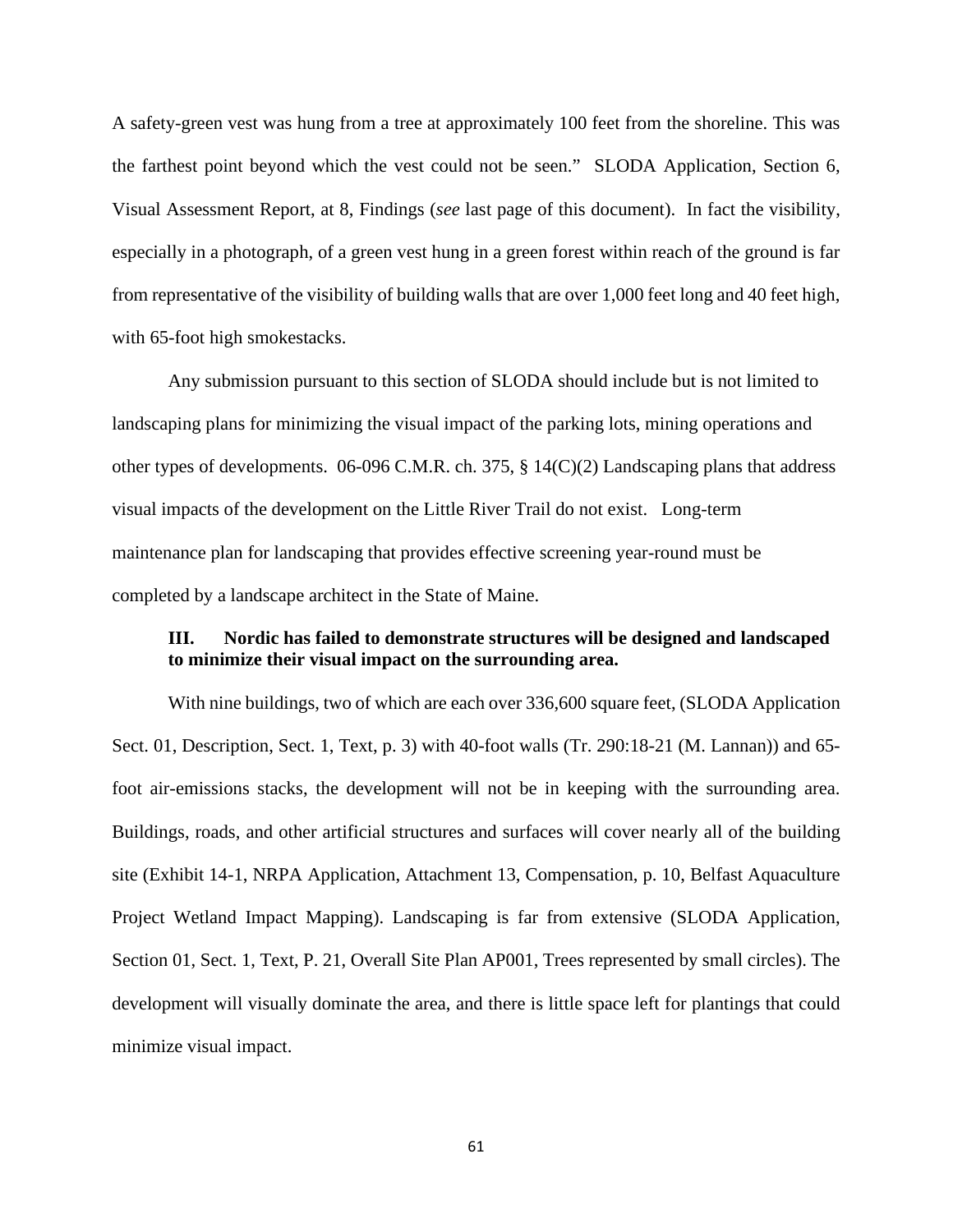A safety-green vest was hung from a tree at approximately 100 feet from the shoreline. This was the farthest point beyond which the vest could not be seen." SLODA Application, Section 6, Visual Assessment Report, at 8, Findings (*see* last page of this document). In fact the visibility, especially in a photograph, of a green vest hung in a green forest within reach of the ground is far from representative of the visibility of building walls that are over 1,000 feet long and 40 feet high, with 65-foot high smokestacks.

Any submission pursuant to this section of SLODA should include but is not limited to landscaping plans for minimizing the visual impact of the parking lots, mining operations and other types of developments. 06-096 C.M.R. ch. 375, § 14(C)(2) Landscaping plans that address visual impacts of the development on the Little River Trail do not exist. Long-term maintenance plan for landscaping that provides effective screening year-round must be completed by a landscape architect in the State of Maine.

**III. Nordic has failed to demonstrate structures will be designed and landscaped to minimize their visual impact on the surrounding area.**

With nine buildings, two of which are each over 336,600 square feet, (SLODA Application Sect. 01, Description, Sect. 1, Text, p. 3) with 40-foot walls (Tr. 290:18-21 (M. Lannan)) and 65-foot air-emissions stacks, the development will not be in keeping with the surrounding area. Buildings, roads, and other artificial structures and surfaces will cover nearly all of the building site (Exhibit 14-1, NRPA Application, Attachment 13, Compensation, p. 10, Belfast Aquaculture Project Wetland Impact Mapping). Landscaping is far from extensive (SLODA Application, Section 01, Sect. 1, Text, P. 21, Overall Site Plan AP001, Trees represented by small circles). The development will visually dominate the area, and there is little space left for plantings that could minimize visual impact.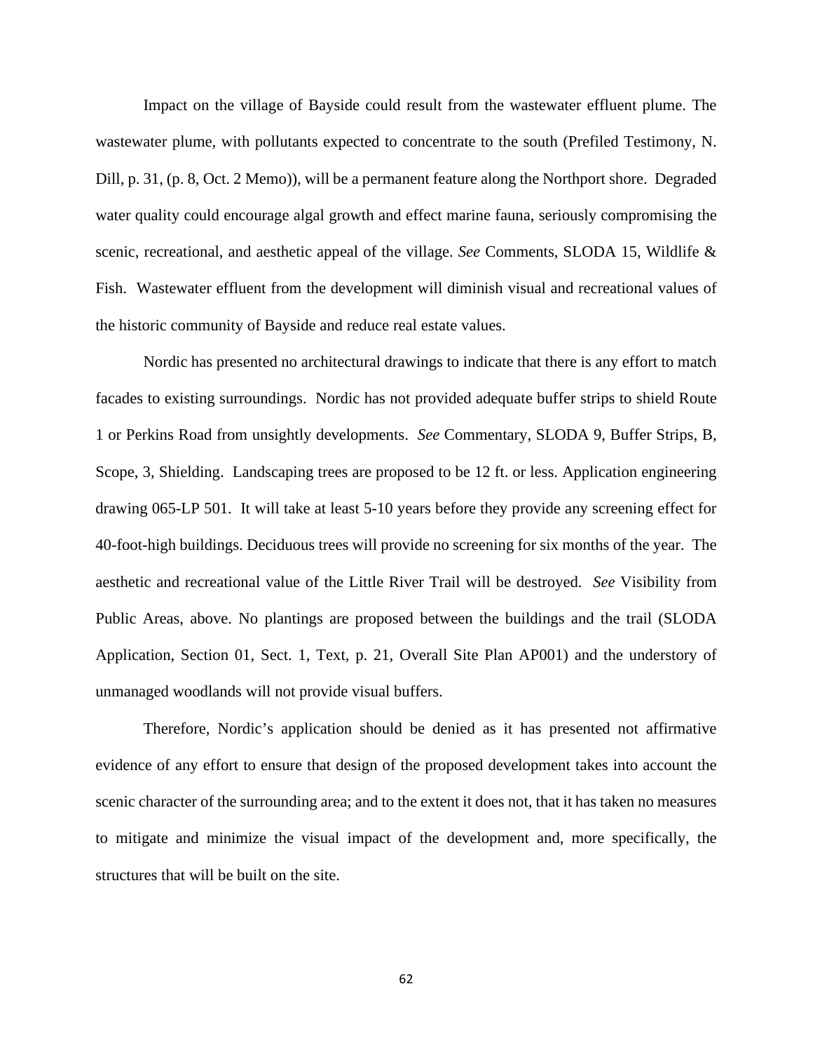Impact on the village of Bayside could result from the wastewater effluent plume. The wastewater plume, with pollutants expected to concentrate to the south (Prefiled Testimony, N. Dill, p. 31, (p. 8, Oct. 2 Memo)), will be a permanent feature along the Northport shore. Degraded water quality could encourage algal growth and effect marine fauna, seriously compromising the scenic, recreational, and aesthetic appeal of the village. *See* Comments, SLODA 15, Wildlife & Fish. Wastewater effluent from the development will diminish visual and recreational values of the historic community of Bayside and reduce real estate values.

Nordic has presented no architectural drawings to indicate that there is any effort to match facades to existing surroundings. Nordic has not provided adequate buffer strips to shield Route 1 or Perkins Road from unsightly developments. *See* Commentary, SLODA 9, Buffer Strips, B, Scope, 3, Shielding. Landscaping trees are proposed to be 12 ft. or less. Application engineering drawing 065-LP 501. It will take at least 5-10 years before they provide any screening effect for 40-foot-high buildings. Deciduous trees will provide no screening for six months of the year. The aesthetic and recreational value of the Little River Trail will be destroyed. *See* Visibility from Public Areas, above. No plantings are proposed between the buildings and the trail (SLODA Application, Section 01, Sect. 1, Text, p. 21, Overall Site Plan AP001) and the understory of unmanaged woodlands will not provide visual buffers.

Therefore, Nordic's application should be denied as it has presented not affirmative evidence of any effort to ensure that design of the proposed development takes into account the scenic character of the surrounding area; and to the extent it does not, that it has taken no measures to mitigate and minimize the visual impact of the development and, more specifically, the structures that will be built on the site.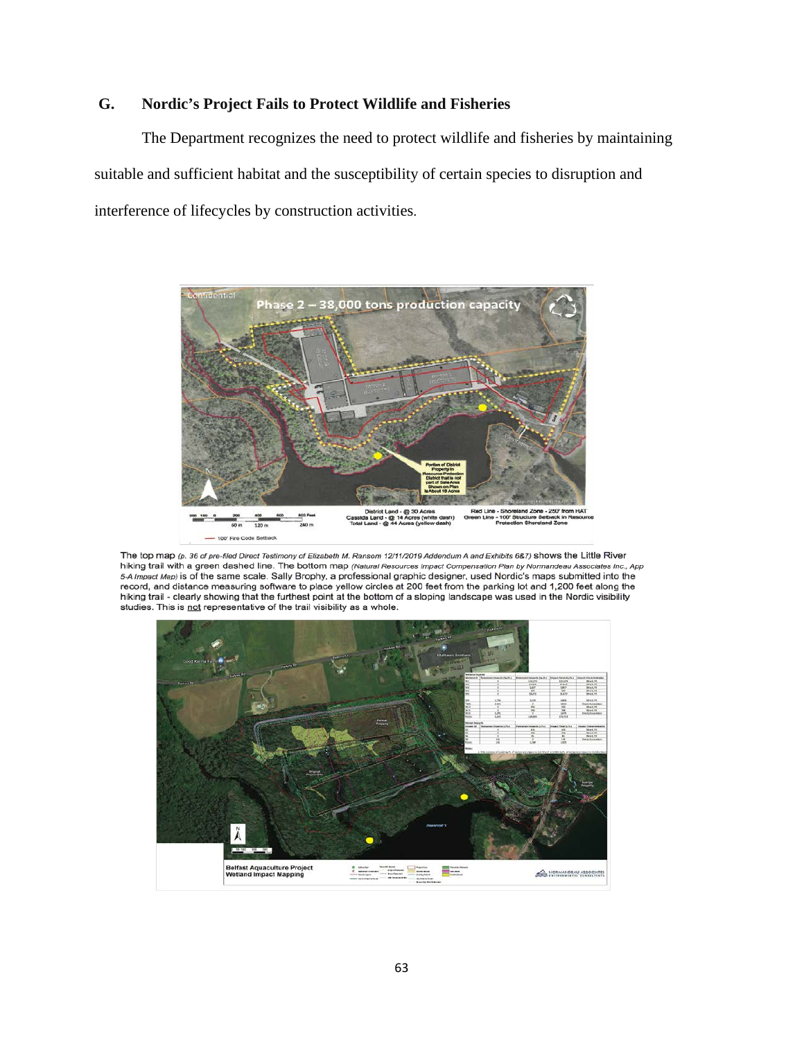## G. Nordic's Project Fails to Protect Wildlife and Fisheries

The Department recognizes the need to protect wildlife and fisheries by maintaining suitable and sufficient habitat and the susceptibility of certain species to disruption and interference of lifecycles by construction activities.

The top map *(p. 36 of pre-filed Direct Testimony of Elizabeth M. Ransom 12/11/2019 Addendum A and Exhibits 6&7)* shows the Little River hiking trail with a green dashed line. The bottom map *(Natural Resources Impact Compensation Plan by Normandeau Associates Inc., App 5-A Impact Map)* is of the same scale. Sally Brophy, a professional graphic designer, used Nordic's maps submitted into the record, and distance measuring software to place yellow circles at 200 feet from the parking lot and 1,200 feet along the hiking trail - clearly showing that the furthest point at the bottom of a sloping landscape was used in the Nordic visibility studies. This is not representative of the trail visibility as a whole.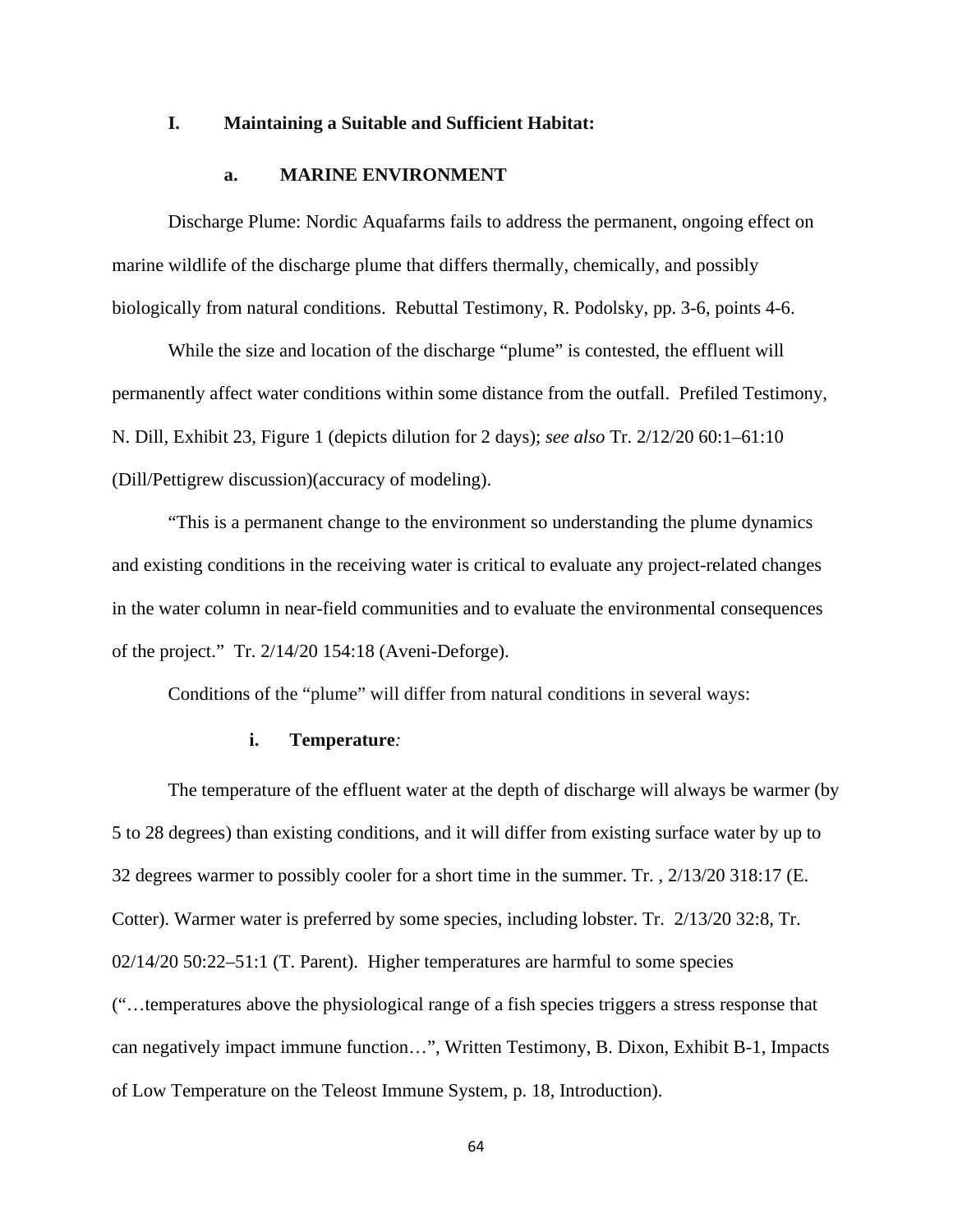## I. Maintaining a Suitable and Sufficient Habitat:

### a. MARINE ENVIRONMENT

Discharge Plume: Nordic Aquafarms fails to address the permanent, ongoing effect on marine wildlife of the discharge plume that differs thermally, chemically, and possibly biologically from natural conditions. Rebuttal Testimony, R. Podolsky, pp. 3-6, points 4-6.

While the size and location of the discharge "plume" is contested, the effluent will permanently affect water conditions within some distance from the outfall. Prefiled Testimony, N. Dill, Exhibit 23, Figure 1 (depicts dilution for 2 days); *see also* Tr. 2/12/20 60:1–61:10 (Dill/Pettigrew discussion)(accuracy of modeling).

"This is a permanent change to the environment so understanding the plume dynamics and existing conditions in the receiving water is critical to evaluate any project-related changes in the water column in near-field communities and to evaluate the environmental consequences of the project." Tr. 2/14/20 154:18 (Aveni-Deforge).

Conditions of the "plume" will differ from natural conditions in several ways:

#### i. Temperature*:*

The temperature of the effluent water at the depth of discharge will always be warmer (by 5 to 28 degrees) than existing conditions, and it will differ from existing surface water by up to 32 degrees warmer to possibly cooler for a short time in the summer. Tr. , 2/13/20 318:17 (E. Cotter). Warmer water is preferred by some species, including lobster. Tr. 2/13/20 32:8, Tr. 02/14/20 50:22–51:1 (T. Parent). Higher temperatures are harmful to some species ("…temperatures above the physiological range of a fish species triggers a stress response that can negatively impact immune function…", Written Testimony, B. Dixon, Exhibit B-1, Impacts of Low Temperature on the Teleost Immune System, p. 18, Introduction).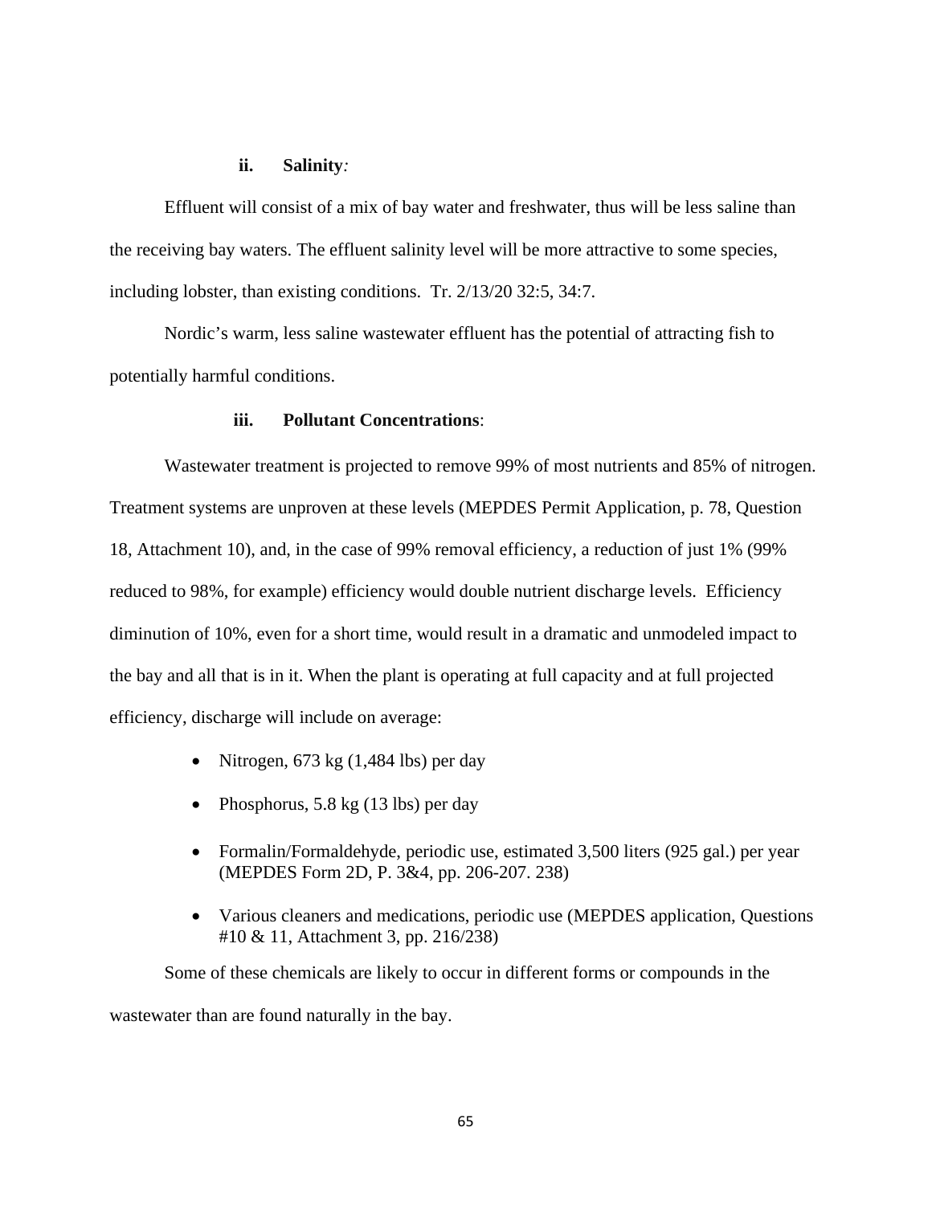### ii. Salinity*:*

Effluent will consist of a mix of bay water and freshwater, thus will be less saline than the receiving bay waters. The effluent salinity level will be more attractive to some species, including lobster, than existing conditions. Tr. 2/13/20 32:5, 34:7.

Nordic's warm, less saline wastewater effluent has the potential of attracting fish to potentially harmful conditions.

### iii. Pollutant Concentrations:

Wastewater treatment is projected to remove 99% of most nutrients and 85% of nitrogen. Treatment systems are unproven at these levels (MEPDES Permit Application, p. 78, Question 18, Attachment 10), and, in the case of 99% removal efficiency, a reduction of just 1% (99% reduced to 98%, for example) efficiency would double nutrient discharge levels. Efficiency diminution of 10%, even for a short time, would result in a dramatic and unmodeled impact to the bay and all that is in it. When the plant is operating at full capacity and at full projected efficiency, discharge will include on average:

- Nitrogen, 673 kg (1,484 lbs) per day
- Phosphorus, 5.8 kg (13 lbs) per day
- Formalin/Formaldehyde, periodic use, estimated 3,500 liters (925 gal.) per year (MEPDES Form 2D, P. 3&4, pp. 206-207. 238)
- Various cleaners and medications, periodic use (MEPDES application, Questions #10 & 11, Attachment 3, pp. 216/238)

Some of these chemicals are likely to occur in different forms or compounds in the wastewater than are found naturally in the bay.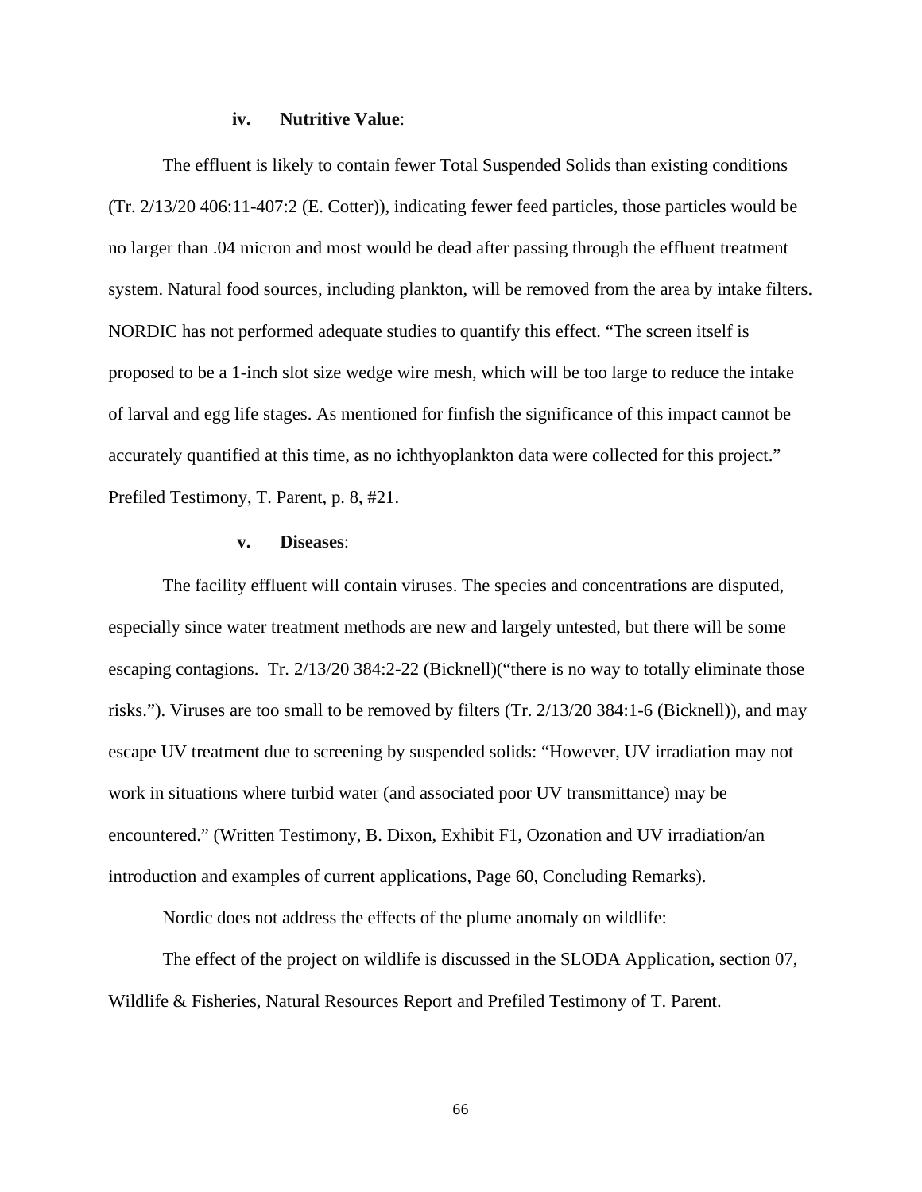#### iv. **Nutritive Value**:

The effluent is likely to contain fewer Total Suspended Solids than existing conditions (Tr. 2/13/20 406:11-407:2 (E. Cotter)), indicating fewer feed particles, those particles would be no larger than .04 micron and most would be dead after passing through the effluent treatment system. Natural food sources, including plankton, will be removed from the area by intake filters. NORDIC has not performed adequate studies to quantify this effect. "The screen itself is proposed to be a 1-inch slot size wedge wire mesh, which will be too large to reduce the intake of larval and egg life stages. As mentioned for finfish the significance of this impact cannot be accurately quantified at this time, as no ichthyoplankton data were collected for this project." Prefiled Testimony, T. Parent, p. 8, #21.

#### v. **Diseases**:

The facility effluent will contain viruses. The species and concentrations are disputed, especially since water treatment methods are new and largely untested, but there will be some escaping contagions. Tr. 2/13/20 384:2-22 (Bicknell)("there is no way to totally eliminate those risks."). Viruses are too small to be removed by filters (Tr. 2/13/20 384:1-6 (Bicknell)), and may escape UV treatment due to screening by suspended solids: "However, UV irradiation may not work in situations where turbid water (and associated poor UV transmittance) may be encountered." (Written Testimony, B. Dixon, Exhibit F1, Ozonation and UV irradiation/an introduction and examples of current applications, Page 60, Concluding Remarks).

Nordic does not address the effects of the plume anomaly on wildlife:

The effect of the project on wildlife is discussed in the SLODA Application, section 07, Wildlife & Fisheries, Natural Resources Report and Prefiled Testimony of T. Parent.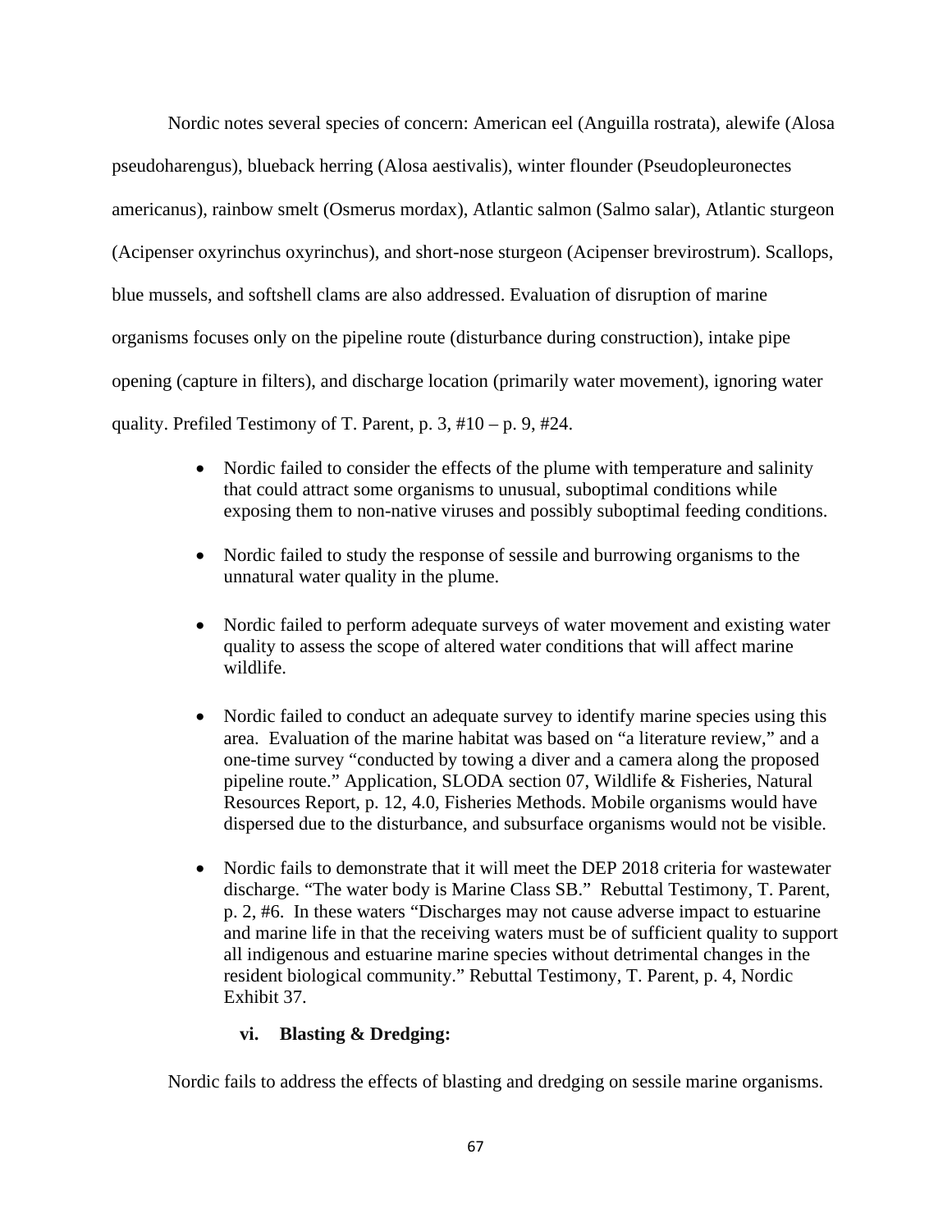Nordic notes several species of concern: American eel (Anguilla rostrata), alewife (Alosa pseudoharengus), blueback herring (Alosa aestivalis), winter flounder (Pseudopleuronectes americanus), rainbow smelt (Osmerus mordax), Atlantic salmon (Salmo salar), Atlantic sturgeon (Acipenser oxyrinchus oxyrinchus), and short-nose sturgeon (Acipenser brevirostrum). Scallops, blue mussels, and softshell clams are also addressed. Evaluation of disruption of marine organisms focuses only on the pipeline route (disturbance during construction), intake pipe opening (capture in filters), and discharge location (primarily water movement), ignoring water quality. Prefiled Testimony of T. Parent, p. 3, #10 – p. 9, #24.

- Nordic failed to consider the effects of the plume with temperature and salinity that could attract some organisms to unusual, suboptimal conditions while exposing them to non-native viruses and possibly suboptimal feeding conditions.
- Nordic failed to study the response of sessile and burrowing organisms to the unnatural water quality in the plume.
- Nordic failed to perform adequate surveys of water movement and existing water quality to assess the scope of altered water conditions that will affect marine wildlife.
- Nordic failed to conduct an adequate survey to identify marine species using this area. Evaluation of the marine habitat was based on "a literature review," and a one-time survey "conducted by towing a diver and a camera along the proposed pipeline route." Application, SLODA section 07, Wildlife & Fisheries, Natural Resources Report, p. 12, 4.0, Fisheries Methods. Mobile organisms would have dispersed due to the disturbance, and subsurface organisms would not be visible.
- Nordic fails to demonstrate that it will meet the DEP 2018 criteria for wastewater discharge. "The water body is Marine Class SB." Rebuttal Testimony, T. Parent, p. 2, #6. In these waters "Discharges may not cause adverse impact to estuarine and marine life in that the receiving waters must be of sufficient quality to support all indigenous and estuarine marine species without detrimental changes in the resident biological community." Rebuttal Testimony, T. Parent, p. 4, Nordic Exhibit 37.

**vi. Blasting & Dredging:**

Nordic fails to address the effects of blasting and dredging on sessile marine organisms.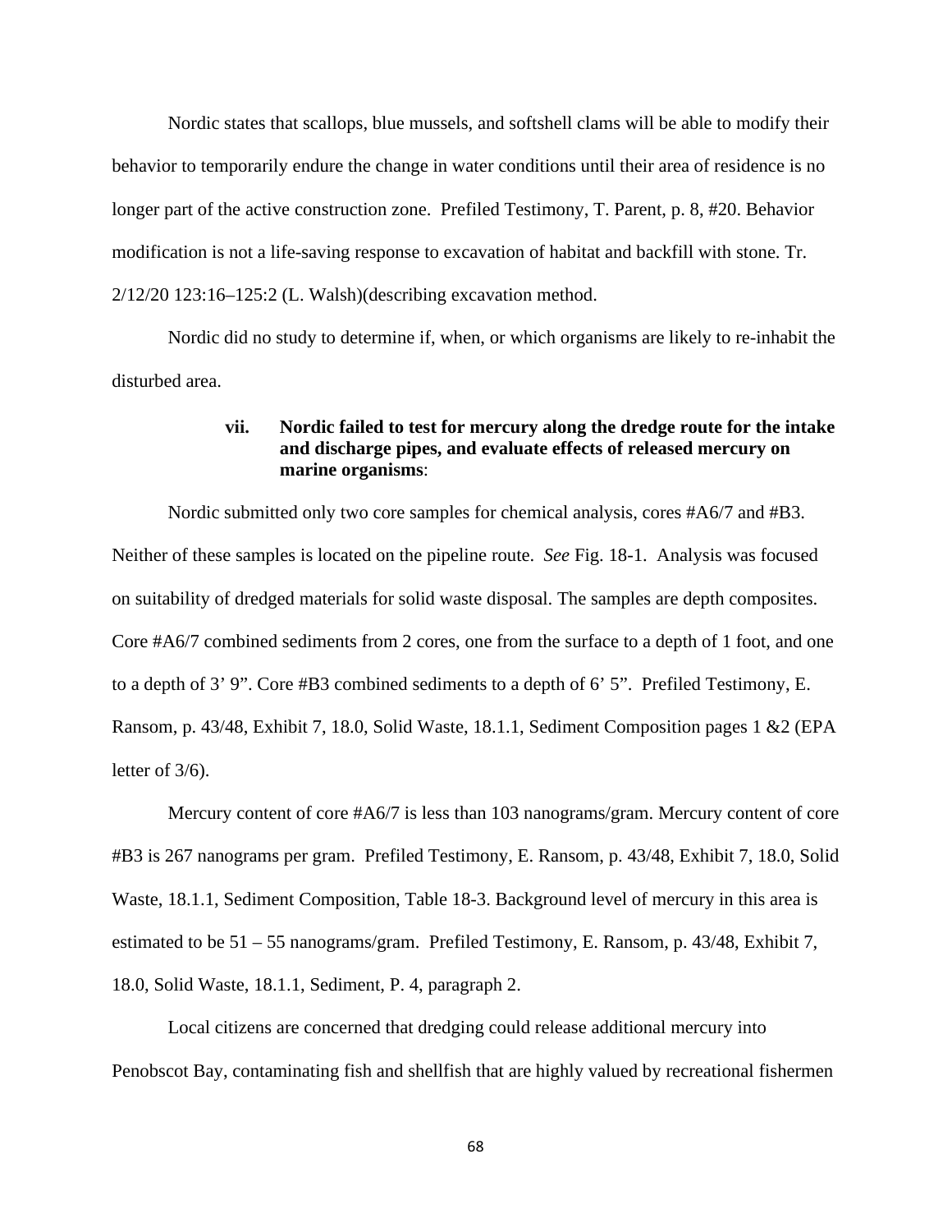Nordic states that scallops, blue mussels, and softshell clams will be able to modify their behavior to temporarily endure the change in water conditions until their area of residence is no longer part of the active construction zone. Prefiled Testimony, T. Parent, p. 8, #20. Behavior modification is not a life-saving response to excavation of habitat and backfill with stone. Tr. 2/12/20 123:16–125:2 (L. Walsh)(describing excavation method.

Nordic did no study to determine if, when, or which organisms are likely to re-inhabit the disturbed area.

**vii. Nordic failed to test for mercury along the dredge route for the intake and discharge pipes, and evaluate effects of released mercury on marine organisms**:

Nordic submitted only two core samples for chemical analysis, cores #A6/7 and #B3. Neither of these samples is located on the pipeline route. *See* Fig. 18-1. Analysis was focused on suitability of dredged materials for solid waste disposal. The samples are depth composites. Core #A6/7 combined sediments from 2 cores, one from the surface to a depth of 1 foot, and one to a depth of 3' 9". Core #B3 combined sediments to a depth of 6' 5". Prefiled Testimony, E. Ransom, p. 43/48, Exhibit 7, 18.0, Solid Waste, 18.1.1, Sediment Composition pages 1 &2 (EPA letter of 3/6).

Mercury content of core #A6/7 is less than 103 nanograms/gram. Mercury content of core #B3 is 267 nanograms per gram. Prefiled Testimony, E. Ransom, p. 43/48, Exhibit 7, 18.0, Solid Waste, 18.1.1, Sediment Composition, Table 18-3. Background level of mercury in this area is estimated to be 51 – 55 nanograms/gram. Prefiled Testimony, E. Ransom, p. 43/48, Exhibit 7, 18.0, Solid Waste, 18.1.1, Sediment, P. 4, paragraph 2.

Local citizens are concerned that dredging could release additional mercury into Penobscot Bay, contaminating fish and shellfish that are highly valued by recreational fishermen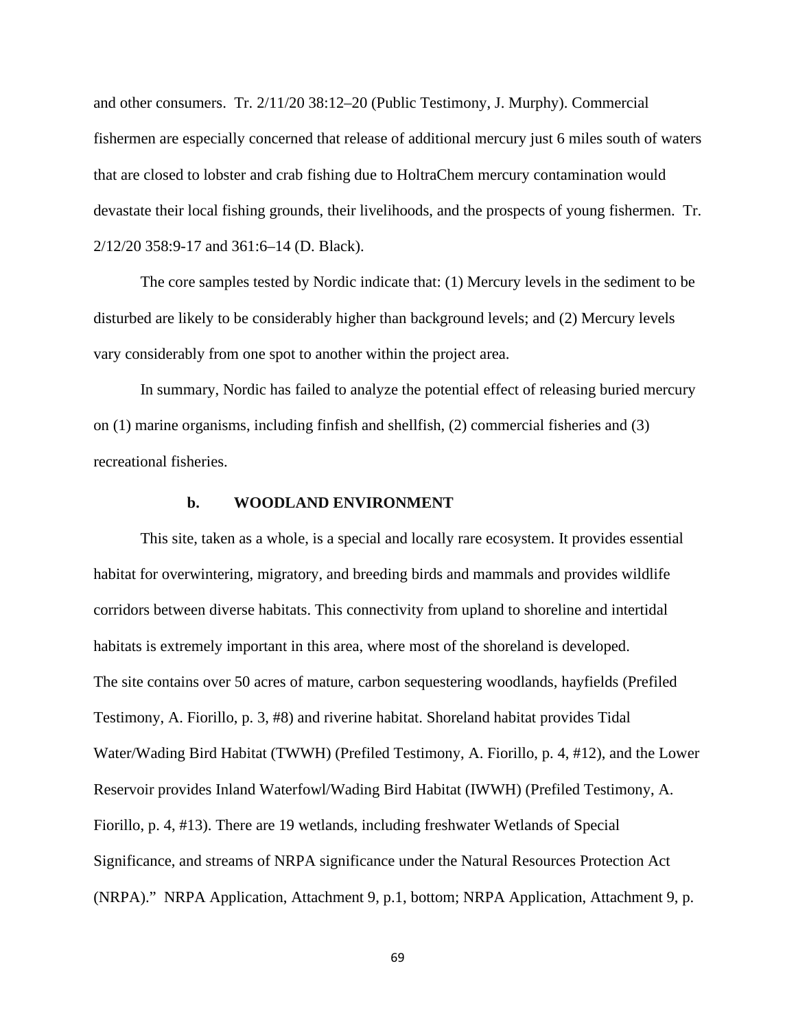and other consumers. Tr. 2/11/20 38:12–20 (Public Testimony, J. Murphy). Commercial fishermen are especially concerned that release of additional mercury just 6 miles south of waters that are closed to lobster and crab fishing due to HoltraChem mercury contamination would devastate their local fishing grounds, their livelihoods, and the prospects of young fishermen. Tr. 2/12/20 358:9-17 and 361:6–14 (D. Black).

The core samples tested by Nordic indicate that: (1) Mercury levels in the sediment to be disturbed are likely to be considerably higher than background levels; and (2) Mercury levels vary considerably from one spot to another within the project area.

In summary, Nordic has failed to analyze the potential effect of releasing buried mercury on (1) marine organisms, including finfish and shellfish, (2) commercial fisheries and (3) recreational fisheries.

### b. WOODLAND ENVIRONMENT

This site, taken as a whole, is a special and locally rare ecosystem. It provides essential habitat for overwintering, migratory, and breeding birds and mammals and provides wildlife corridors between diverse habitats. This connectivity from upland to shoreline and intertidal habitats is extremely important in this area, where most of the shoreland is developed. The site contains over 50 acres of mature, carbon sequestering woodlands, hayfields (Prefiled Testimony, A. Fiorillo, p. 3, #8) and riverine habitat. Shoreland habitat provides Tidal Water/Wading Bird Habitat (TWWH) (Prefiled Testimony, A. Fiorillo, p. 4, #12), and the Lower Reservoir provides Inland Waterfowl/Wading Bird Habitat (IWWH) (Prefiled Testimony, A. Fiorillo, p. 4, #13). There are 19 wetlands, including freshwater Wetlands of Special Significance, and streams of NRPA significance under the Natural Resources Protection Act (NRPA)." NRPA Application, Attachment 9, p.1, bottom; NRPA Application, Attachment 9, p.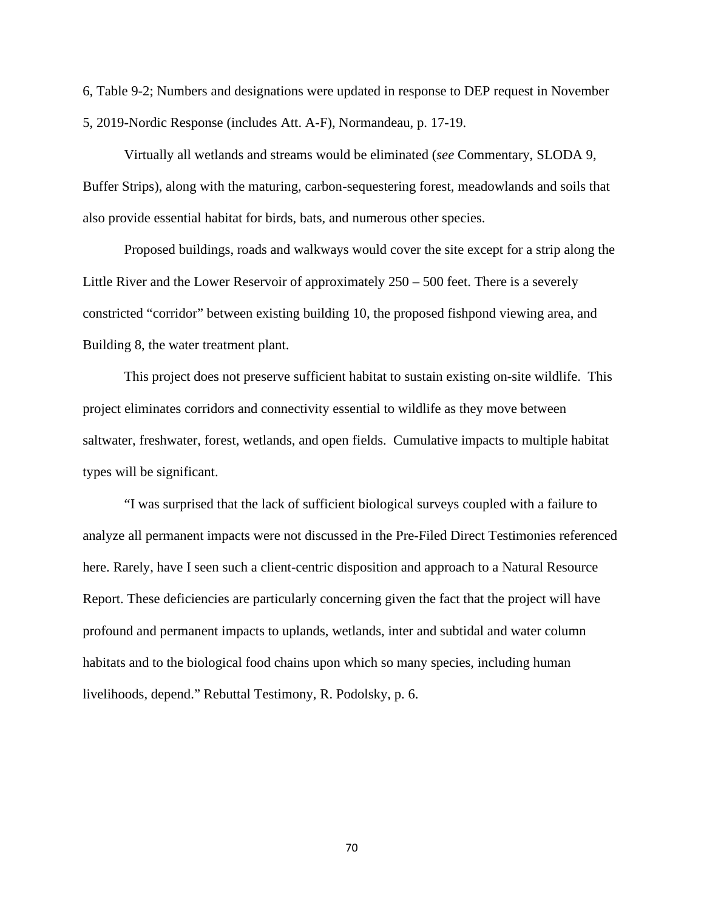6, Table 9-2; Numbers and designations were updated in response to DEP request in November 5, 2019-Nordic Response (includes Att. A-F), Normandeau, p. 17-19.

Virtually all wetlands and streams would be eliminated (*see* Commentary, SLODA 9, Buffer Strips), along with the maturing, carbon-sequestering forest, meadowlands and soils that also provide essential habitat for birds, bats, and numerous other species.

Proposed buildings, roads and walkways would cover the site except for a strip along the Little River and the Lower Reservoir of approximately 250 – 500 feet. There is a severely constricted "corridor" between existing building 10, the proposed fishpond viewing area, and Building 8, the water treatment plant.

This project does not preserve sufficient habitat to sustain existing on-site wildlife. This project eliminates corridors and connectivity essential to wildlife as they move between saltwater, freshwater, forest, wetlands, and open fields. Cumulative impacts to multiple habitat types will be significant.

"I was surprised that the lack of sufficient biological surveys coupled with a failure to analyze all permanent impacts were not discussed in the Pre-Filed Direct Testimonies referenced here. Rarely, have I seen such a client-centric disposition and approach to a Natural Resource Report. These deficiencies are particularly concerning given the fact that the project will have profound and permanent impacts to uplands, wetlands, inter and subtidal and water column habitats and to the biological food chains upon which so many species, including human livelihoods, depend." Rebuttal Testimony, R. Podolsky, p. 6.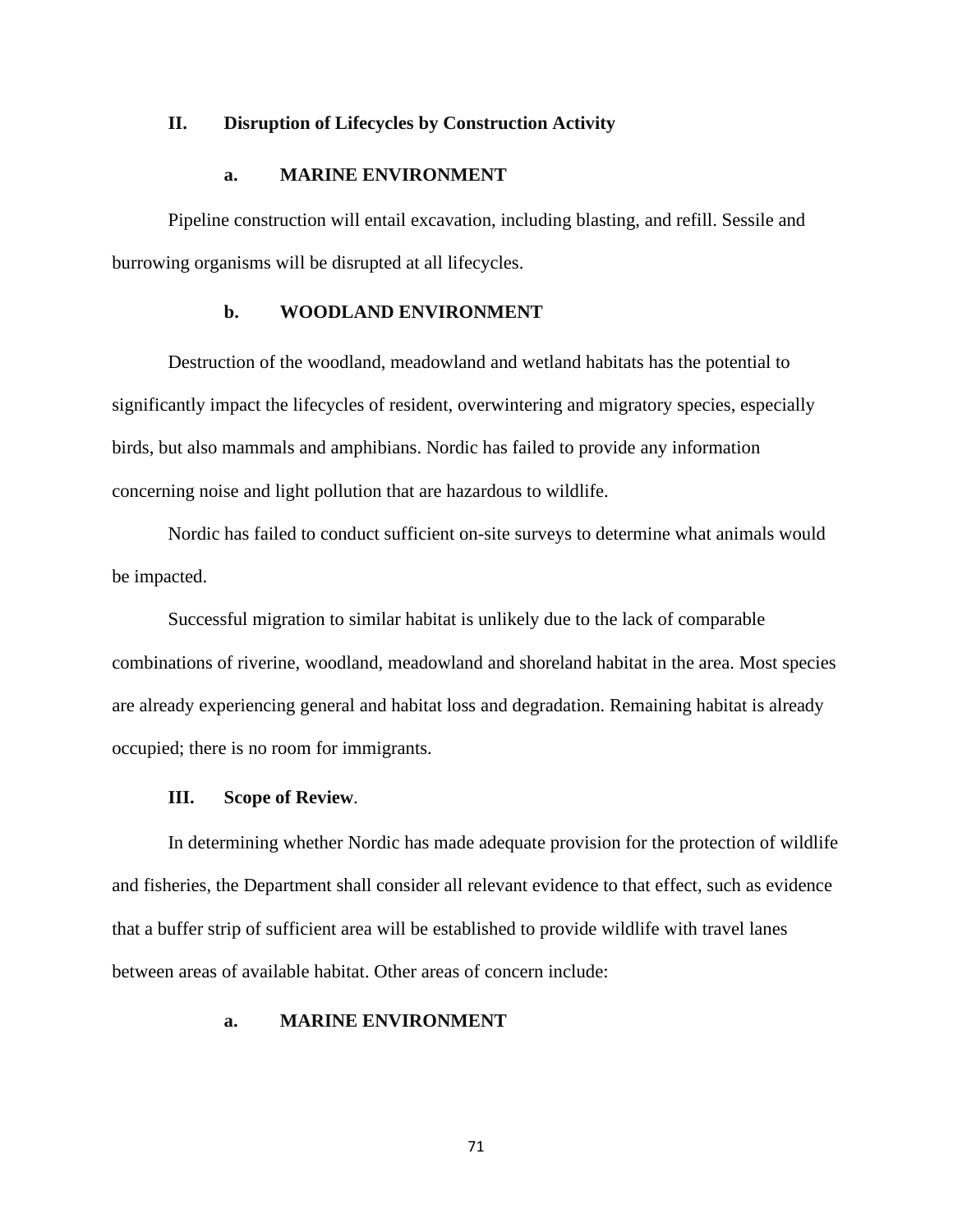## II. Disruption of Lifecycles by Construction Activity

### a. MARINE ENVIRONMENT

Pipeline construction will entail excavation, including blasting, and refill. Sessile and burrowing organisms will be disrupted at all lifecycles.

### b. WOODLAND ENVIRONMENT

Destruction of the woodland, meadowland and wetland habitats has the potential to significantly impact the lifecycles of resident, overwintering and migratory species, especially birds, but also mammals and amphibians. Nordic has failed to provide any information concerning noise and light pollution that are hazardous to wildlife.

Nordic has failed to conduct sufficient on-site surveys to determine what animals would be impacted.

Successful migration to similar habitat is unlikely due to the lack of comparable combinations of riverine, woodland, meadowland and shoreland habitat in the area. Most species are already experiencing general and habitat loss and degradation. Remaining habitat is already occupied; there is no room for immigrants.

## III. Scope of Review.

In determining whether Nordic has made adequate provision for the protection of wildlife and fisheries, the Department shall consider all relevant evidence to that effect, such as evidence that a buffer strip of sufficient area will be established to provide wildlife with travel lanes between areas of available habitat. Other areas of concern include:

### a. MARINE ENVIRONMENT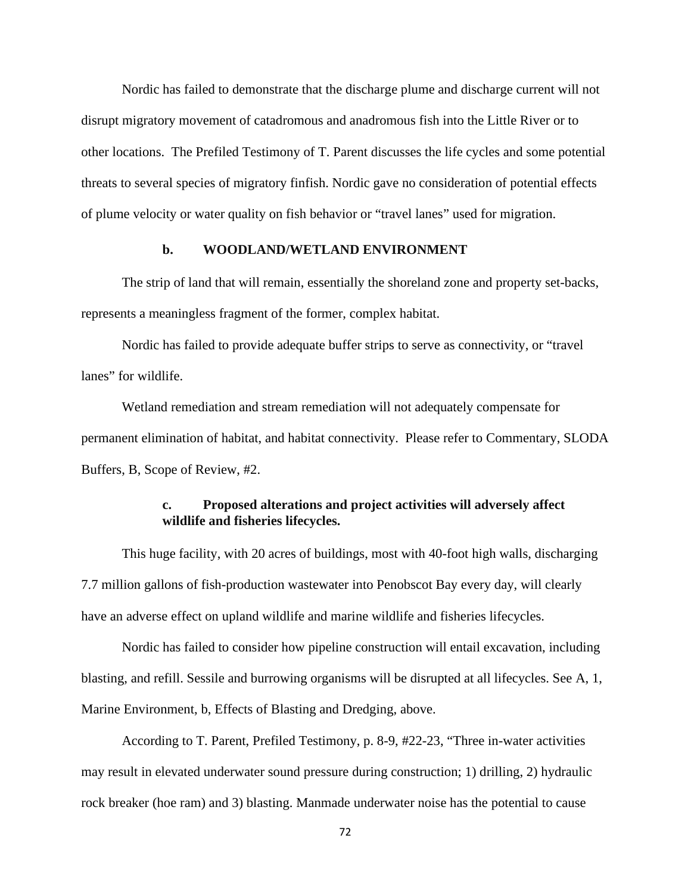Nordic has failed to demonstrate that the discharge plume and discharge current will not disrupt migratory movement of catadromous and anadromous fish into the Little River or to other locations. The Prefiled Testimony of T. Parent discusses the life cycles and some potential threats to several species of migratory finfish. Nordic gave no consideration of potential effects of plume velocity or water quality on fish behavior or "travel lanes" used for migration.

### b. WOODLAND/WETLAND ENVIRONMENT

The strip of land that will remain, essentially the shoreland zone and property set-backs, represents a meaningless fragment of the former, complex habitat.

Nordic has failed to provide adequate buffer strips to serve as connectivity, or "travel lanes" for wildlife.

Wetland remediation and stream remediation will not adequately compensate for permanent elimination of habitat, and habitat connectivity. Please refer to Commentary, SLODA Buffers, B, Scope of Review, #2.

### c. Proposed alterations and project activities will adversely affect wildlife and fisheries lifecycles.

This huge facility, with 20 acres of buildings, most with 40-foot high walls, discharging 7.7 million gallons of fish-production wastewater into Penobscot Bay every day, will clearly have an adverse effect on upland wildlife and marine wildlife and fisheries lifecycles.

Nordic has failed to consider how pipeline construction will entail excavation, including blasting, and refill. Sessile and burrowing organisms will be disrupted at all lifecycles. See A, 1, Marine Environment, b, Effects of Blasting and Dredging, above.

According to T. Parent, Prefiled Testimony, p. 8-9, #22-23, "Three in-water activities may result in elevated underwater sound pressure during construction; 1) drilling, 2) hydraulic rock breaker (hoe ram) and 3) blasting. Manmade underwater noise has the potential to cause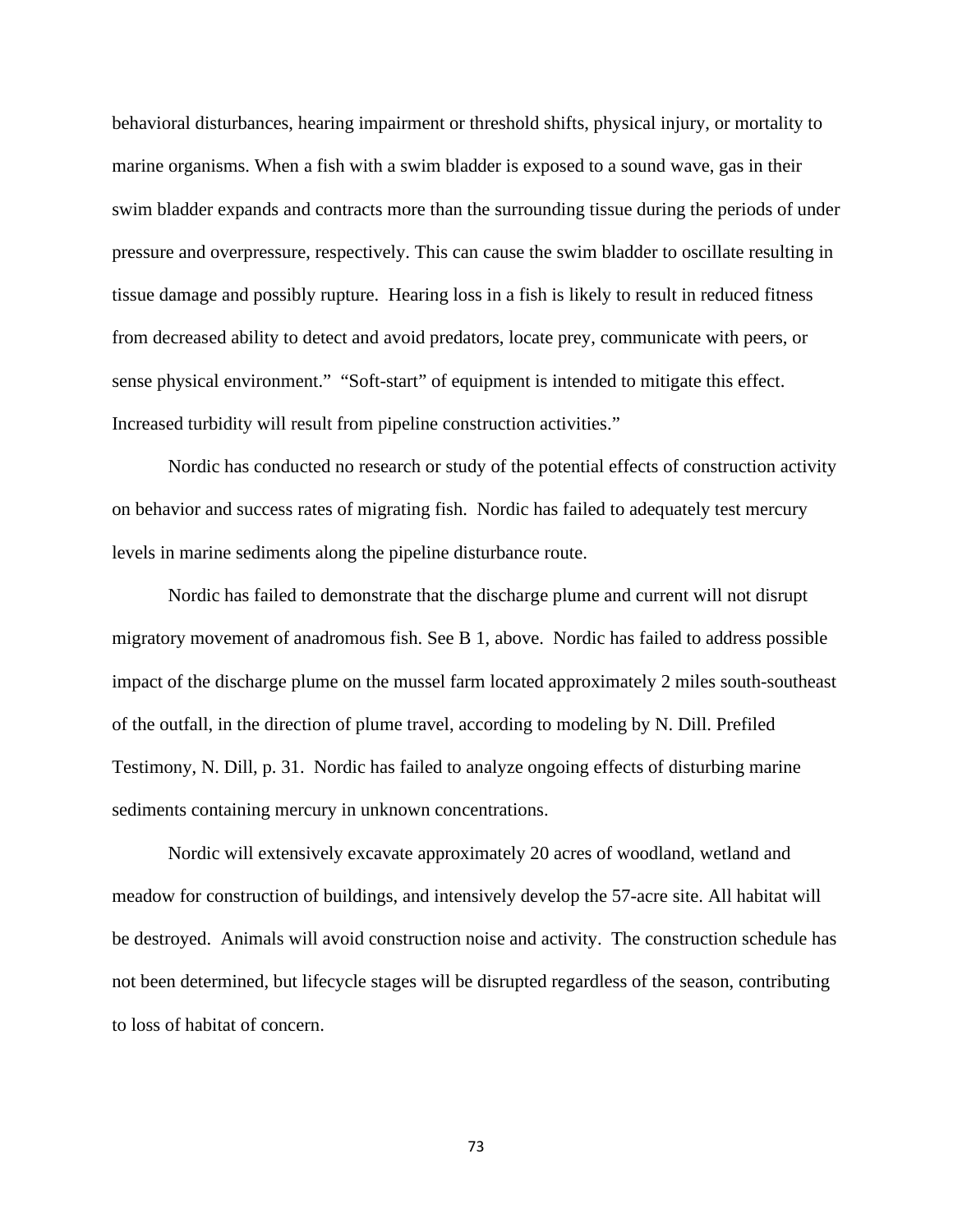behavioral disturbances, hearing impairment or threshold shifts, physical injury, or mortality to marine organisms. When a fish with a swim bladder is exposed to a sound wave, gas in their swim bladder expands and contracts more than the surrounding tissue during the periods of under pressure and overpressure, respectively. This can cause the swim bladder to oscillate resulting in tissue damage and possibly rupture. Hearing loss in a fish is likely to result in reduced fitness from decreased ability to detect and avoid predators, locate prey, communicate with peers, or sense physical environment." "Soft-start" of equipment is intended to mitigate this effect. Increased turbidity will result from pipeline construction activities."

Nordic has conducted no research or study of the potential effects of construction activity on behavior and success rates of migrating fish. Nordic has failed to adequately test mercury levels in marine sediments along the pipeline disturbance route.

Nordic has failed to demonstrate that the discharge plume and current will not disrupt migratory movement of anadromous fish. See B 1, above. Nordic has failed to address possible impact of the discharge plume on the mussel farm located approximately 2 miles south-southeast of the outfall, in the direction of plume travel, according to modeling by N. Dill. Prefiled Testimony, N. Dill, p. 31. Nordic has failed to analyze ongoing effects of disturbing marine sediments containing mercury in unknown concentrations.

Nordic will extensively excavate approximately 20 acres of woodland, wetland and meadow for construction of buildings, and intensively develop the 57-acre site. All habitat will be destroyed. Animals will avoid construction noise and activity. The construction schedule has not been determined, but lifecycle stages will be disrupted regardless of the season, contributing to loss of habitat of concern.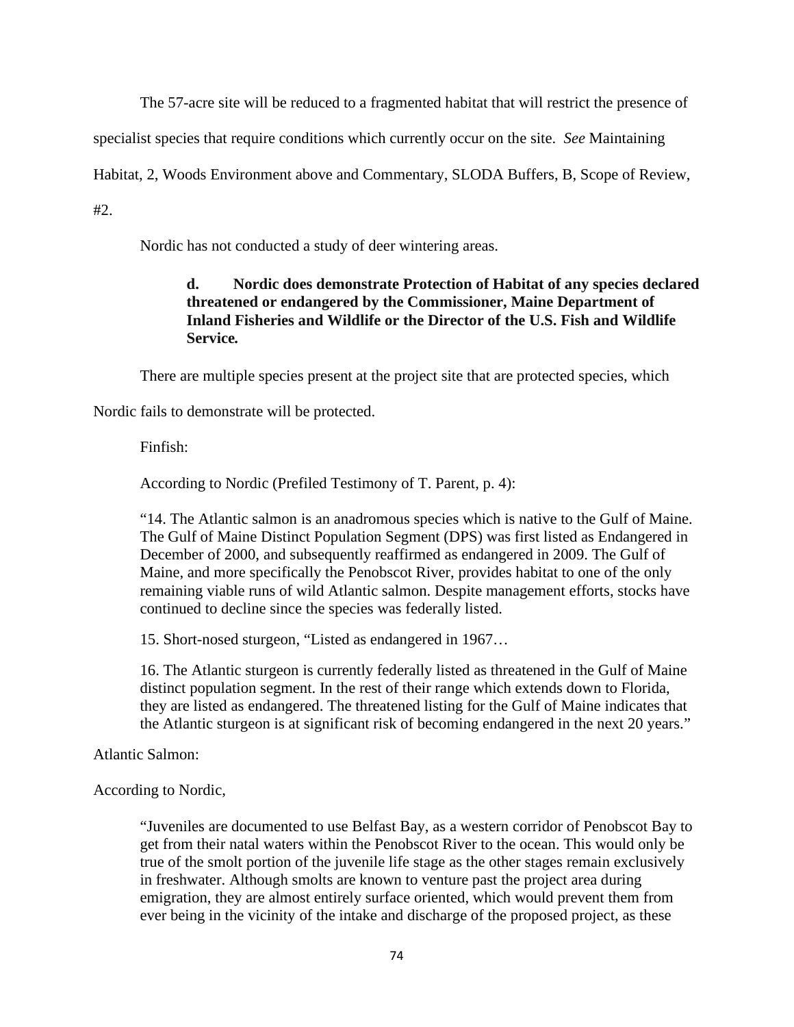The 57-acre site will be reduced to a fragmented habitat that will restrict the presence of specialist species that require conditions which currently occur on the site. *See* Maintaining Habitat, 2, Woods Environment above and Commentary, SLODA Buffers, B, Scope of Review, #2.

Nordic has not conducted a study of deer wintering areas.

> **d. Nordic does demonstrate Protection of Habitat of any species declared threatened or endangered by the Commissioner, Maine Department of Inland Fisheries and Wildlife or the Director of the U.S. Fish and Wildlife Service.**

There are multiple species present at the project site that are protected species, which Nordic fails to demonstrate will be protected.

Finfish:

According to Nordic (Prefiled Testimony of T. Parent, p. 4):

> "14. The Atlantic salmon is an anadromous species which is native to the Gulf of Maine. The Gulf of Maine Distinct Population Segment (DPS) was first listed as Endangered in December of 2000, and subsequently reaffirmed as endangered in 2009. The Gulf of Maine, and more specifically the Penobscot River, provides habitat to one of the only remaining viable runs of wild Atlantic salmon. Despite management efforts, stocks have continued to decline since the species was federally listed.
>
> 15. Short-nosed sturgeon, "Listed as endangered in 1967…
>
> 16. The Atlantic sturgeon is currently federally listed as threatened in the Gulf of Maine distinct population segment. In the rest of their range which extends down to Florida, they are listed as endangered. The threatened listing for the Gulf of Maine indicates that the Atlantic sturgeon is at significant risk of becoming endangered in the next 20 years."

Atlantic Salmon:

According to Nordic,

> "Juveniles are documented to use Belfast Bay, as a western corridor of Penobscot Bay to get from their natal waters within the Penobscot River to the ocean. This would only be true of the smolt portion of the juvenile life stage as the other stages remain exclusively in freshwater. Although smolts are known to venture past the project area during emigration, they are almost entirely surface oriented, which would prevent them from ever being in the vicinity of the intake and discharge of the proposed project, as these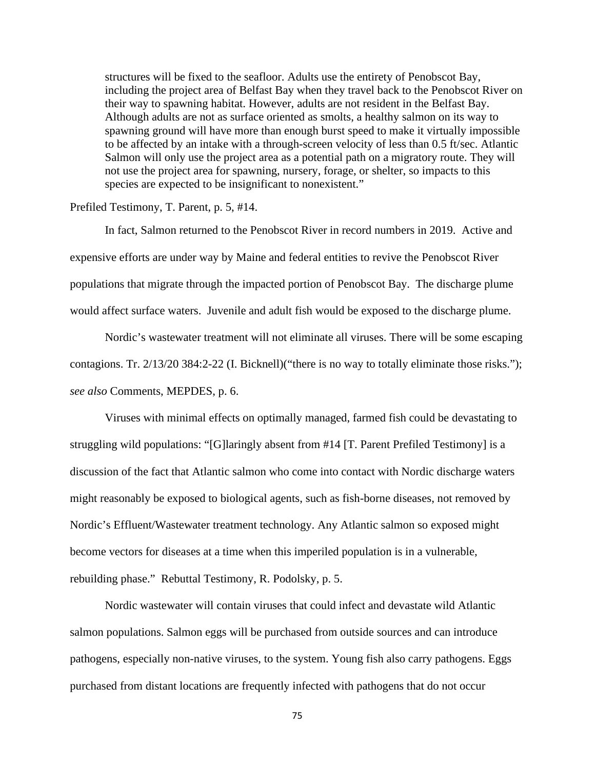> structures will be fixed to the seafloor. Adults use the entirety of Penobscot Bay, including the project area of Belfast Bay when they travel back to the Penobscot River on their way to spawning habitat. However, adults are not resident in the Belfast Bay. Although adults are not as surface oriented as smolts, a healthy salmon on its way to spawning ground will have more than enough burst speed to make it virtually impossible to be affected by an intake with a through-screen velocity of less than 0.5 ft/sec. Atlantic Salmon will only use the project area as a potential path on a migratory route. They will not use the project area for spawning, nursery, forage, or shelter, so impacts to this species are expected to be insignificant to nonexistent."

Prefiled Testimony, T. Parent, p. 5, #14.

In fact, Salmon returned to the Penobscot River in record numbers in 2019. Active and expensive efforts are under way by Maine and federal entities to revive the Penobscot River populations that migrate through the impacted portion of Penobscot Bay. The discharge plume would affect surface waters. Juvenile and adult fish would be exposed to the discharge plume.

Nordic's wastewater treatment will not eliminate all viruses. There will be some escaping contagions. Tr. 2/13/20 384:2-22 (I. Bicknell)("there is no way to totally eliminate those risks."); *see also* Comments, MEPDES, p. 6.

Viruses with minimal effects on optimally managed, farmed fish could be devastating to struggling wild populations: "[G]laringly absent from #14 [T. Parent Prefiled Testimony] is a discussion of the fact that Atlantic salmon who come into contact with Nordic discharge waters might reasonably be exposed to biological agents, such as fish-borne diseases, not removed by Nordic's Effluent/Wastewater treatment technology. Any Atlantic salmon so exposed might become vectors for diseases at a time when this imperiled population is in a vulnerable, rebuilding phase." Rebuttal Testimony, R. Podolsky, p. 5.

Nordic wastewater will contain viruses that could infect and devastate wild Atlantic salmon populations. Salmon eggs will be purchased from outside sources and can introduce pathogens, especially non-native viruses, to the system. Young fish also carry pathogens. Eggs purchased from distant locations are frequently infected with pathogens that do not occur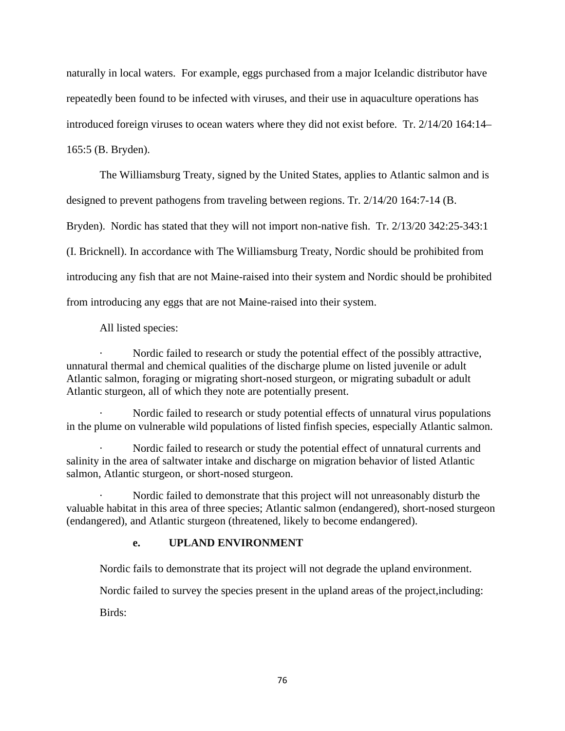naturally in local waters. For example, eggs purchased from a major Icelandic distributor have repeatedly been found to be infected with viruses, and their use in aquaculture operations has introduced foreign viruses to ocean waters where they did not exist before. Tr. 2/14/20 164:14–165:5 (B. Bryden).

The Williamsburg Treaty, signed by the United States, applies to Atlantic salmon and is designed to prevent pathogens from traveling between regions. Tr. 2/14/20 164:7-14 (B. Bryden). Nordic has stated that they will not import non-native fish. Tr. 2/13/20 342:25-343:1 (I. Bricknell). In accordance with The Williamsburg Treaty, Nordic should be prohibited from introducing any fish that are not Maine-raised into their system and Nordic should be prohibited from introducing any eggs that are not Maine-raised into their system.

All listed species:

- Nordic failed to research or study the potential effect of the possibly attractive, unnatural thermal and chemical qualities of the discharge plume on listed juvenile or adult Atlantic salmon, foraging or migrating short-nosed sturgeon, or migrating subadult or adult Atlantic sturgeon, all of which they note are potentially present.
- Nordic failed to research or study potential effects of unnatural virus populations in the plume on vulnerable wild populations of listed finfish species, especially Atlantic salmon.
- Nordic failed to research or study the potential effect of unnatural currents and salinity in the area of saltwater intake and discharge on migration behavior of listed Atlantic salmon, Atlantic sturgeon, or short-nosed sturgeon.
- Nordic failed to demonstrate that this project will not unreasonably disturb the valuable habitat in this area of three species; Atlantic salmon (endangered), short-nosed sturgeon (endangered), and Atlantic sturgeon (threatened, likely to become endangered).

### e. UPLAND ENVIRONMENT

Nordic fails to demonstrate that its project will not degrade the upland environment.

Nordic failed to survey the species present in the upland areas of the project,including:

Birds: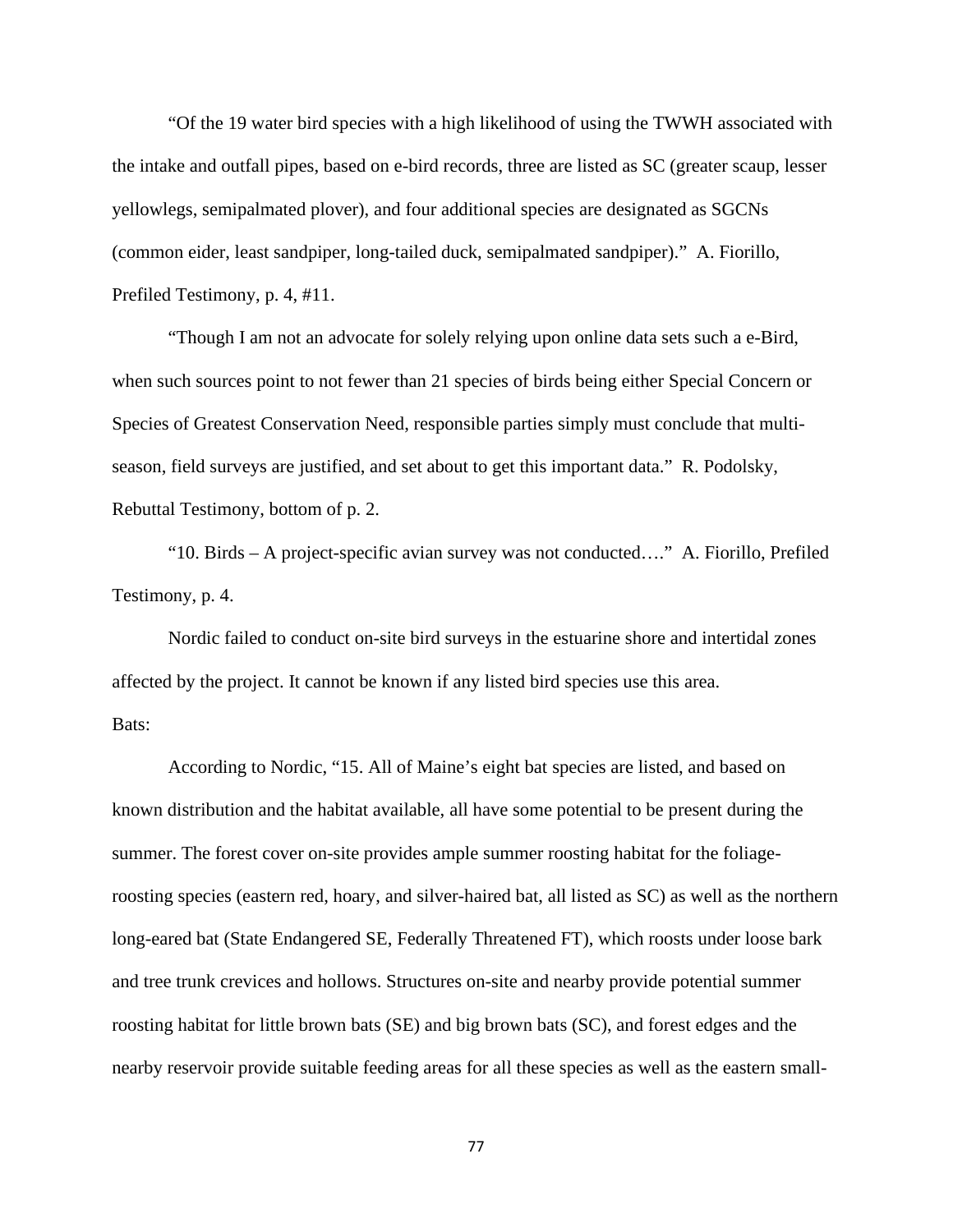"Of the 19 water bird species with a high likelihood of using the TWWH associated with the intake and outfall pipes, based on e-bird records, three are listed as SC (greater scaup, lesser yellowlegs, semipalmated plover), and four additional species are designated as SGCNs (common eider, least sandpiper, long-tailed duck, semipalmated sandpiper)." A. Fiorillo, Prefiled Testimony, p. 4, #11.

"Though I am not an advocate for solely relying upon online data sets such a e-Bird, when such sources point to not fewer than 21 species of birds being either Special Concern or Species of Greatest Conservation Need, responsible parties simply must conclude that multi-season, field surveys are justified, and set about to get this important data." R. Podolsky, Rebuttal Testimony, bottom of p. 2.

"10. Birds – A project-specific avian survey was not conducted…." A. Fiorillo, Prefiled Testimony, p. 4.

Nordic failed to conduct on-site bird surveys in the estuarine shore and intertidal zones affected by the project. It cannot be known if any listed bird species use this area.

Bats:

According to Nordic, "15. All of Maine's eight bat species are listed, and based on known distribution and the habitat available, all have some potential to be present during the summer. The forest cover on-site provides ample summer roosting habitat for the foliage-roosting species (eastern red, hoary, and silver-haired bat, all listed as SC) as well as the northern long-eared bat (State Endangered SE, Federally Threatened FT), which roosts under loose bark and tree trunk crevices and hollows. Structures on-site and nearby provide potential summer roosting habitat for little brown bats (SE) and big brown bats (SC), and forest edges and the nearby reservoir provide suitable feeding areas for all these species as well as the eastern small-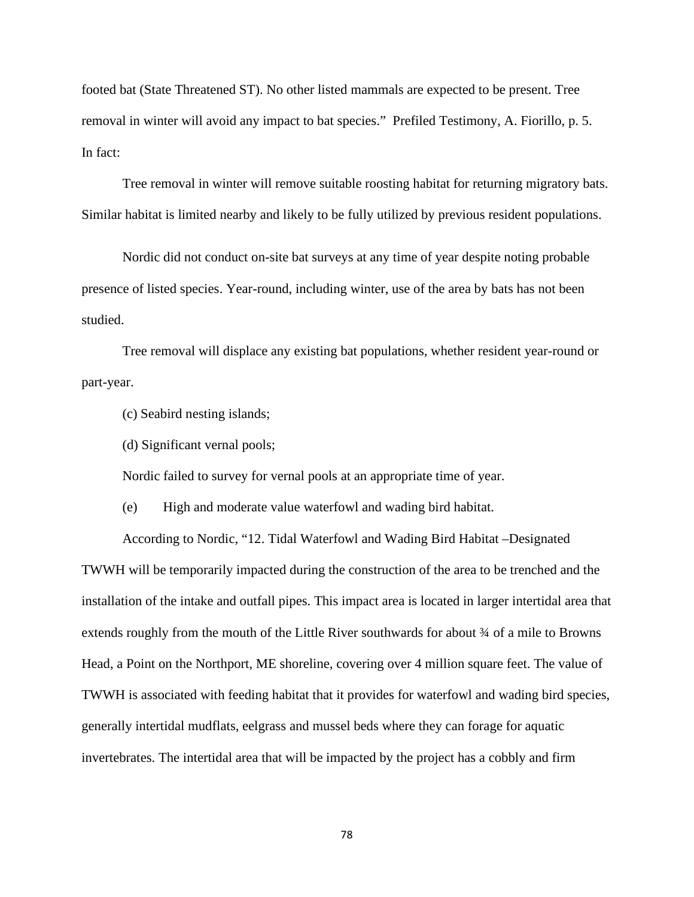footed bat (State Threatened ST). No other listed mammals are expected to be present. Tree removal in winter will avoid any impact to bat species." Prefiled Testimony, A. Fiorillo, p. 5. In fact:

Tree removal in winter will remove suitable roosting habitat for returning migratory bats. Similar habitat is limited nearby and likely to be fully utilized by previous resident populations.

Nordic did not conduct on-site bat surveys at any time of year despite noting probable presence of listed species. Year-round, including winter, use of the area by bats has not been studied.

Tree removal will displace any existing bat populations, whether resident year-round or part-year.

(c) Seabird nesting islands;

(d) Significant vernal pools;

Nordic failed to survey for vernal pools at an appropriate time of year.

(e) High and moderate value waterfowl and wading bird habitat.

According to Nordic, "12. Tidal Waterfowl and Wading Bird Habitat –Designated TWWH will be temporarily impacted during the construction of the area to be trenched and the installation of the intake and outfall pipes. This impact area is located in larger intertidal area that extends roughly from the mouth of the Little River southwards for about ¾ of a mile to Browns Head, a Point on the Northport, ME shoreline, covering over 4 million square feet. The value of TWWH is associated with feeding habitat that it provides for waterfowl and wading bird species, generally intertidal mudflats, eelgrass and mussel beds where they can forage for aquatic invertebrates. The intertidal area that will be impacted by the project has a cobbly and firm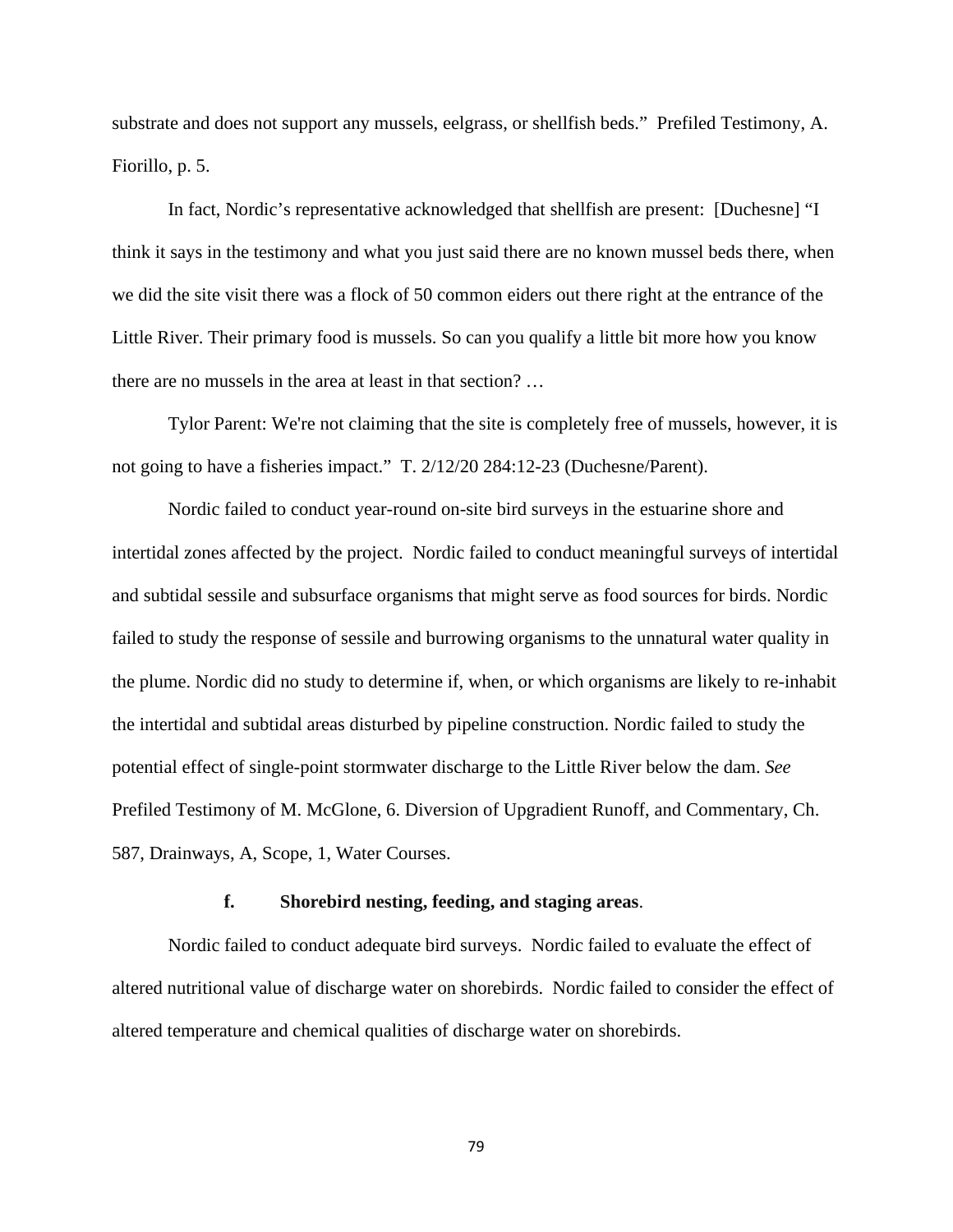substrate and does not support any mussels, eelgrass, or shellfish beds." Prefiled Testimony, A. Fiorillo, p. 5.

In fact, Nordic's representative acknowledged that shellfish are present: [Duchesne] "I think it says in the testimony and what you just said there are no known mussel beds there, when we did the site visit there was a flock of 50 common eiders out there right at the entrance of the Little River. Their primary food is mussels. So can you qualify a little bit more how you know there are no mussels in the area at least in that section? …

Tylor Parent: We're not claiming that the site is completely free of mussels, however, it is not going to have a fisheries impact." T. 2/12/20 284:12-23 (Duchesne/Parent).

Nordic failed to conduct year-round on-site bird surveys in the estuarine shore and intertidal zones affected by the project. Nordic failed to conduct meaningful surveys of intertidal and subtidal sessile and subsurface organisms that might serve as food sources for birds. Nordic failed to study the response of sessile and burrowing organisms to the unnatural water quality in the plume. Nordic did no study to determine if, when, or which organisms are likely to re-inhabit the intertidal and subtidal areas disturbed by pipeline construction. Nordic failed to study the potential effect of single-point stormwater discharge to the Little River below the dam. *See* Prefiled Testimony of M. McGlone, 6. Diversion of Upgradient Runoff, and Commentary, Ch. 587, Drainways, A, Scope, 1, Water Courses.

#### f. **Shorebird nesting, feeding, and staging areas**.

Nordic failed to conduct adequate bird surveys. Nordic failed to evaluate the effect of altered nutritional value of discharge water on shorebirds. Nordic failed to consider the effect of altered temperature and chemical qualities of discharge water on shorebirds.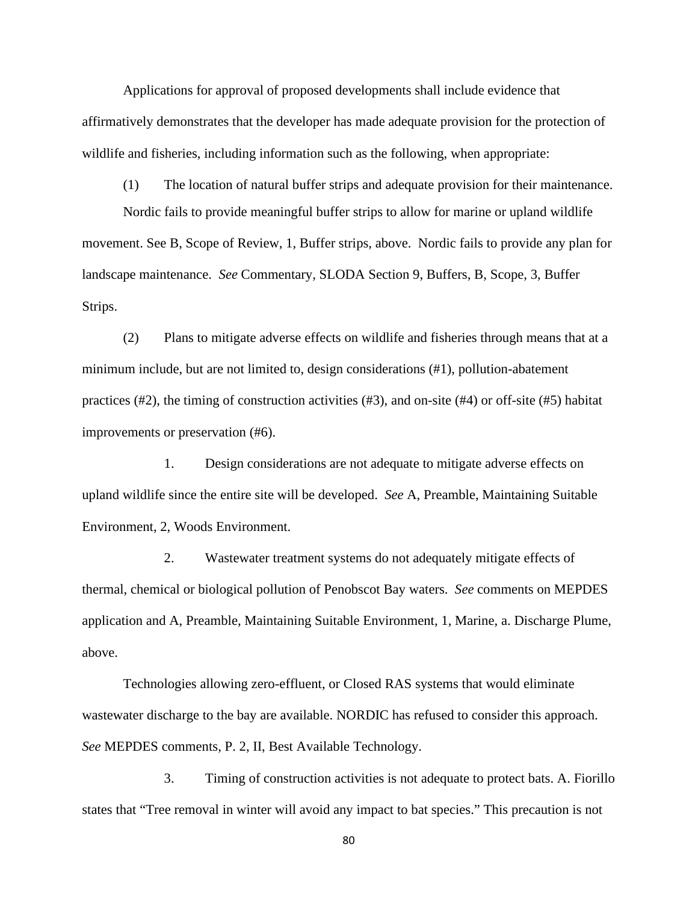Applications for approval of proposed developments shall include evidence that affirmatively demonstrates that the developer has made adequate provision for the protection of wildlife and fisheries, including information such as the following, when appropriate:

(1) The location of natural buffer strips and adequate provision for their maintenance.

Nordic fails to provide meaningful buffer strips to allow for marine or upland wildlife movement. See B, Scope of Review, 1, Buffer strips, above. Nordic fails to provide any plan for landscape maintenance. *See* Commentary, SLODA Section 9, Buffers, B, Scope, 3, Buffer Strips.

(2) Plans to mitigate adverse effects on wildlife and fisheries through means that at a minimum include, but are not limited to, design considerations (#1), pollution-abatement practices (#2), the timing of construction activities (#3), and on-site (#4) or off-site (#5) habitat improvements or preservation (#6).

1. Design considerations are not adequate to mitigate adverse effects on upland wildlife since the entire site will be developed. *See* A, Preamble, Maintaining Suitable Environment, 2, Woods Environment.

2. Wastewater treatment systems do not adequately mitigate effects of thermal, chemical or biological pollution of Penobscot Bay waters. *See* comments on MEPDES application and A, Preamble, Maintaining Suitable Environment, 1, Marine, a. Discharge Plume, above.

Technologies allowing zero-effluent, or Closed RAS systems that would eliminate wastewater discharge to the bay are available. NORDIC has refused to consider this approach. *See* MEPDES comments, P. 2, II, Best Available Technology.

3. Timing of construction activities is not adequate to protect bats. A. Fiorillo states that "Tree removal in winter will avoid any impact to bat species." This precaution is not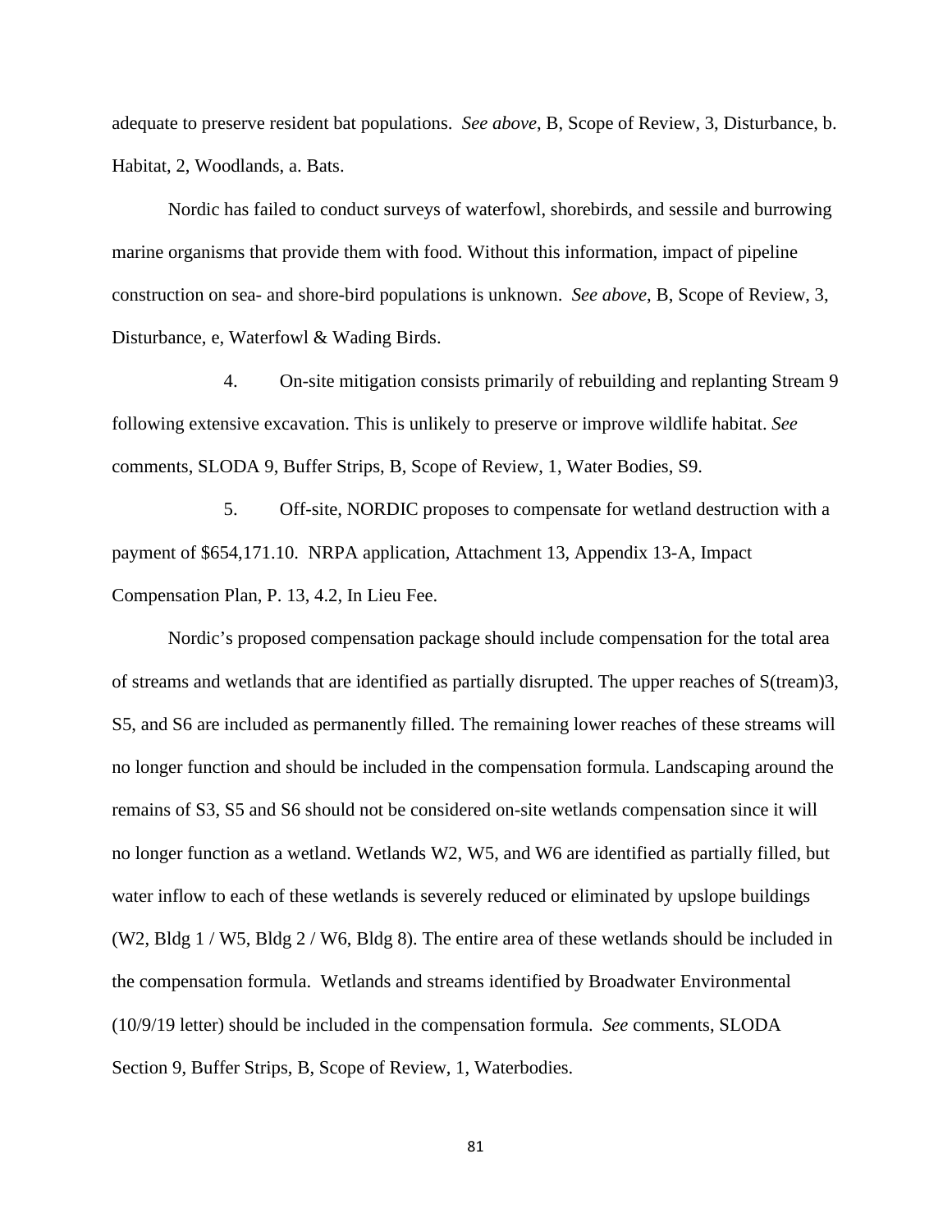adequate to preserve resident bat populations. *See above*, B, Scope of Review, 3, Disturbance, b. Habitat, 2, Woodlands, a. Bats.

Nordic has failed to conduct surveys of waterfowl, shorebirds, and sessile and burrowing marine organisms that provide them with food. Without this information, impact of pipeline construction on sea- and shore-bird populations is unknown. *See above*, B, Scope of Review, 3, Disturbance, e, Waterfowl & Wading Birds.

4. On-site mitigation consists primarily of rebuilding and replanting Stream 9 following extensive excavation. This is unlikely to preserve or improve wildlife habitat. *See* comments, SLODA 9, Buffer Strips, B, Scope of Review, 1, Water Bodies, S9.

5. Off-site, NORDIC proposes to compensate for wetland destruction with a payment of $654,171.10. NRPA application, Attachment 13, Appendix 13-A, Impact Compensation Plan, P. 13, 4.2, In Lieu Fee.

Nordic's proposed compensation package should include compensation for the total area of streams and wetlands that are identified as partially disrupted. The upper reaches of S(tream)3, S5, and S6 are included as permanently filled. The remaining lower reaches of these streams will no longer function and should be included in the compensation formula. Landscaping around the remains of S3, S5 and S6 should not be considered on-site wetlands compensation since it will no longer function as a wetland. Wetlands W2, W5, and W6 are identified as partially filled, but water inflow to each of these wetlands is severely reduced or eliminated by upslope buildings (W2, Bldg 1 / W5, Bldg 2 / W6, Bldg 8). The entire area of these wetlands should be included in the compensation formula. Wetlands and streams identified by Broadwater Environmental (10/9/19 letter) should be included in the compensation formula. *See* comments, SLODA Section 9, Buffer Strips, B, Scope of Review, 1, Waterbodies.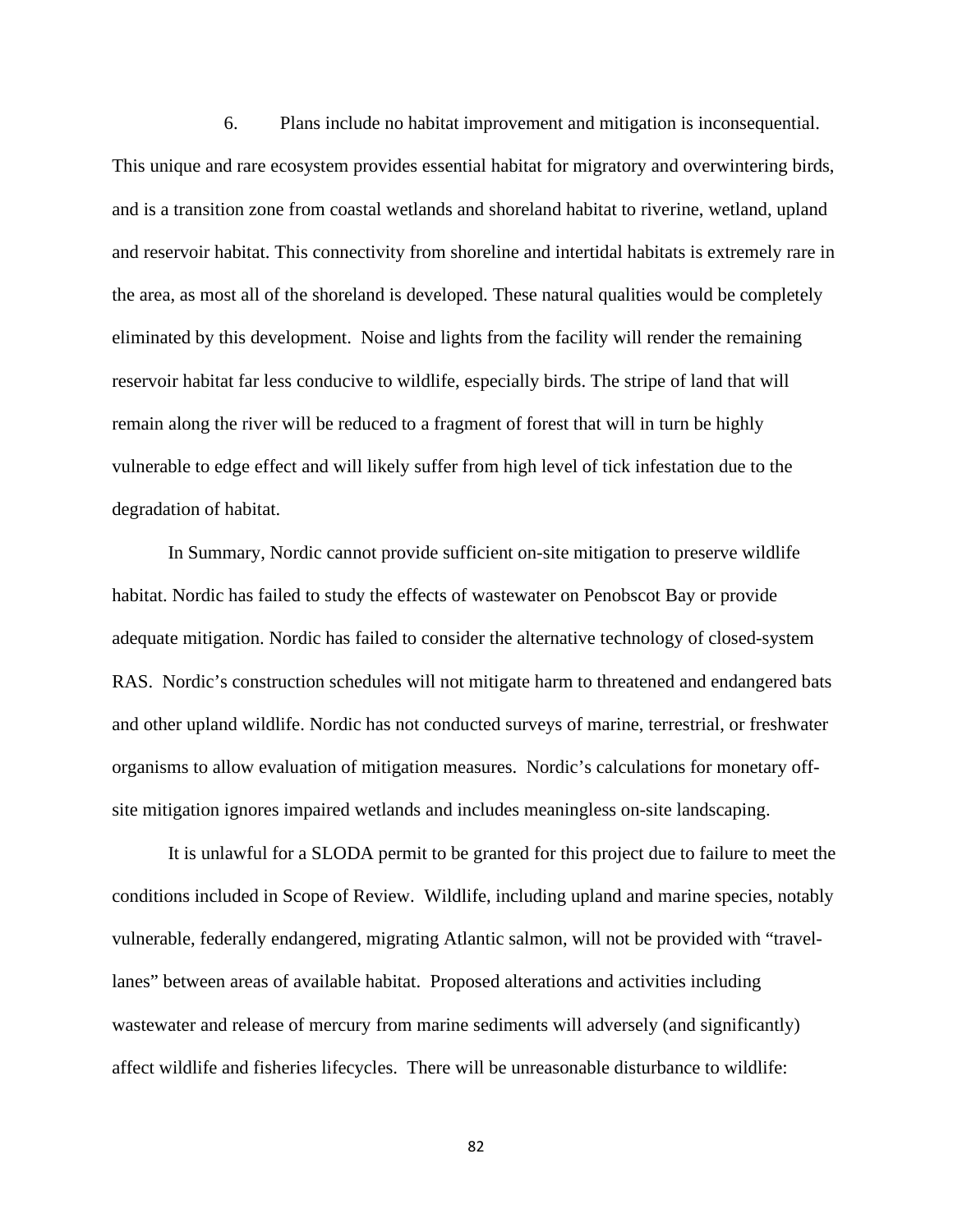6. Plans include no habitat improvement and mitigation is inconsequential. This unique and rare ecosystem provides essential habitat for migratory and overwintering birds, and is a transition zone from coastal wetlands and shoreland habitat to riverine, wetland, upland and reservoir habitat. This connectivity from shoreline and intertidal habitats is extremely rare in the area, as most all of the shoreland is developed. These natural qualities would be completely eliminated by this development. Noise and lights from the facility will render the remaining reservoir habitat far less conducive to wildlife, especially birds. The stripe of land that will remain along the river will be reduced to a fragment of forest that will in turn be highly vulnerable to edge effect and will likely suffer from high level of tick infestation due to the degradation of habitat.

In Summary, Nordic cannot provide sufficient on-site mitigation to preserve wildlife habitat. Nordic has failed to study the effects of wastewater on Penobscot Bay or provide adequate mitigation. Nordic has failed to consider the alternative technology of closed-system RAS. Nordic's construction schedules will not mitigate harm to threatened and endangered bats and other upland wildlife. Nordic has not conducted surveys of marine, terrestrial, or freshwater organisms to allow evaluation of mitigation measures. Nordic's calculations for monetary off-site mitigation ignores impaired wetlands and includes meaningless on-site landscaping.

It is unlawful for a SLODA permit to be granted for this project due to failure to meet the conditions included in Scope of Review. Wildlife, including upland and marine species, notably vulnerable, federally endangered, migrating Atlantic salmon, will not be provided with "travel-lanes" between areas of available habitat. Proposed alterations and activities including wastewater and release of mercury from marine sediments will adversely (and significantly) affect wildlife and fisheries lifecycles. There will be unreasonable disturbance to wildlife: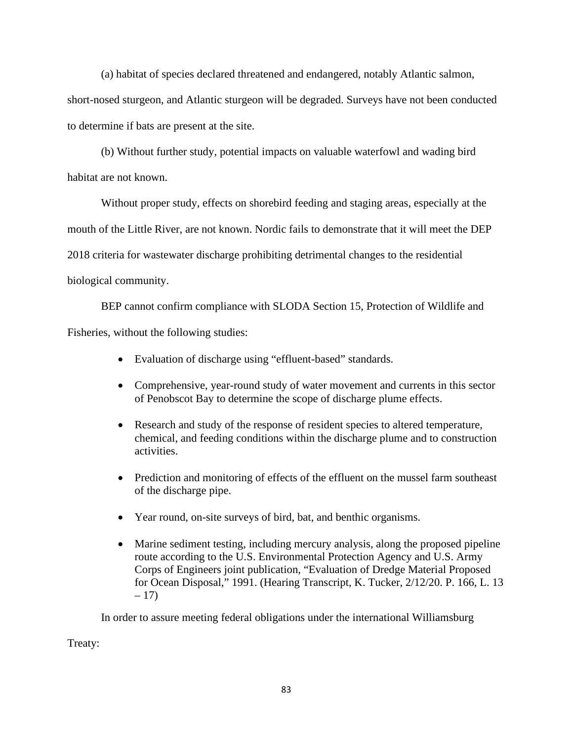(a) habitat of species declared threatened and endangered, notably Atlantic salmon, short-nosed sturgeon, and Atlantic sturgeon will be degraded. Surveys have not been conducted to determine if bats are present at the site.

(b) Without further study, potential impacts on valuable waterfowl and wading bird habitat are not known.

Without proper study, effects on shorebird feeding and staging areas, especially at the mouth of the Little River, are not known. Nordic fails to demonstrate that it will meet the DEP 2018 criteria for wastewater discharge prohibiting detrimental changes to the residential biological community.

BEP cannot confirm compliance with SLODA Section 15, Protection of Wildlife and Fisheries, without the following studies:

- Evaluation of discharge using "effluent-based" standards.
- Comprehensive, year-round study of water movement and currents in this sector of Penobscot Bay to determine the scope of discharge plume effects.
- Research and study of the response of resident species to altered temperature, chemical, and feeding conditions within the discharge plume and to construction activities.
- Prediction and monitoring of effects of the effluent on the mussel farm southeast of the discharge pipe.
- Year round, on-site surveys of bird, bat, and benthic organisms.
- Marine sediment testing, including mercury analysis, along the proposed pipeline route according to the U.S. Environmental Protection Agency and U.S. Army Corps of Engineers joint publication, "Evaluation of Dredge Material Proposed for Ocean Disposal," 1991. (Hearing Transcript, K. Tucker, 2/12/20. P. 166, L. 13 – 17)

In order to assure meeting federal obligations under the international Williamsburg Treaty: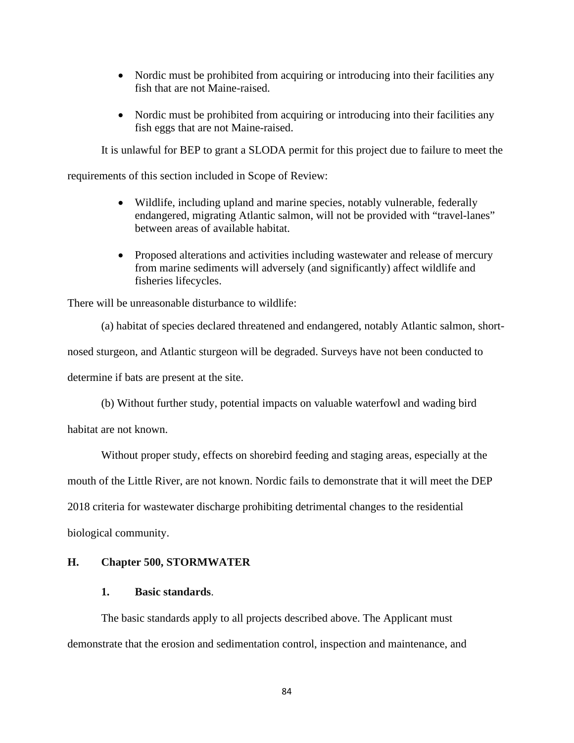- Nordic must be prohibited from acquiring or introducing into their facilities any fish that are not Maine-raised.

- Nordic must be prohibited from acquiring or introducing into their facilities any fish eggs that are not Maine-raised.

It is unlawful for BEP to grant a SLODA permit for this project due to failure to meet the requirements of this section included in Scope of Review:

- Wildlife, including upland and marine species, notably vulnerable, federally endangered, migrating Atlantic salmon, will not be provided with "travel-lanes" between areas of available habitat.

- Proposed alterations and activities including wastewater and release of mercury from marine sediments will adversely (and significantly) affect wildlife and fisheries lifecycles.

There will be unreasonable disturbance to wildlife:

(a) habitat of species declared threatened and endangered, notably Atlantic salmon, short-nosed sturgeon, and Atlantic sturgeon will be degraded. Surveys have not been conducted to determine if bats are present at the site.

(b) Without further study, potential impacts on valuable waterfowl and wading bird habitat are not known.

Without proper study, effects on shorebird feeding and staging areas, especially at the mouth of the Little River, are not known. Nordic fails to demonstrate that it will meet the DEP 2018 criteria for wastewater discharge prohibiting detrimental changes to the residential biological community.

## H. Chapter 500, STORMWATER

### 1. Basic standards.

The basic standards apply to all projects described above. The Applicant must demonstrate that the erosion and sedimentation control, inspection and maintenance, and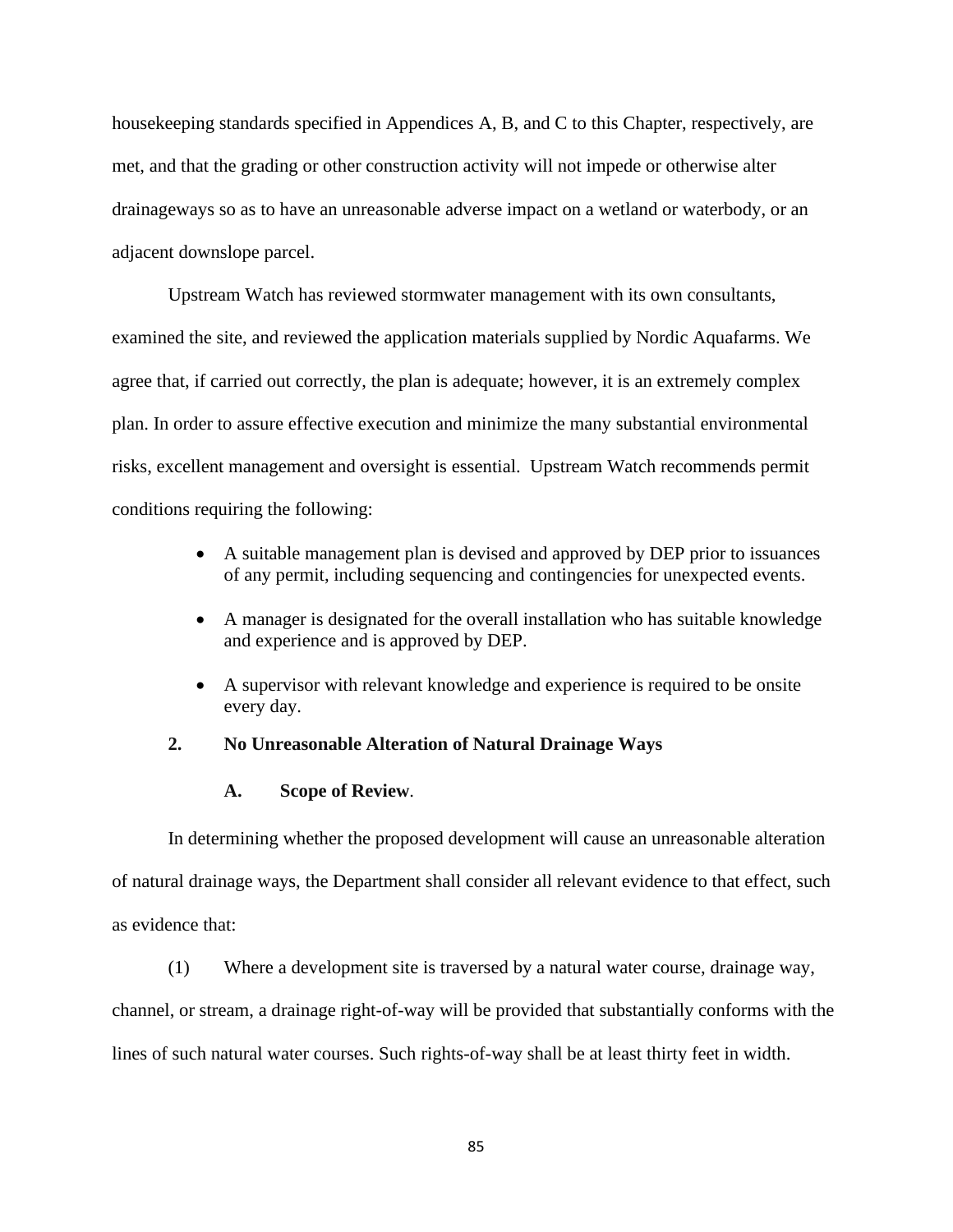housekeeping standards specified in Appendices A, B, and C to this Chapter, respectively, are met, and that the grading or other construction activity will not impede or otherwise alter drainageways so as to have an unreasonable adverse impact on a wetland or waterbody, or an adjacent downslope parcel.

Upstream Watch has reviewed stormwater management with its own consultants, examined the site, and reviewed the application materials supplied by Nordic Aquafarms. We agree that, if carried out correctly, the plan is adequate; however, it is an extremely complex plan. In order to assure effective execution and minimize the many substantial environmental risks, excellent management and oversight is essential. Upstream Watch recommends permit conditions requiring the following:

- A suitable management plan is devised and approved by DEP prior to issuances of any permit, including sequencing and contingencies for unexpected events.
- A manager is designated for the overall installation who has suitable knowledge and experience and is approved by DEP.
- A supervisor with relevant knowledge and experience is required to be onsite every day.

**2. No Unreasonable Alteration of Natural Drainage Ways**

**A. Scope of Review**.

In determining whether the proposed development will cause an unreasonable alteration of natural drainage ways, the Department shall consider all relevant evidence to that effect, such as evidence that:

(1) Where a development site is traversed by a natural water course, drainage way, channel, or stream, a drainage right-of-way will be provided that substantially conforms with the lines of such natural water courses. Such rights-of-way shall be at least thirty feet in width.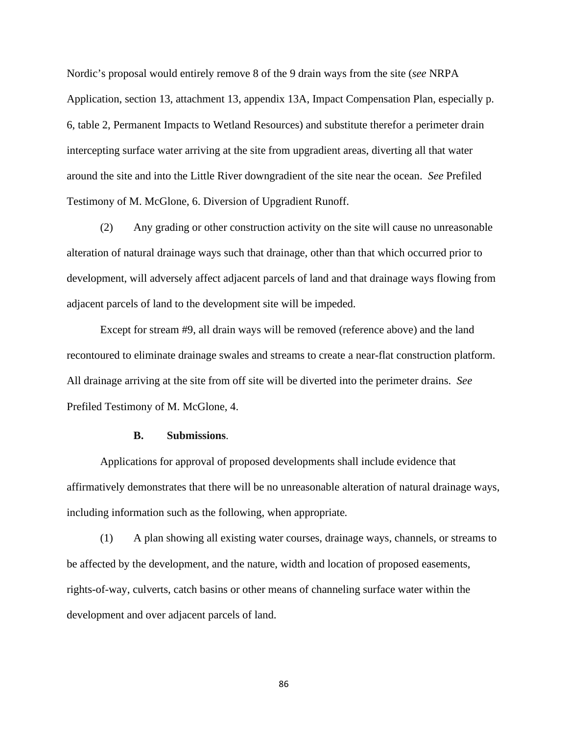Nordic's proposal would entirely remove 8 of the 9 drain ways from the site (*see* NRPA Application, section 13, attachment 13, appendix 13A, Impact Compensation Plan, especially p. 6, table 2, Permanent Impacts to Wetland Resources) and substitute therefor a perimeter drain intercepting surface water arriving at the site from upgradient areas, diverting all that water around the site and into the Little River downgradient of the site near the ocean. *See* Prefiled Testimony of M. McGlone, 6. Diversion of Upgradient Runoff.

(2) Any grading or other construction activity on the site will cause no unreasonable alteration of natural drainage ways such that drainage, other than that which occurred prior to development, will adversely affect adjacent parcels of land and that drainage ways flowing from adjacent parcels of land to the development site will be impeded.

Except for stream #9, all drain ways will be removed (reference above) and the land recontoured to eliminate drainage swales and streams to create a near-flat construction platform. All drainage arriving at the site from off site will be diverted into the perimeter drains. *See* Prefiled Testimony of M. McGlone, 4.

**B. Submissions**.

Applications for approval of proposed developments shall include evidence that affirmatively demonstrates that there will be no unreasonable alteration of natural drainage ways, including information such as the following, when appropriate.

(1) A plan showing all existing water courses, drainage ways, channels, or streams to be affected by the development, and the nature, width and location of proposed easements, rights-of-way, culverts, catch basins or other means of channeling surface water within the development and over adjacent parcels of land.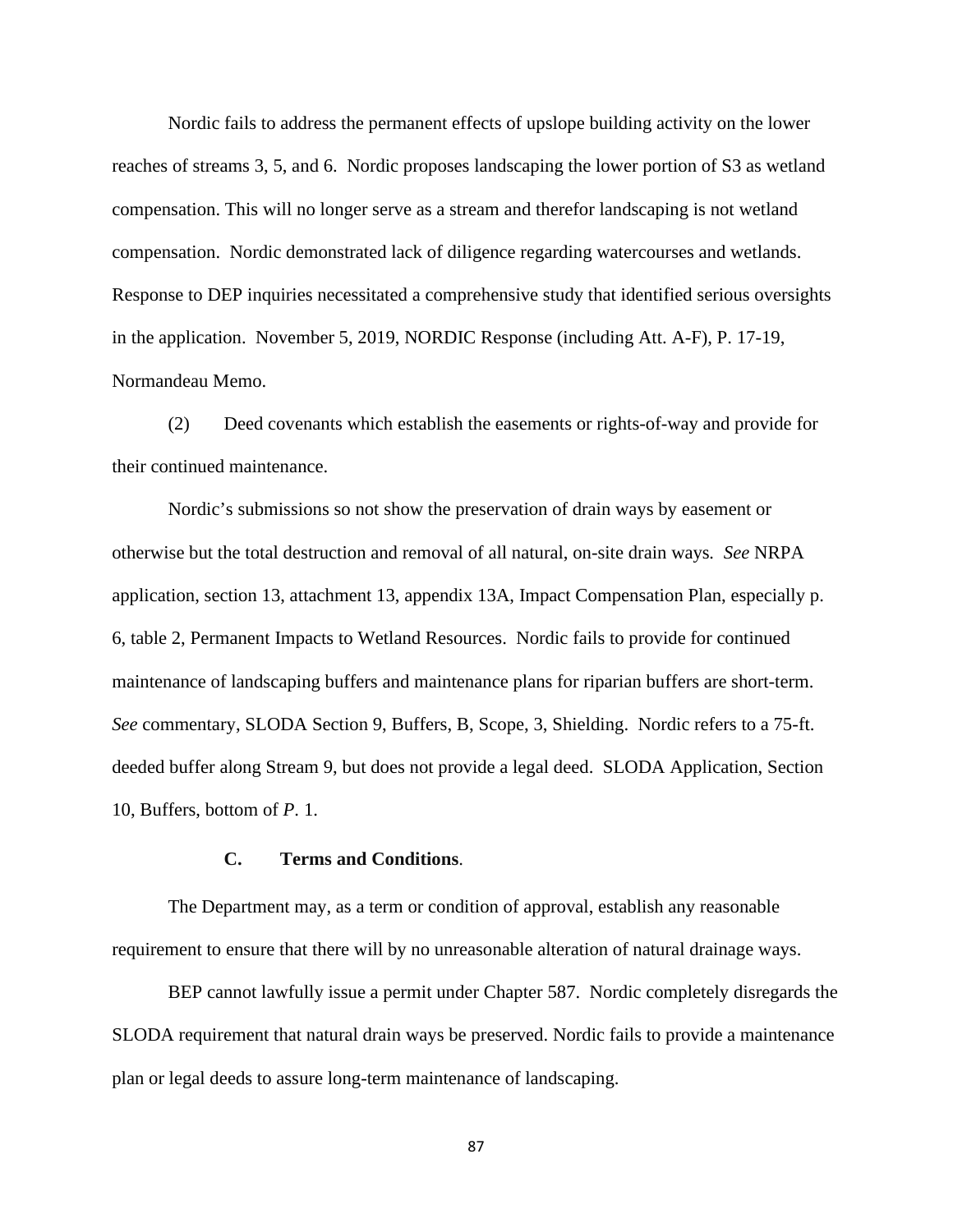Nordic fails to address the permanent effects of upslope building activity on the lower reaches of streams 3, 5, and 6. Nordic proposes landscaping the lower portion of S3 as wetland compensation. This will no longer serve as a stream and therefor landscaping is not wetland compensation. Nordic demonstrated lack of diligence regarding watercourses and wetlands. Response to DEP inquiries necessitated a comprehensive study that identified serious oversights in the application. November 5, 2019, NORDIC Response (including Att. A-F), P. 17-19, Normandeau Memo.

(2) Deed covenants which establish the easements or rights-of-way and provide for their continued maintenance.

Nordic's submissions so not show the preservation of drain ways by easement or otherwise but the total destruction and removal of all natural, on-site drain ways. *See* NRPA application, section 13, attachment 13, appendix 13A, Impact Compensation Plan, especially p. 6, table 2, Permanent Impacts to Wetland Resources. Nordic fails to provide for continued maintenance of landscaping buffers and maintenance plans for riparian buffers are short-term. *See* commentary, SLODA Section 9, Buffers, B, Scope, 3, Shielding. Nordic refers to a 75-ft. deeded buffer along Stream 9, but does not provide a legal deed. SLODA Application, Section 10, Buffers, bottom of *P*. 1.

**C. Terms and Conditions**.

The Department may, as a term or condition of approval, establish any reasonable requirement to ensure that there will by no unreasonable alteration of natural drainage ways.

BEP cannot lawfully issue a permit under Chapter 587. Nordic completely disregards the SLODA requirement that natural drain ways be preserved. Nordic fails to provide a maintenance plan or legal deeds to assure long-term maintenance of landscaping.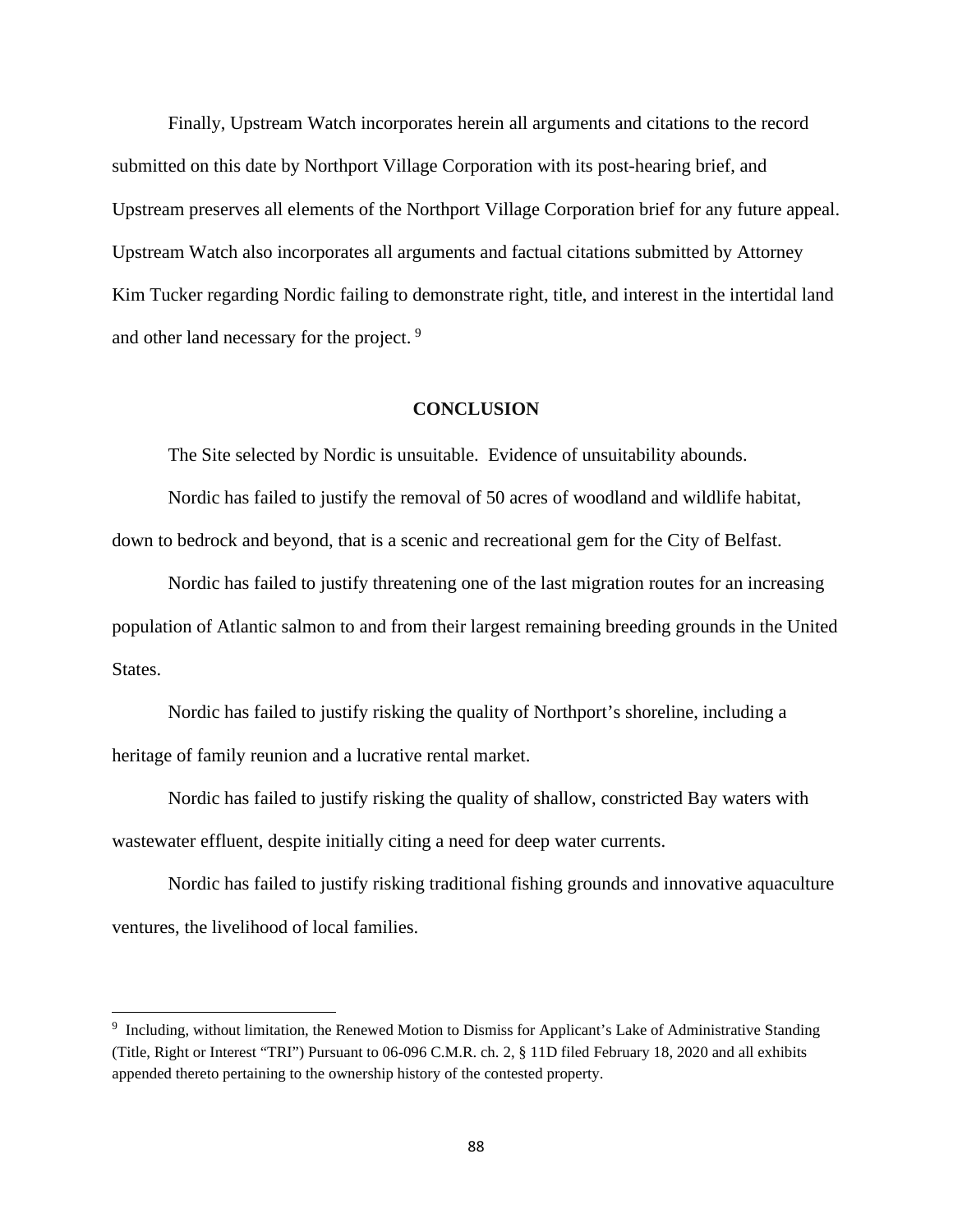Finally, Upstream Watch incorporates herein all arguments and citations to the record submitted on this date by Northport Village Corporation with its post-hearing brief, and Upstream preserves all elements of the Northport Village Corporation brief for any future appeal. Upstream Watch also incorporates all arguments and factual citations submitted by Attorney Kim Tucker regarding Nordic failing to demonstrate right, title, and interest in the intertidal land and other land necessary for the project. [9]

## CONCLUSION

The Site selected by Nordic is unsuitable. Evidence of unsuitability abounds.

Nordic has failed to justify the removal of 50 acres of woodland and wildlife habitat, down to bedrock and beyond, that is a scenic and recreational gem for the City of Belfast.

Nordic has failed to justify threatening one of the last migration routes for an increasing population of Atlantic salmon to and from their largest remaining breeding grounds in the United States.

Nordic has failed to justify risking the quality of Northport's shoreline, including a heritage of family reunion and a lucrative rental market.

Nordic has failed to justify risking the quality of shallow, constricted Bay waters with wastewater effluent, despite initially citing a need for deep water currents.

Nordic has failed to justify risking traditional fishing grounds and innovative aquaculture ventures, the livelihood of local families.

---

[9] Including, without limitation, the Renewed Motion to Dismiss for Applicant's Lake of Administrative Standing (Title, Right or Interest "TRI") Pursuant to 06-096 C.M.R. ch. 2, § 11D filed February 18, 2020 and all exhibits appended thereto pertaining to the ownership history of the contested property.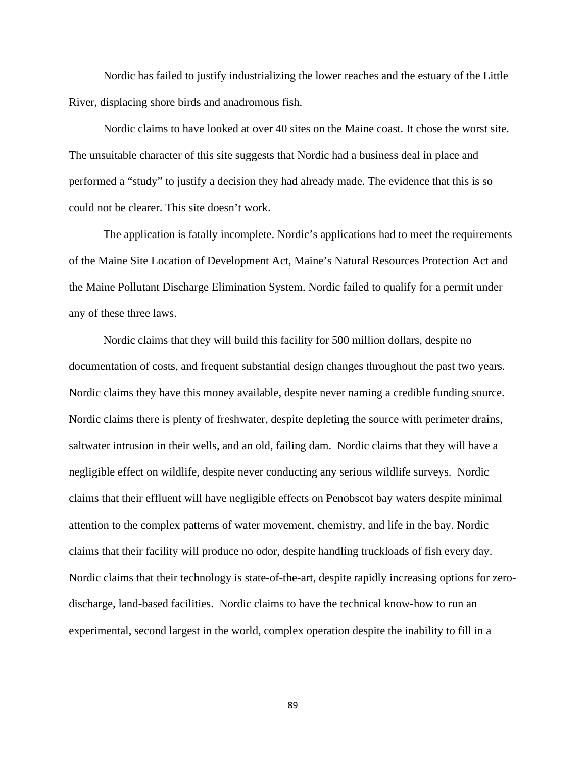Nordic has failed to justify industrializing the lower reaches and the estuary of the Little River, displacing shore birds and anadromous fish.

Nordic claims to have looked at over 40 sites on the Maine coast. It chose the worst site. The unsuitable character of this site suggests that Nordic had a business deal in place and performed a "study" to justify a decision they had already made. The evidence that this is so could not be clearer. This site doesn't work.

The application is fatally incomplete. Nordic's applications had to meet the requirements of the Maine Site Location of Development Act, Maine's Natural Resources Protection Act and the Maine Pollutant Discharge Elimination System. Nordic failed to qualify for a permit under any of these three laws.

Nordic claims that they will build this facility for 500 million dollars, despite no documentation of costs, and frequent substantial design changes throughout the past two years. Nordic claims they have this money available, despite never naming a credible funding source. Nordic claims there is plenty of freshwater, despite depleting the source with perimeter drains, saltwater intrusion in their wells, and an old, failing dam. Nordic claims that they will have a negligible effect on wildlife, despite never conducting any serious wildlife surveys. Nordic claims that their effluent will have negligible effects on Penobscot bay waters despite minimal attention to the complex patterns of water movement, chemistry, and life in the bay. Nordic claims that their facility will produce no odor, despite handling truckloads of fish every day. Nordic claims that their technology is state-of-the-art, despite rapidly increasing options for zero-discharge, land-based facilities. Nordic claims to have the technical know-how to run an experimental, second largest in the world, complex operation despite the inability to fill in a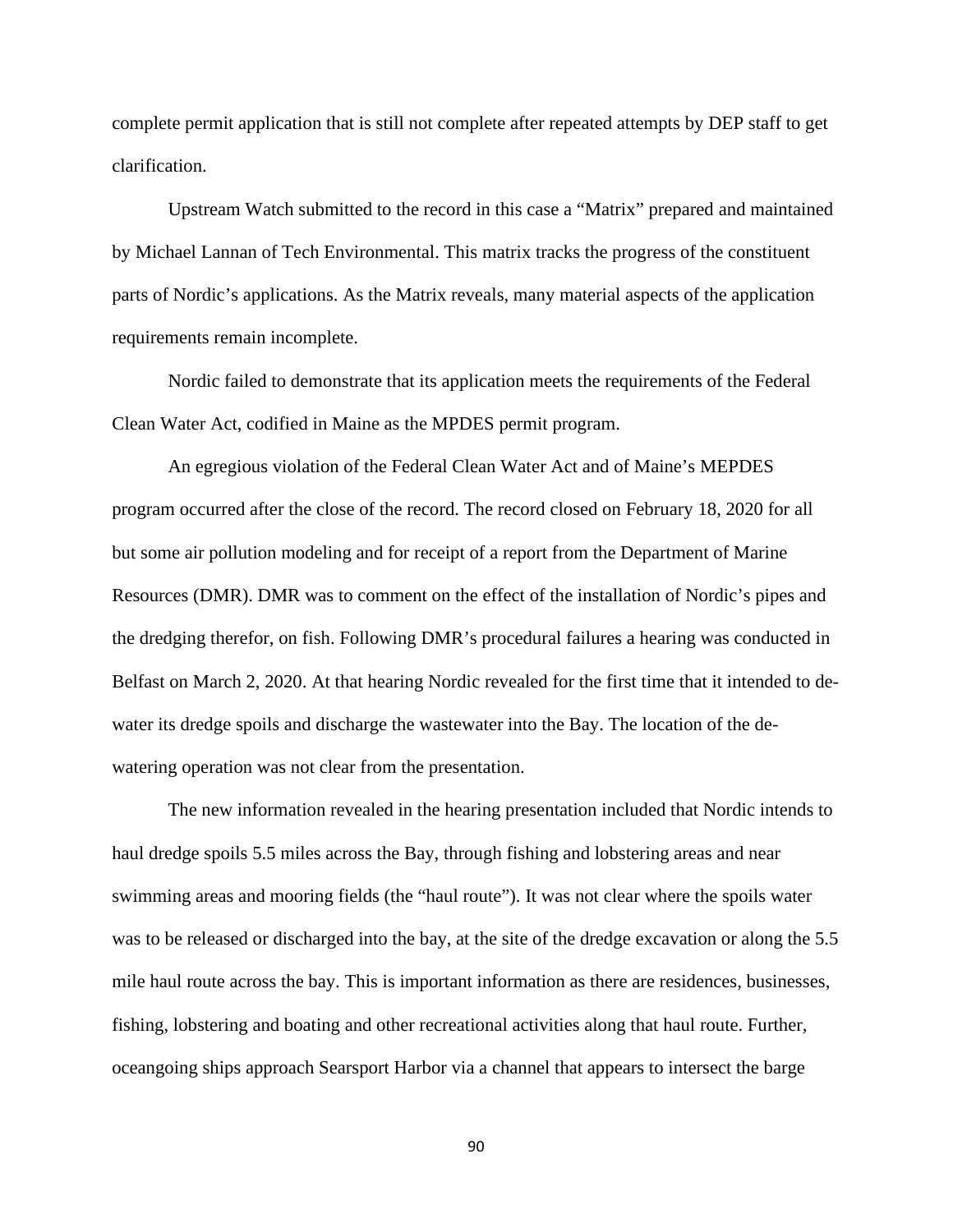complete permit application that is still not complete after repeated attempts by DEP staff to get clarification.

Upstream Watch submitted to the record in this case a "Matrix" prepared and maintained by Michael Lannan of Tech Environmental. This matrix tracks the progress of the constituent parts of Nordic's applications. As the Matrix reveals, many material aspects of the application requirements remain incomplete.

Nordic failed to demonstrate that its application meets the requirements of the Federal Clean Water Act, codified in Maine as the MPDES permit program.

An egregious violation of the Federal Clean Water Act and of Maine's MEPDES program occurred after the close of the record. The record closed on February 18, 2020 for all but some air pollution modeling and for receipt of a report from the Department of Marine Resources (DMR). DMR was to comment on the effect of the installation of Nordic's pipes and the dredging therefor, on fish. Following DMR's procedural failures a hearing was conducted in Belfast on March 2, 2020. At that hearing Nordic revealed for the first time that it intended to de-water its dredge spoils and discharge the wastewater into the Bay. The location of the de-watering operation was not clear from the presentation.

The new information revealed in the hearing presentation included that Nordic intends to haul dredge spoils 5.5 miles across the Bay, through fishing and lobstering areas and near swimming areas and mooring fields (the "haul route"). It was not clear where the spoils water was to be released or discharged into the bay, at the site of the dredge excavation or along the 5.5 mile haul route across the bay. This is important information as there are residences, businesses, fishing, lobstering and boating and other recreational activities along that haul route. Further, oceangoing ships approach Searsport Harbor via a channel that appears to intersect the barge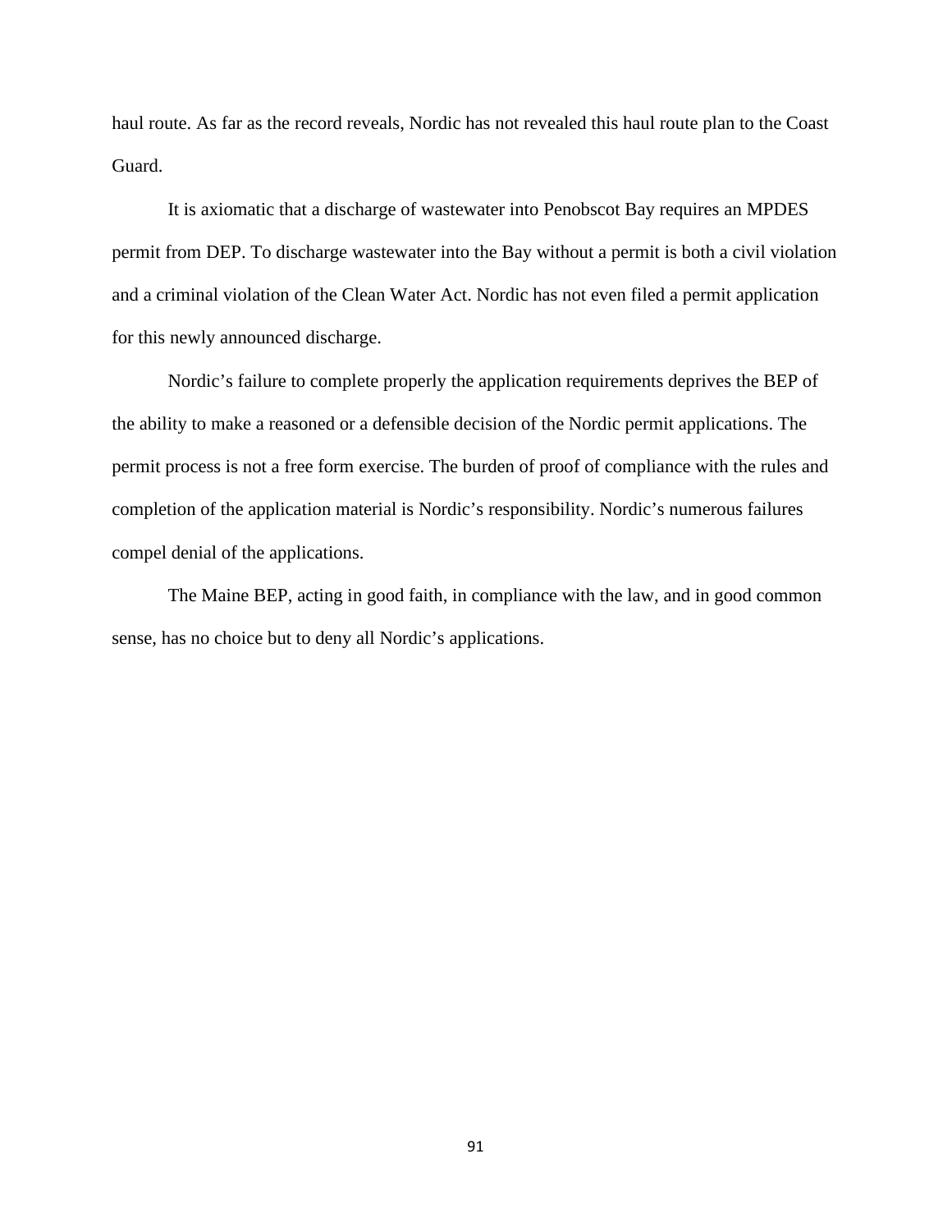haul route. As far as the record reveals, Nordic has not revealed this haul route plan to the Coast Guard.

It is axiomatic that a discharge of wastewater into Penobscot Bay requires an MPDES permit from DEP. To discharge wastewater into the Bay without a permit is both a civil violation and a criminal violation of the Clean Water Act. Nordic has not even filed a permit application for this newly announced discharge.

Nordic's failure to complete properly the application requirements deprives the BEP of the ability to make a reasoned or a defensible decision of the Nordic permit applications. The permit process is not a free form exercise. The burden of proof of compliance with the rules and completion of the application material is Nordic's responsibility. Nordic's numerous failures compel denial of the applications.

The Maine BEP, acting in good faith, in compliance with the law, and in good common sense, has no choice but to deny all Nordic's applications.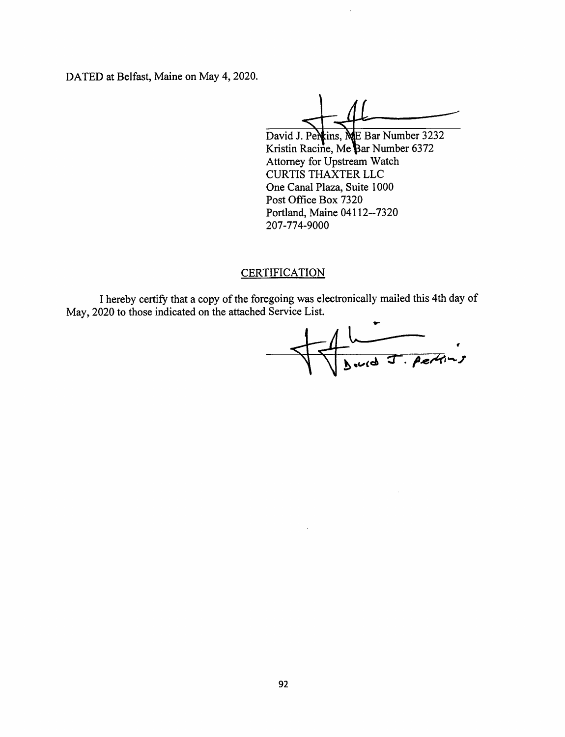DATED at Belfast, Maine on May 4, 2020.

David J. Perkins, ME Bar Number 3232
Kristin Racine, Me Bar Number 6372
Attorney for Upstream Watch
CURTIS THAXTER LLC
One Canal Plaza, Suite 1000
Post Office Box 7320
Portland, Maine 04112--7320
207-774-9000

## CERTIFICATION

I hereby certify that a copy of the foregoing was electronically mailed this 4th day of May, 2020 to those indicated on the attached Service List.

David J. Perkins